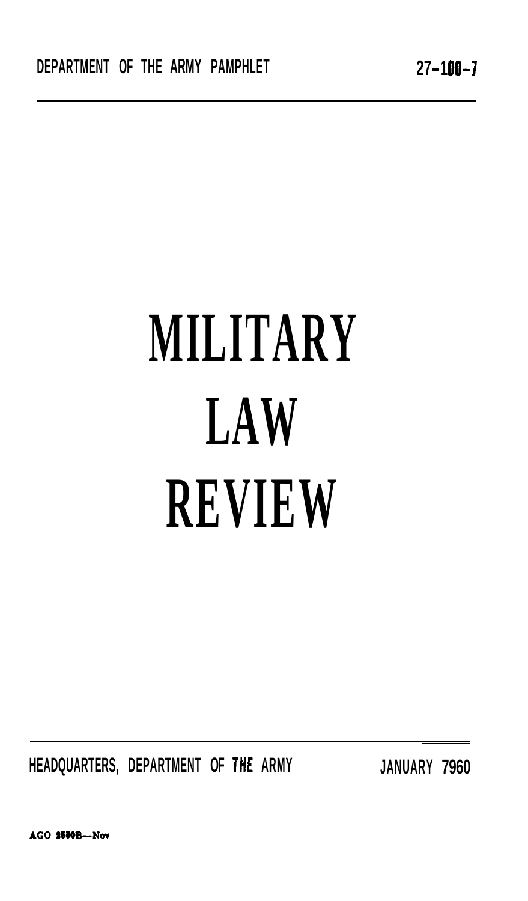DEPARTMENT OF THE ARMY PAMPHLET 27-100-7

# MILITARY LAW REVIEW

HEADQUARTERS, DEPARTMENT OF THE ARMY JANUARY 7960

AGO 2550B—Nov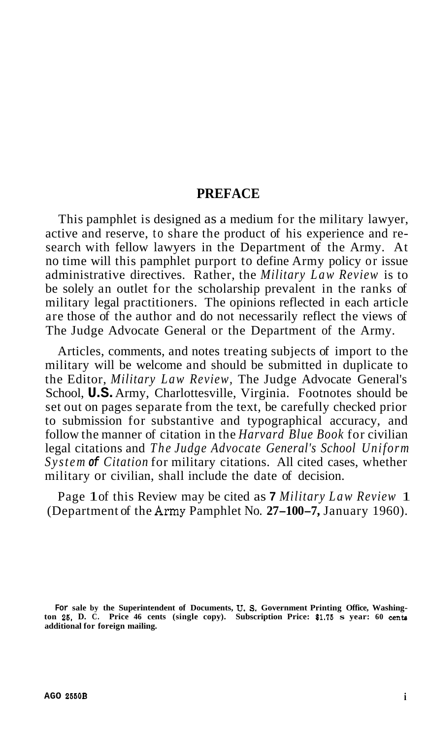## PREFACE

This pamphlet is designed as a medium for the military lawyer, active and reserve, to share the product of his experience and research with fellow lawyers in the Department of the Army. At no time will this pamphlet purport to define Army policy or issue administrative directives. Rather, the *Military Law Review* is to be solely an outlet for the scholarship prevalent in the ranks of military legal practitioners. The opinions reflected in each article are those of the author and do not necessarily reflect the views of The Judge Advocate General or the Department of the Army.

Articles, comments, and notes treating subjects of import to the military will be welcome and should be submitted in duplicate to the Editor, *Military Law Review,* The Judge Advocate General's School, **U.S.** Army, Charlottesville, Virginia. Footnotes should be set out on pages separate from the text, be carefully checked prior to submission for substantive and typographical accuracy, and follow the manner of citation in the *Harvard Blue Book* for civilian legal citations and *The Judge Advocate General's School Uniform System of Citation* for military citations. All cited cases, whether military or civilian, shall include the date of decision.

Page 1 of this Review may be cited as **7** *Military Law Review* **1** (Department of the Army Pamphlet No. **27-100-7,** January 1960).

**For sale by the Superintendent of Documents, U. S. Government Printing Office, Washington 25, D. C. Price 45 cents (single copy). Subscription Price: $1.75 a year: 60 cents additional for foreign mailing.**

**AGO 2550B**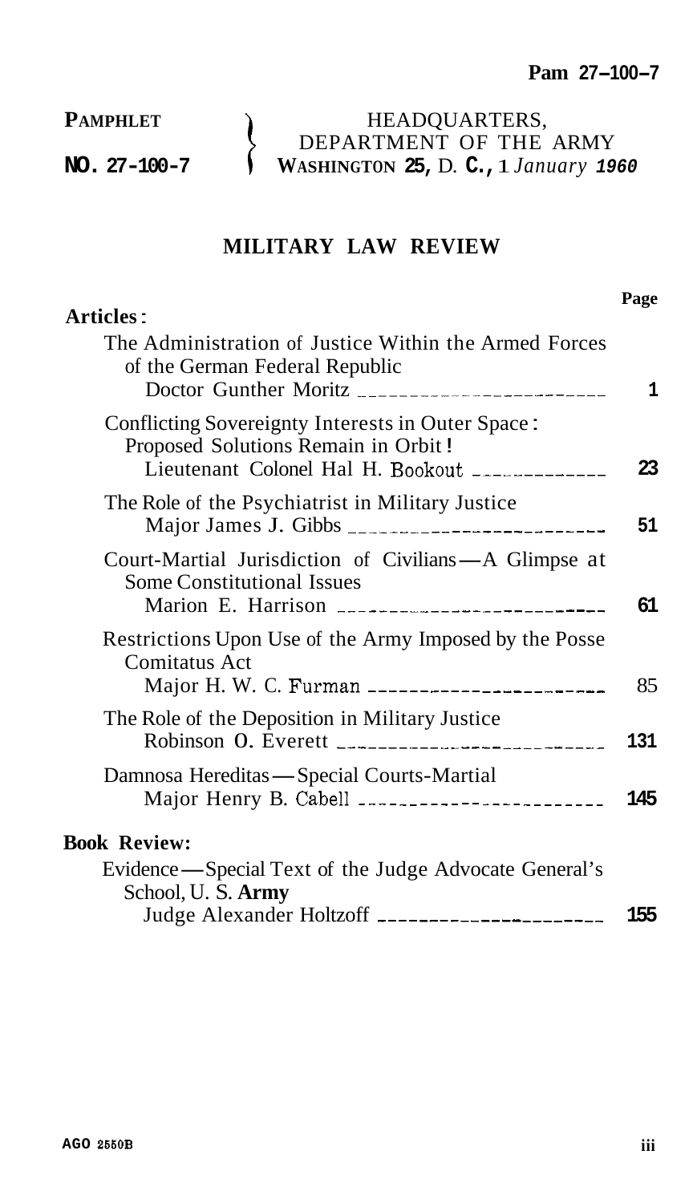Pam 27-100-7

**PAMPHLET**
**NO. 27-100-7**

HEADQUARTERS,
DEPARTMENT OF THE ARMY
**WASHINGTON 25,** D. **C.,** 1 *January 1960*

## MILITARY LAW REVIEW

| | Page |
|---|---|
| **Articles:** | |
| The Administration of Justice Within the Armed Forces of the German Federal Republic<br>Doctor Gunther Moritz | 1 |
| Conflicting Sovereignty Interests in Outer Space: Proposed Solutions Remain in Orbit!<br>Lieutenant Colonel Hal H. Bookout | 23 |
| The Role of the Psychiatrist in Military Justice<br>Major James J. Gibbs | 51 |
| Court-Martial Jurisdiction of Civilians—A Glimpse at Some Constitutional Issues<br>Marion E. Harrison | 61 |
| Restrictions Upon Use of the Army Imposed by the Posse Comitatus Act<br>Major H. W. C. Furman | 85 |
| The Role of the Deposition in Military Justice<br>Robinson O. Everett | 131 |
| Damnosa Hereditas—Special Courts-Martial<br>Major Henry B. Cabell | 145 |
| **Book Review:** | |
| Evidence—Special Text of the Judge Advocate General's School, U. S. **Army**<br>Judge Alexander Holtzoff | 155 |

AGO 2550B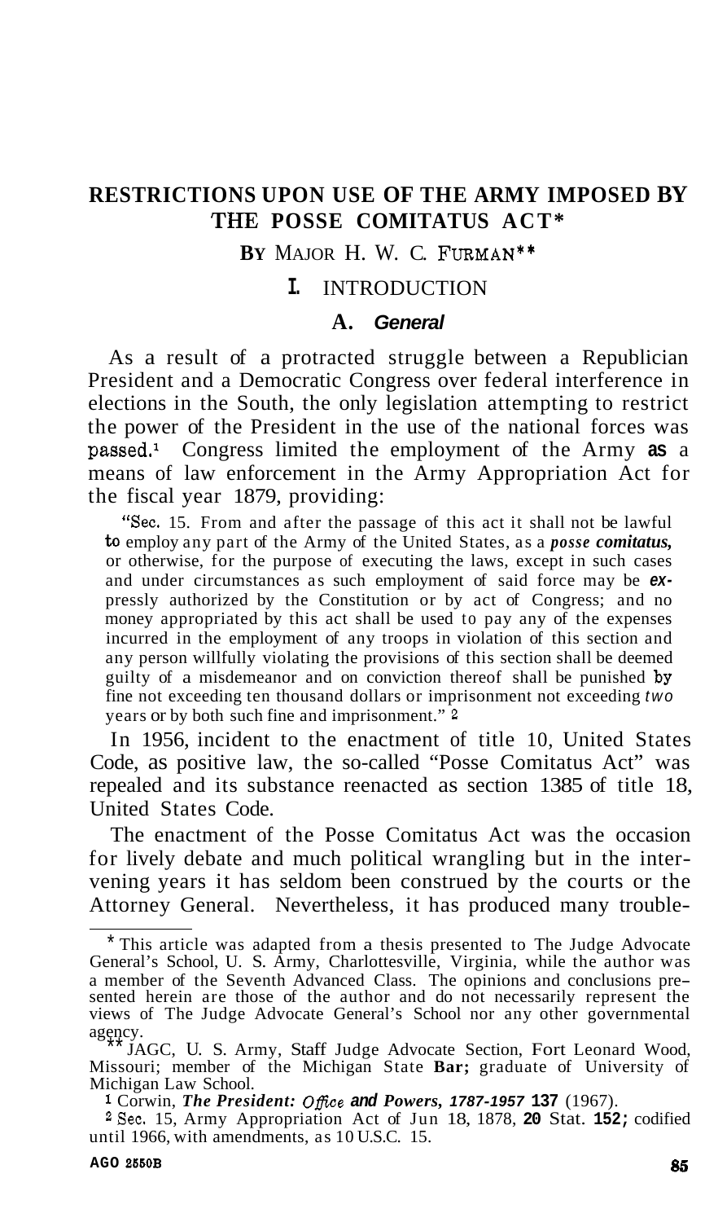# RESTRICTIONS UPON USE OF THE ARMY IMPOSED BY THE POSSE COMITATUS ACT*

**BY** MAJOR H. W. C. FURMAN**

## I. INTRODUCTION

### A. *General*

As a result of a protracted struggle between a Republician President and a Democratic Congress over federal interference in elections in the South, the only legislation attempting to restrict the power of the President in the use of the national forces was passed.[1] Congress limited the employment of the Army as a means of law enforcement in the Army Appropriation Act for the fiscal year 1879, providing:

> "Sec. 15. From and after the passage of this act it shall not be lawful to employ any part of the Army of the United States, as a *posse comitatus,* or otherwise, for the purpose of executing the laws, except in such cases and under circumstances as such employment of said force may be expressly authorized by the Constitution or by act of Congress; and no money appropriated by this act shall be used to pay any of the expenses incurred in the employment of any troops in violation of this section and any person willfully violating the provisions of this section shall be deemed guilty of a misdemeanor and on conviction thereof shall be punished by fine not exceeding ten thousand dollars or imprisonment not exceeding *two* years or by both such fine and imprisonment." [2]

In 1956, incident to the enactment of title 10, United States Code, as positive law, the so-called "Posse Comitatus Act" was repealed and its substance reenacted as section 1385 of title 18, United States Code.

The enactment of the Posse Comitatus Act was the occasion for lively debate and much political wrangling but in the intervening years it has seldom been construed by the courts or the Attorney General. Nevertheless, it has produced many trouble-

---

\* This article was adapted from a thesis presented to The Judge Advocate General's School, U. S. Army, Charlottesville, Virginia, while the author was a member of the Seventh Advanced Class. The opinions and conclusions presented herein are those of the author and do not necessarily represent the views of The Judge Advocate General's School nor any other governmental agency.

\*\* JAGC, U. S. Army, Staff Judge Advocate Section, Fort Leonard Wood, Missouri; member of the Michigan State Bar; graduate of University of Michigan Law School.

[1] Corwin, *The President: Office and Powers, 1787-1957* 137 (1967).

[2] Sec. 15, Army Appropriation Act of Jun 18, 1878, 20 Stat. 152; codified until 1966, with amendments, as 10 U.S.C. 15.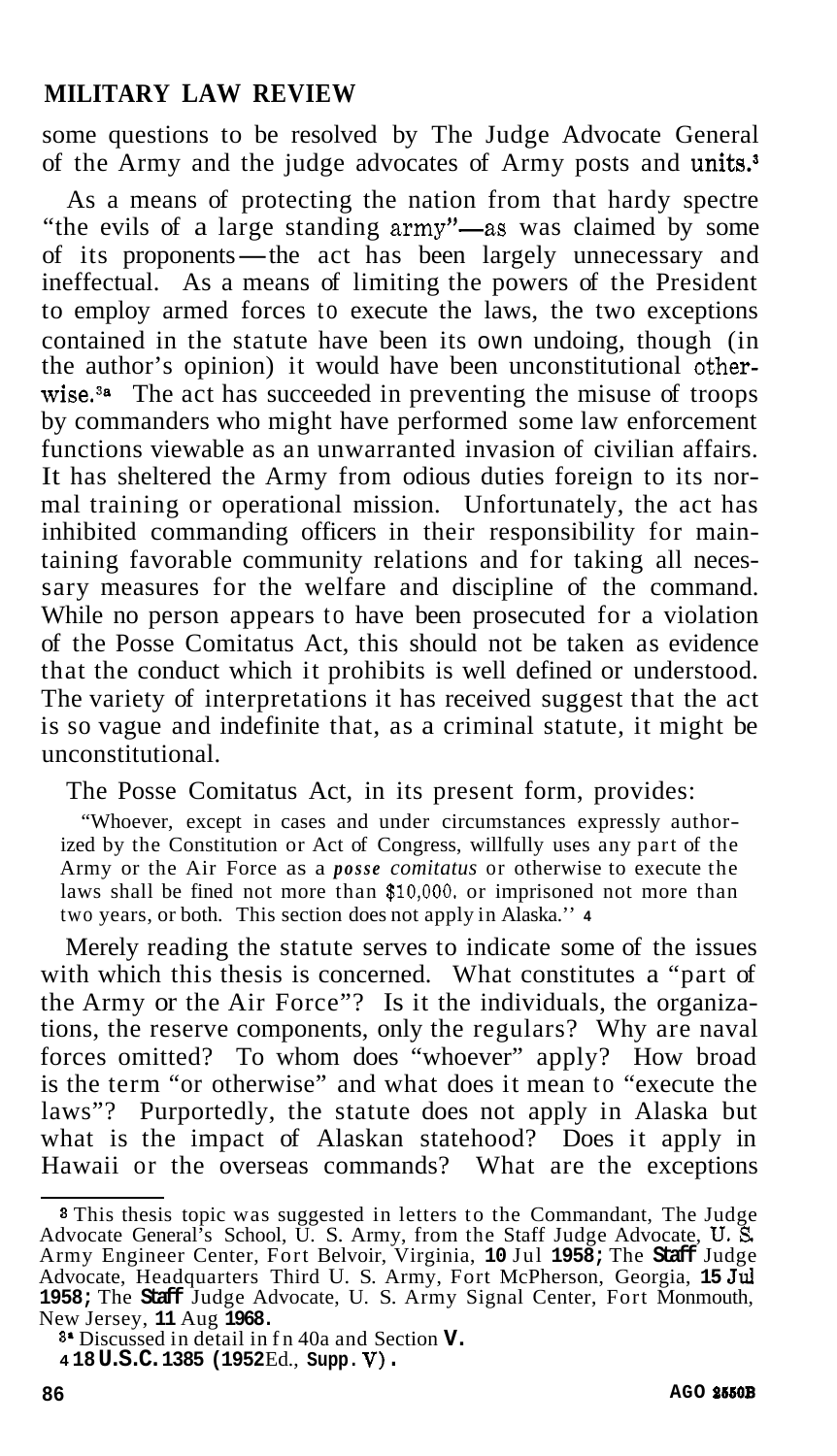some questions to be resolved by The Judge Advocate General of the Army and the judge advocates of Army posts and units.[3]

As a means of protecting the nation from that hardy spectre "the evils of a large standing army"—as was claimed by some of its proponents—the act has been largely unnecessary and ineffectual. As a means of limiting the powers of the President to employ armed forces to execute the laws, the two exceptions contained in the statute have been its own undoing, though (in the author's opinion) it would have been unconstitutional otherwise.[3a] The act has succeeded in preventing the misuse of troops by commanders who might have performed some law enforcement functions viewable as an unwarranted invasion of civilian affairs. It has sheltered the Army from odious duties foreign to its normal training or operational mission. Unfortunately, the act has inhibited commanding officers in their responsibility for maintaining favorable community relations and for taking all necessary measures for the welfare and discipline of the command. While no person appears to have been prosecuted for a violation of the Posse Comitatus Act, this should not be taken as evidence that the conduct which it prohibits is well defined or understood. The variety of interpretations it has received suggest that the act is so vague and indefinite that, as a criminal statute, it might be unconstitutional.

The Posse Comitatus Act, in its present form, provides:

> "Whoever, except in cases and under circumstances expressly authorized by the Constitution or Act of Congress, willfully uses any part of the Army or the Air Force as a *posse comitatus* or otherwise to execute the laws shall be fined not more than $10,000, or imprisoned not more than two years, or both. This section does not apply in Alaska." [4]

Merely reading the statute serves to indicate some of the issues with which this thesis is concerned. What constitutes a "part of the Army or the Air Force"? Is it the individuals, the organizations, the reserve components, only the regulars? Why are naval forces omitted? To whom does "whoever" apply? How broad is the term "or otherwise" and what does it mean to "execute the laws"? Purportedly, the statute does not apply in Alaska but what is the impact of Alaskan statehood? Does it apply in Hawaii or the overseas commands? What are the exceptions

---

[3] This thesis topic was suggested in letters to the Commandant, The Judge Advocate General's School, U. S. Army, from the Staff Judge Advocate, U. S. Army Engineer Center, Fort Belvoir, Virginia, 10 Jul 1958; The Staff Judge Advocate, Headquarters Third U. S. Army, Fort McPherson, Georgia, 15 Jul 1958; The Staff Judge Advocate, U. S. Army Signal Center, Fort Monmouth, New Jersey, 11 Aug 1968.

[3a] Discussed in detail in fn 40a and Section V.

[4] 18 U.S.C. 1385 (1952 Ed., Supp. V).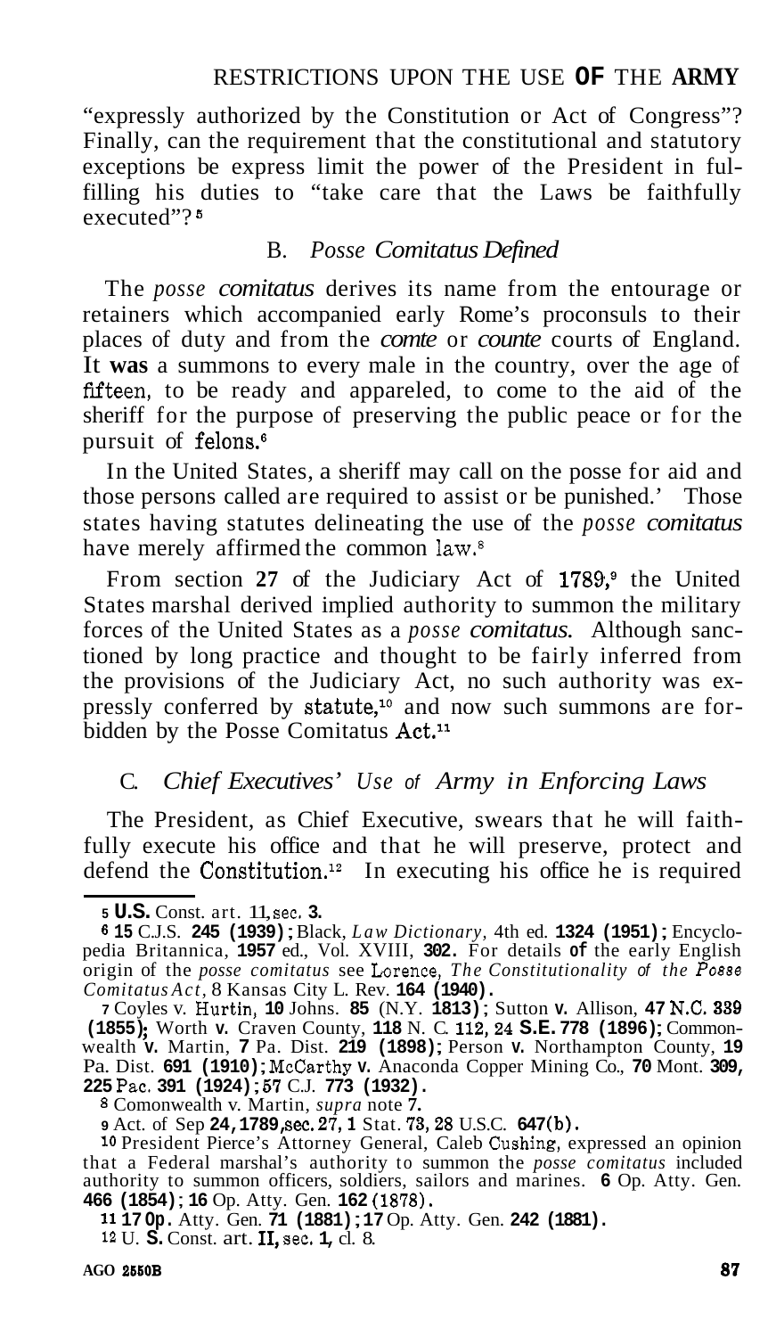"expressly authorized by the Constitution or Act of Congress"? Finally, can the requirement that the constitutional and statutory exceptions be express limit the power of the President in fulfilling his duties to "take care that the Laws be faithfully executed"?[5]

### B. *Posse Comitatus Defined*

The *posse comitatus* derives its name from the entourage or retainers which accompanied early Rome's proconsuls to their places of duty and from the *comte* or *counte* courts of England. It was a summons to every male in the country, over the age of fifteen, to be ready and appareled, to come to the aid of the sheriff for the purpose of preserving the public peace or for the pursuit of felons.[6]

In the United States, a sheriff may call on the posse for aid and those persons called are required to assist or be punished.[7] Those states having statutes delineating the use of the *posse comitatus* have merely affirmed the common law.[8]

From section 27 of the Judiciary Act of 1789,[9] the United States marshal derived implied authority to summon the military forces of the United States as a *posse comitatus.* Although sanctioned by long practice and thought to be fairly inferred from the provisions of the Judiciary Act, no such authority was expressly conferred by statute,[10] and now such summons are forbidden by the Posse Comitatus Act.[11]

### C. *Chief Executives' Use of Army in Enforcing Laws*

The President, as Chief Executive, swears that he will faithfully execute his office and that he will preserve, protect and defend the Constitution.[12] In executing his office he is required

---

[5] U.S. Const. art. 11, sec. 3.

[6] 15 C.J.S. 245 (1939); Black, *Law Dictionary*, 4th ed. 1324 (1951); Encyclopedia Britannica, 1957 ed., Vol. XVIII, 302. For details of the early English origin of the *posse comitatus* see Lorence, *The Constitutionality of the Posse Comitatus Act*, 8 Kansas City L. Rev. 164 (1940).

[7] Coyles v. Hurtin, 10 Johns. 85 (N.Y. 1813); Sutton v. Allison, 47 N.C. 339 (1855); Worth v. Craven County, 118 N. C. 112, 24 S.E. 778 (1896); Commonwealth v. Martin, 7 Pa. Dist. 219 (1898); Person v. Northampton County, 19 Pa. Dist. 691 (1910); McCarthy v. Anaconda Copper Mining Co., 70 Mont. 309, 225 Pac. 391 (1924); 57 C.J. 773 (1932).

[8] Comonwealth v. Martin, *supra* note 7.

[9] Act. of Sep 24, 1789, sec. 27, 1 Stat. 73, 28 U.S.C. 647(b).

[10] President Pierce's Attorney General, Caleb Cushing, expressed an opinion that a Federal marshal's authority to summon the *posse comitatus* included authority to summon officers, soldiers, sailors and marines. 6 Op. Atty. Gen. 466 (1854); 16 Op. Atty. Gen. 162 (1878).

[11] 17 Op. Atty. Gen. 71 (1881); 17 Op. Atty. Gen. 242 (1881).

[12] U. S. Const. art. II, sec. 1, cl. 8.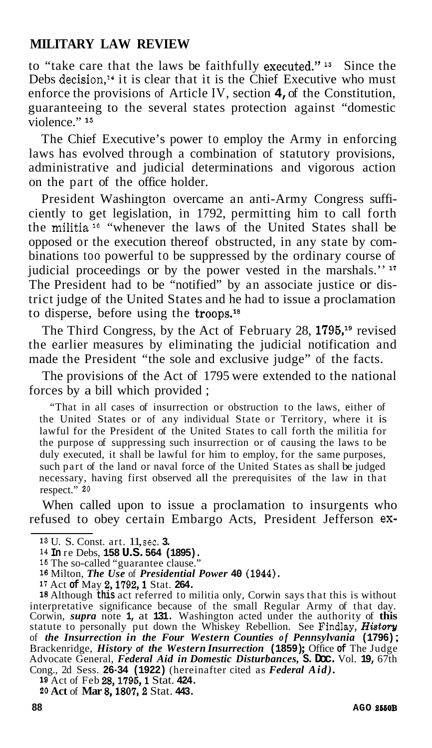to "take care that the laws be faithfully executed." [13] Since the Debs decision,[14] it is clear that it is the Chief Executive who must enforce the provisions of Article IV, section 4, of the Constitution, guaranteeing to the several states protection against "domestic violence." [15]

The Chief Executive's power to employ the Army in enforcing laws has evolved through a combination of statutory provisions, administrative and judicial determinations and vigorous action on the part of the office holder.

President Washington overcame an anti-Army Congress sufficiently to get legislation, in 1792, permitting him to call forth the militia [16] "whenever the laws of the United States shall be opposed or the execution thereof obstructed, in any state by combinations too powerful to be suppressed by the ordinary course of judicial proceedings or by the power vested in the marshals." [17] The President had to be "notified" by an associate justice or district judge of the United States and he had to issue a proclamation to disperse, before using the troops.[18]

The Third Congress, by the Act of February 28, 1795,[19] revised the earlier measures by eliminating the judicial notification and made the President "the sole and exclusive judge" of the facts.

The provisions of the Act of 1795 were extended to the national forces by a bill which provided ;

> "That in all cases of insurrection or obstruction to the laws, either of the United States or of any individual State or Territory, where it is lawful for the President of the United States to call forth the militia for the purpose of suppressing such insurrection or of causing the laws to be duly executed, it shall be lawful for him to employ, for the same purposes, such part of the land or naval force of the United States as shall be judged necessary, having first observed all the prerequisites of the law in that respect." [20]

When called upon to issue a proclamation to insurgents who refused to obey certain Embargo Acts, President Jefferson ex-

---

[13] U. S. Const. art. 11, sec. 3.

[14] In re Debs, 158 U.S. 564 (1895).

[15] The so-called "guarantee clause."

[16] Milton, *The Use of Presidential Power* 40 (1944).

[17] Act of May 2, 1792, 1 Stat. 264.

[18] Although this act referred to militia only, Corwin says that this is without interpretative significance because of the small Regular Army of that day. Corwin, *supra* note 1, at 131. Washington acted under the authority of this statute to personally put down the Whiskey Rebellion. See Findlay, *History of the Insurrection in the Four Western Counties of Pennsylvania* (1796); Brackenridge, *History of the Western Insurrection* (1859); Office of The Judge Advocate General, *Federal Aid in Domestic Disturbances*, S. DOC. Vol. 19, 67th Cong., 2d Sess. 26-34 (1922) (hereinafter cited as *Federal Aid).*

[19] Act of Feb 28, 1795, 1 Stat. 424.

[20] Act of Mar 8, 1807, 2 Stat. 443.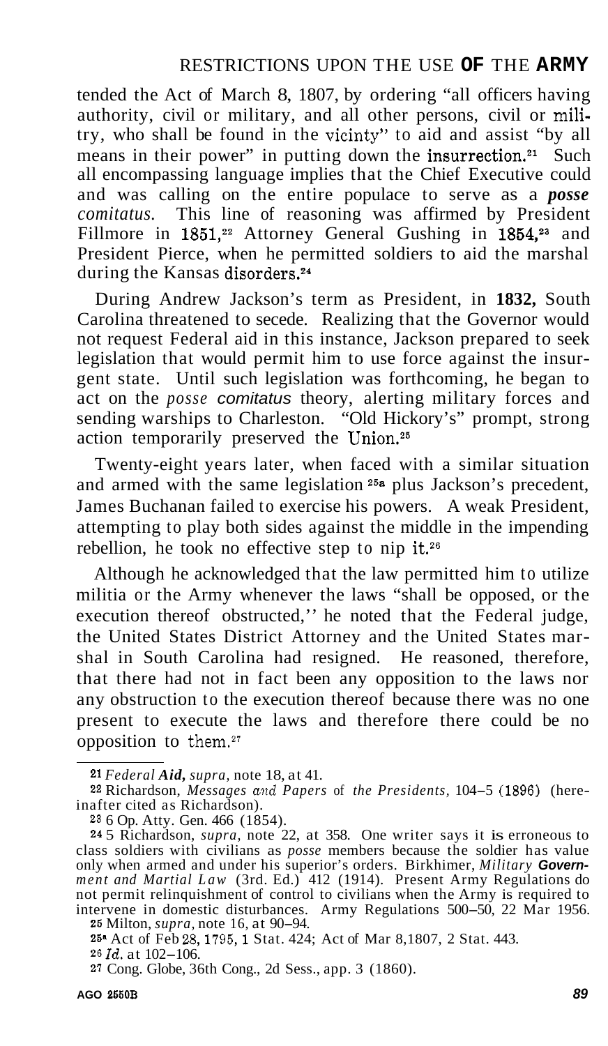tended the Act of March 8, 1807, by ordering "all officers having authority, civil or military, and all other persons, civil or militry, who shall be found in the vicinty" to aid and assist "by all means in their power" in putting down the insurrection.[21] Such all encompassing language implies that the Chief Executive could and was calling on the entire populace to serve as a *posse comitatus.* This line of reasoning was affirmed by President Fillmore in 1851,[22] Attorney General Gushing in 1854,[23] and President Pierce, when he permitted soldiers to aid the marshal during the Kansas disorders.[24]

During Andrew Jackson's term as President, in **1832,** South Carolina threatened to secede. Realizing that the Governor would not request Federal aid in this instance, Jackson prepared to seek legislation that would permit him to use force against the insurgent state. Until such legislation was forthcoming, he began to act on the *posse comitatus* theory, alerting military forces and sending warships to Charleston. "Old Hickory's" prompt, strong action temporarily preserved the Union.[25]

Twenty-eight years later, when faced with a similar situation and armed with the same legislation [25a] plus Jackson's precedent, James Buchanan failed to exercise his powers. A weak President, attempting to play both sides against the middle in the impending rebellion, he took no effective step to nip it.[26]

Although he acknowledged that the law permitted him to utilize militia or the Army whenever the laws "shall be opposed, or the execution thereof obstructed,'' he noted that the Federal judge, the United States District Attorney and the United States marshal in South Carolina had resigned. He reasoned, therefore, that there had not in fact been any opposition to the laws nor any obstruction to the execution thereof because there was no one present to execute the laws and therefore there could be no opposition to them.[27]

---

[21] *Federal Aid, supra,* note 18, at 41.

[22] Richardson, *Messages and Papers of the Presidents,* 104–5 (1896) (hereinafter cited as Richardson).

[23] 6 Op. Atty. Gen. 466 (1854).

[24] 5 Richardson, *supra,* note 22, at 358. One writer says it is erroneous to class soldiers with civilians as *posse* members because the soldier has value only when armed and under his superior's orders. Birkhimer, *Military Government and Martial Law* (3rd. Ed.) 412 (1914). Present Army Regulations do not permit relinquishment of control to civilians when the Army is required to intervene in domestic disturbances. Army Regulations 500–50, 22 Mar 1956.

[25] Milton, *supra,* note 16, at 90–94.

[25a] Act of Feb 28, 1795, 1 Stat. 424; Act of Mar 8,1807, 2 Stat. 443.

[26] *Id.* at 102–106.

[27] Cong. Globe, 36th Cong., 2d Sess., app. 3 (1860).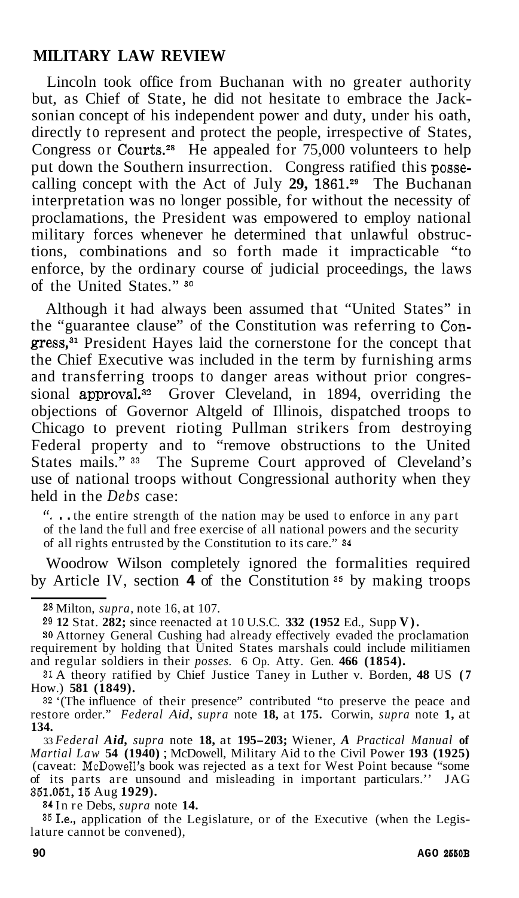Lincoln took office from Buchanan with no greater authority but, as Chief of State, he did not hesitate to embrace the Jacksonian concept of his independent power and duty, under his oath, directly to represent and protect the people, irrespective of States, Congress or Courts.[28] He appealed for 75,000 volunteers to help put down the Southern insurrection. Congress ratified this posse-calling concept with the Act of July 29, 1861.[29] The Buchanan interpretation was no longer possible, for without the necessity of proclamations, the President was empowered to employ national military forces whenever he determined that unlawful obstructions, combinations and so forth made it impracticable "to enforce, by the ordinary course of judicial proceedings, the laws of the United States." [30]

Although it had always been assumed that "United States" in the "guarantee clause" of the Constitution was referring to Congress,[31] President Hayes laid the cornerstone for the concept that the Chief Executive was included in the term by furnishing arms and transferring troops to danger areas without prior congressional approval.[32] Grover Cleveland, in 1894, overriding the objections of Governor Altgeld of Illinois, dispatched troops to Chicago to prevent rioting Pullman strikers from destroying Federal property and to "remove obstructions to the United States mails." [33] The Supreme Court approved of Cleveland's use of national troops without Congressional authority when they held in the *Debs* case:

> ". . . the entire strength of the nation may be used to enforce in any part of the land the full and free exercise of all national powers and the security of all rights entrusted by the Constitution to its care." [34]

Woodrow Wilson completely ignored the formalities required by Article IV, section 4 of the Constitution [35] by making troops

---

[28] Milton, *supra*, note 16, at 107.

[29] 12 Stat. 282; since reenacted at 10 U.S.C. 332 (1952 Ed., Supp V).

[30] Attorney General Cushing had already effectively evaded the proclamation requirement by holding that United States marshals could include militiamen and regular soldiers in their *posses.* 6 Op. Atty. Gen. 466 (1854).

[31] A theory ratified by Chief Justice Taney in Luther v. Borden, 48 US (7 How.) 581 (1849).

[32] "(The influence of their presence" contributed "to preserve the peace and restore order." *Federal Aid*, *supra* note 18, at 175. Corwin, *supra* note 1, at 134.

[33] *Federal Aid*, *supra* note 18, at 195–203; Wiener, *A Practical Manual* of *Martial Law* 54 (1940); McDowell, Military Aid to the Civil Power 193 (1925) (caveat: McDowell's book was rejected as a text for West Point because "some of its parts are unsound and misleading in important particulars.'' JAG 351.051, 15 Aug 1929).

[34] In re Debs, *supra* note 14.

[35] I.e., application of the Legislature, or of the Executive (when the Legislature cannot be convened),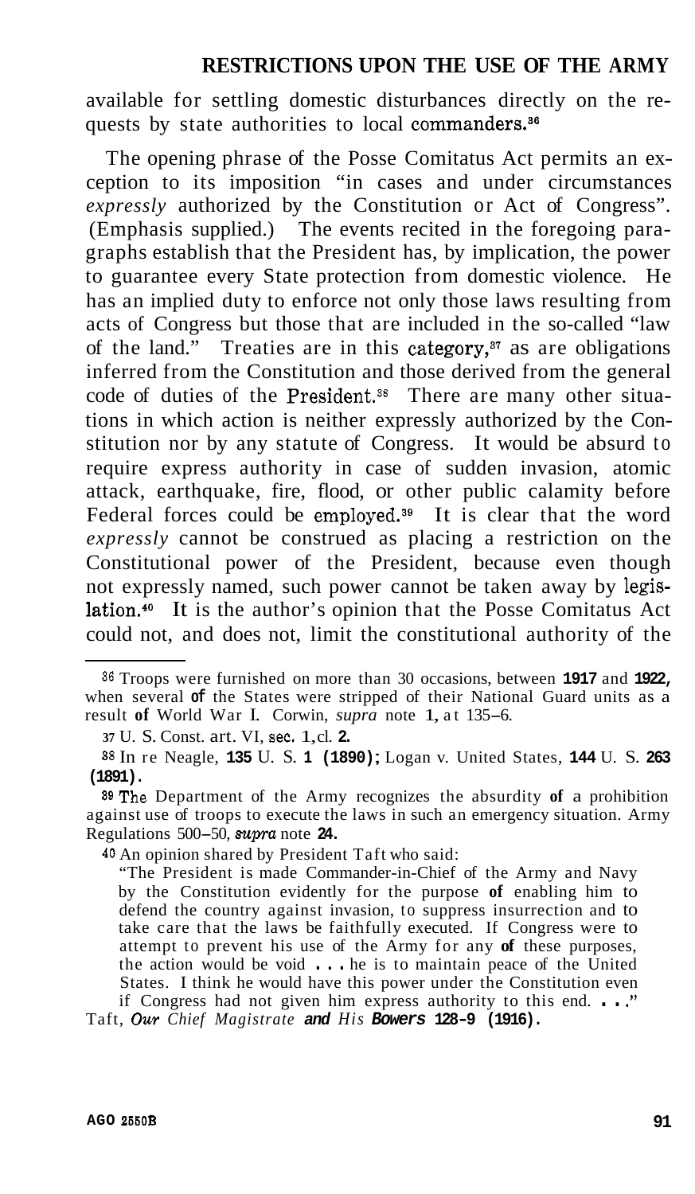available for settling domestic disturbances directly on the requests by state authorities to local commanders.[36]

The opening phrase of the Posse Comitatus Act permits an exception to its imposition "in cases and under circumstances *expressly* authorized by the Constitution or Act of Congress". (Emphasis supplied.) The events recited in the foregoing paragraphs establish that the President has, by implication, the power to guarantee every State protection from domestic violence. He has an implied duty to enforce not only those laws resulting from acts of Congress but those that are included in the so-called "law of the land." Treaties are in this category,[37] as are obligations inferred from the Constitution and those derived from the general code of duties of the President.[38] There are many other situations in which action is neither expressly authorized by the Constitution nor by any statute of Congress. It would be absurd to require express authority in case of sudden invasion, atomic attack, earthquake, fire, flood, or other public calamity before Federal forces could be employed.[39] It is clear that the word *expressly* cannot be construed as placing a restriction on the Constitutional power of the President, because even though not expressly named, such power cannot be taken away by legislation.[40] It is the author's opinion that the Posse Comitatus Act could not, and does not, limit the constitutional authority of the

---

[36] Troops were furnished on more than 30 occasions, between 1917 and 1922, when several of the States were stripped of their National Guard units as a result of World War I. Corwin, *supra* note 1, at 135–6.

[37] U. S. Const. art. VI, sec. 1, cl. 2.

[38] In re Neagle, 135 U. S. 1 (1890); Logan v. United States, 144 U. S. 263 (1891).

[39] The Department of the Army recognizes the absurdity of a prohibition against use of troops to execute the laws in such an emergency situation. Army Regulations 500–50, *supra* note 24.

[40] An opinion shared by President Taft who said:

> "The President is made Commander-in-Chief of the Army and Navy by the Constitution evidently for the purpose of enabling him to defend the country against invasion, to suppress insurrection and to take care that the laws be faithfully executed. If Congress were to attempt to prevent his use of the Army for any of these purposes, the action would be void . . . he is to maintain peace of the United States. I think he would have this power under the Constitution even if Congress had not given him express authority to this end. . . ."

Taft, *Our Chief Magistrate and His Bowers* 128-9 (1916).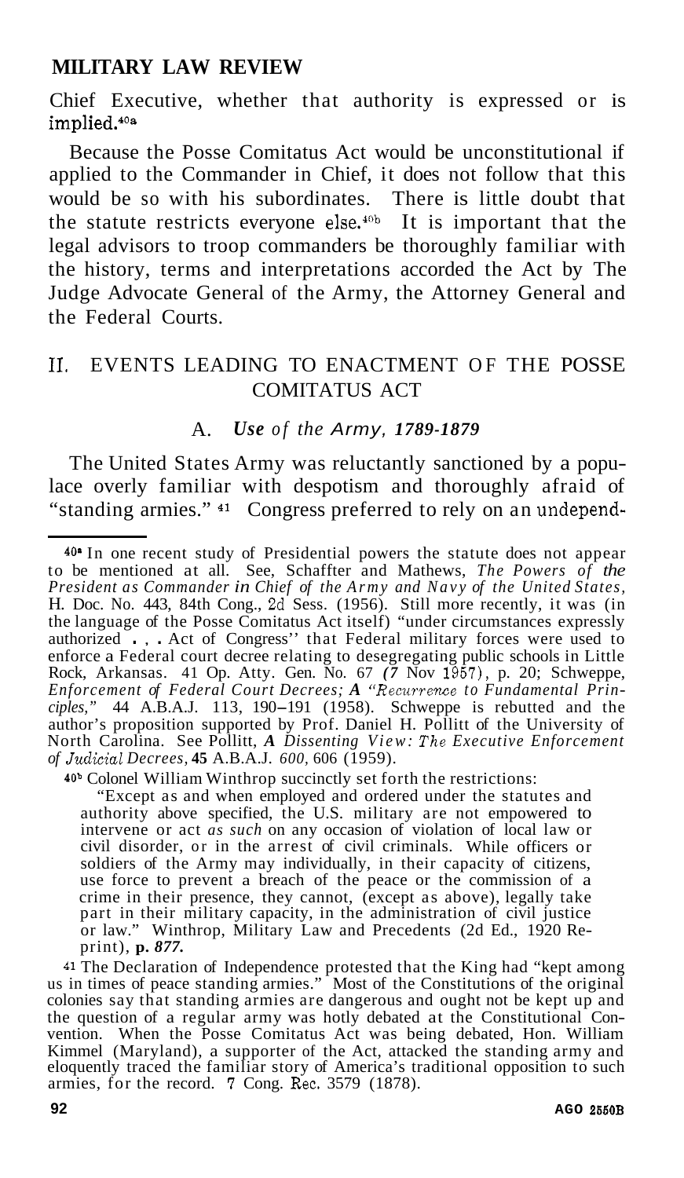Chief Executive, whether that authority is expressed or is implied.[40a]

Because the Posse Comitatus Act would be unconstitutional if applied to the Commander in Chief, it does not follow that this would be so with his subordinates. There is little doubt that the statute restricts everyone else.[40b] It is important that the legal advisors to troop commanders be thoroughly familiar with the history, terms and interpretations accorded the Act by The Judge Advocate General of the Army, the Attorney General and the Federal Courts.

## II. EVENTS LEADING TO ENACTMENT OF THE POSSE COMITATUS ACT

### A. *Use of the Army, 1789-1879*

The United States Army was reluctantly sanctioned by a populace overly familiar with despotism and thoroughly afraid of "standing armies." [41] Congress preferred to rely on an undepend-

---

[40a] In one recent study of Presidential powers the statute does not appear to be mentioned at all. See, Schaffter and Mathews, *The Powers of the President as Commander in Chief of the Army and Navy of the United States,* H. Doc. No. 443, 84th Cong., 2d Sess. (1956). Still more recently, it was (in the language of the Posse Comitatus Act itself) "under circumstances expressly authorized . . . Act of Congress" that Federal military forces were used to enforce a Federal court decree relating to desegregating public schools in Little Rock, Arkansas. 41 Op. Atty. Gen. No. 67 *(7* Nov 1957), p. 20; Schweppe, *Enforcement of Federal Court Decrees; A "Recurrence to Fundamental Principles,"* 44 A.B.A.J. 113, 190–191 (1958). Schweppe is rebutted and the author's proposition supported by Prof. Daniel H. Pollitt of the University of North Carolina. See Pollitt, *A Dissenting View: The Executive Enforcement of Judicial Decrees,* **45** A.B.A.J. *600,* 606 (1959).

[40b] Colonel William Winthrop succinctly set forth the restrictions:

> "Except as and when employed and ordered under the statutes and authority above specified, the U.S. military are not empowered to intervene or act *as such* on any occasion of violation of local law or civil disorder, or in the arrest of civil criminals. While officers or soldiers of the Army may individually, in their capacity of citizens, use force to prevent a breach of the peace or the commission of a crime in their presence, they cannot, (except as above), legally take part in their military capacity, in the administration of civil justice or law." Winthrop, Military Law and Precedents (2d Ed., 1920 Reprint), **p.** *877.*

[41] The Declaration of Independence protested that the King had "kept among us in times of peace standing armies." Most of the Constitutions of the original colonies say that standing armies are dangerous and ought not be kept up and the question of a regular army was hotly debated at the Constitutional Convention. When the Posse Comitatus Act was being debated, Hon. William Kimmel (Maryland), a supporter of the Act, attacked the standing army and eloquently traced the familiar story of America's traditional opposition to such armies, for the record. 7 Cong. Rec. 3579 (1878).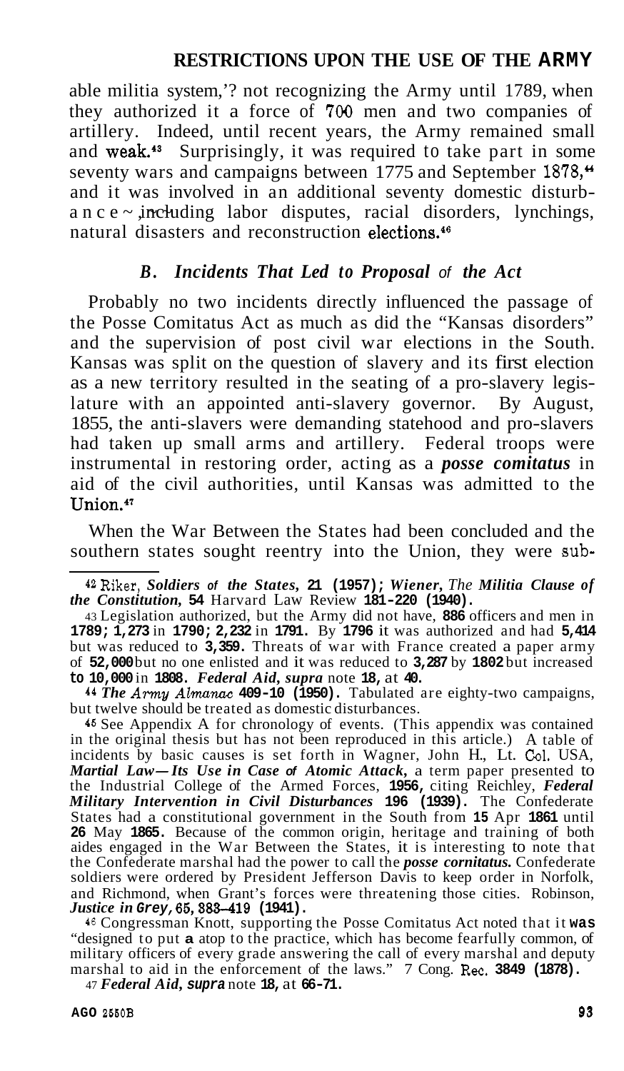able militia system,'[42] not recognizing the Army until 1789, when they authorized it a force of 700 men and two companies of artillery. Indeed, until recent years, the Army remained small and weak.[43] Surprisingly, it was required to take part in some seventy wars and campaigns between 1775 and September 1878,[44] and it was involved in an additional seventy domestic disturbances, including labor disputes, racial disorders, lynchings, natural disasters and reconstruction elections.[45]

### *B. Incidents That Led to Proposal of the Act*

Probably no two incidents directly influenced the passage of the Posse Comitatus Act as much as did the "Kansas disorders" and the supervision of post civil war elections in the South. Kansas was split on the question of slavery and its first election as a new territory resulted in the seating of a pro-slavery legislature with an appointed anti-slavery governor. By August, 1855, the anti-slavers were demanding statehood and pro-slavers had taken up small arms and artillery. Federal troops were instrumental in restoring order, acting as a ***posse comitatus*** in aid of the civil authorities, until Kansas was admitted to the Union.[47]

When the War Between the States had been concluded and the southern states sought reentry into the Union, they were sub-

---

[42] Riker, *Soldiers of the States,* **21 (1957);** *Wiener, The Militia Clause of the Constitution,* **54** Harvard Law Review **181-220 (1940).**

[43] Legislation authorized, but the Army did not have, **886** officers and men in **1789; 1,273** in **1790; 2,232** in **1791.** By **1796** it was authorized and had **5,414** but was reduced to **3,359.** Threats of war with France created a paper army of **52,000** but no one enlisted and it was reduced to **3,287** by **1802** but increased **to 10,000** in **1808.** *Federal Aid, supra* note **18,** at **40.**

[44] *The Army Almanac* **409-10 (1950).** Tabulated are eighty-two campaigns, but twelve should be treated as domestic disturbances.

[45] See Appendix A for chronology of events. (This appendix was contained in the original thesis but has not been reproduced in this article.) A table of incidents by basic causes is set forth in Wagner, John H., Lt. Col. USA, *Martial Law—Its Use in Case of Atomic Attack,* a term paper presented to the Industrial College of the Armed Forces, **1956,** citing Reichley, *Federal Military Intervention in Civil Disturbances* **196 (1939).** The Confederate States had a constitutional government in the South from **15** Apr **1861** until **26** May **1865.** Because of the common origin, heritage and training of both aides engaged in the War Between the States, it is interesting to note that the Confederate marshal had the power to call the ***posse cornitatus.*** Confederate soldiers were ordered by President Jefferson Davis to keep order in Norfolk, and Richmond, when Grant's forces were threatening those cities. Robinson, *Justice in Grey,* **65, 383-419 (1941).**

[46] Congressman Knott, supporting the Posse Comitatus Act noted that it **was** "designed to put **a** atop to the practice, which has become fearfully common, of military officers of every grade answering the call of every marshal and deputy marshal to aid in the enforcement of the laws." 7 Cong. Rec. **3849 (1878).**

[47] *Federal Aid, supra* note **18,** at **66-71.**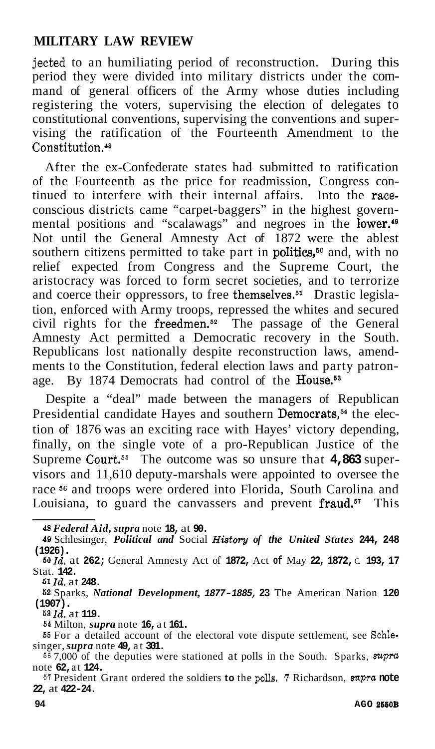jected to an humiliating period of reconstruction. During this period they were divided into military districts under the command of general officers of the Army whose duties including registering the voters, supervising the election of delegates to constitutional conventions, supervising the conventions and supervising the ratification of the Fourteenth Amendment to the Constitution.[48]

After the ex-Confederate states had submitted to ratification of the Fourteenth as the price for readmission, Congress continued to interfere with their internal affairs. Into the race-conscious districts came "carpet-baggers" in the highest governmental positions and "scalawags" and negroes in the lower.[49] Not until the General Amnesty Act of 1872 were the ablest southern citizens permitted to take part in politics,[50] and, with no relief expected from Congress and the Supreme Court, the aristocracy was forced to form secret societies, and to terrorize and coerce their oppressors, to free themselves.[51] Drastic legislation, enforced with Army troops, repressed the whites and secured civil rights for the freedmen.[52] The passage of the General Amnesty Act permitted a Democratic recovery in the South. Republicans lost nationally despite reconstruction laws, amendments to the Constitution, federal election laws and party patronage. By 1874 Democrats had control of the House.[53]

Despite a "deal" made between the managers of Republican Presidential candidate Hayes and southern Democrats,[54] the election of 1876 was an exciting race with Hayes' victory depending, finally, on the single vote of a pro-Republican Justice of the Supreme Court.[55] The outcome was so unsure that 4,863 supervisors and 11,610 deputy-marshals were appointed to oversee the race[56] and troops were ordered into Florida, South Carolina and Louisiana, to guard the canvassers and prevent fraud.[57] This

---

48 *Federal Aid*, *supra* note 18, at 90.

49 Schlesinger, *Political and Social History of the United States* 244, 248 (1926).

50 *Id.* at 262; General Amnesty Act of 1872, Act of May 22, 1872, c. 193, 17 Stat. 142.

51 *Id.* at 248.

52 Sparks, *National Development, 1877-1885,* 23 The American Nation 120 (1907).

53 *Id.* at 119.

54 Milton, *supra* note 16, at 161.

55 For a detailed account of the electoral vote dispute settlement, see Schlesinger, *supra* note 49, at 301.

56 7,000 of the deputies were stationed at polls in the South. Sparks, *supra* note 62, at 124.

57 President Grant ordered the soldiers to the polls. 7 Richardson, *supra* note 22, at 422-24.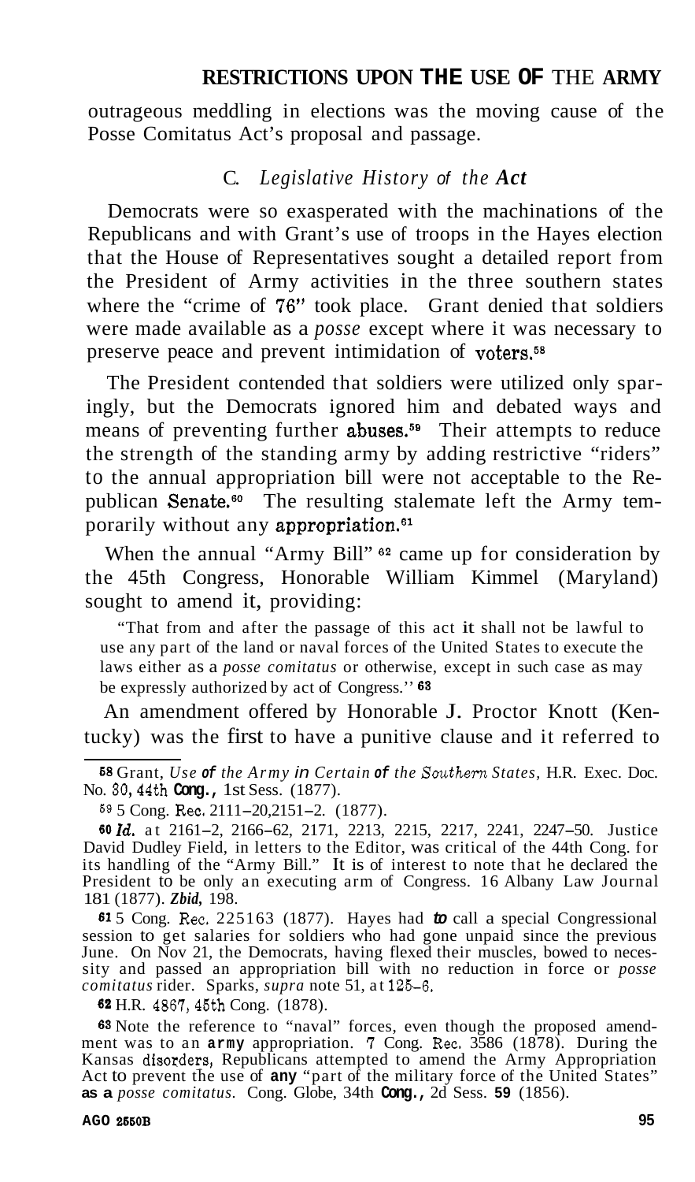outrageous meddling in elections was the moving cause of the Posse Comitatus Act's proposal and passage.

### C. *Legislative History of the Act*

Democrats were so exasperated with the machinations of the Republicans and with Grant's use of troops in the Hayes election that the House of Representatives sought a detailed report from the President of Army activities in the three southern states where the "crime of 76" took place. Grant denied that soldiers were made available as a *posse* except where it was necessary to preserve peace and prevent intimidation of voters.[58]

The President contended that soldiers were utilized only sparingly, but the Democrats ignored him and debated ways and means of preventing further abuses.[59] Their attempts to reduce the strength of the standing army by adding restrictive "riders" to the annual appropriation bill were not acceptable to the Republican Senate.[60] The resulting stalemate left the Army temporarily without any appropriation.[61]

When the annual "Army Bill"[62] came up for consideration by the 45th Congress, Honorable William Kimmel (Maryland) sought to amend it, providing:

> "That from and after the passage of this act it shall not be lawful to use any part of the land or naval forces of the United States to execute the laws either as a *posse comitatus* or otherwise, except in such case as may be expressly authorized by act of Congress.''[63]

An amendment offered by Honorable J. Proctor Knott (Kentucky) was the first to have a punitive clause and it referred to

---

[58] Grant, *Use of the Army in Certain of the Southern States*, H.R. Exec. Doc. No. 30, 44th Cong., 1st Sess. (1877).

[59] 5 Cong. Rec. 2111–20, 2151–2. (1877).

[60] *Id.* at 2161–2, 2166–62, 2171, 2213, 2215, 2217, 2241, 2247–50. Justice David Dudley Field, in letters to the Editor, was critical of the 44th Cong. for its handling of the "Army Bill." It is of interest to note that he declared the President to be only an executing arm of Congress. 16 Albany Law Journal 181 (1877). *Ibid,* 198.

[61] 5 Cong. Rec. 225163 (1877). Hayes had to call a special Congressional session to get salaries for soldiers who had gone unpaid since the previous June. On Nov 21, the Democrats, having flexed their muscles, bowed to necessity and passed an appropriation bill with no reduction in force or *posse comitatus* rider. Sparks, *supra* note 51, at 125–6.

[62] H.R. 4867, 45th Cong. (1878).

[63] Note the reference to "naval" forces, even though the proposed amendment was to an army appropriation. 7 Cong. Rec. 3586 (1878). During the Kansas disorders, Republicans attempted to amend the Army Appropriation Act to prevent the use of any "part of the military force of the United States" as a *posse comitatus*. Cong. Globe, 34th Cong., 2d Sess. 59 (1856).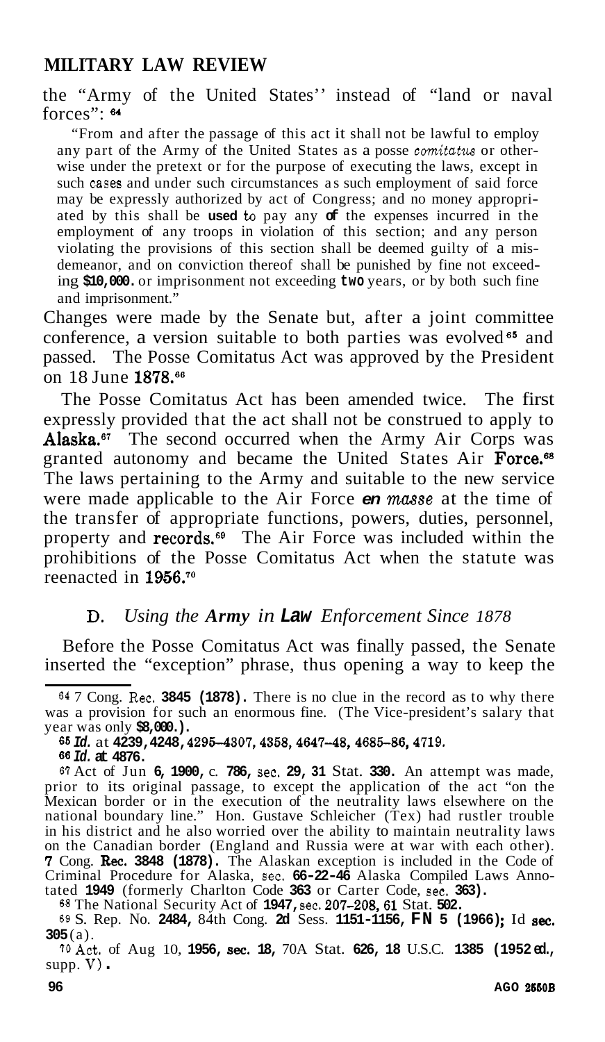the "Army of the United States'' instead of "land or naval forces":[64]

> "From and after the passage of this act it shall not be lawful to employ any part of the Army of the United States as a posse *comitatus* or otherwise under the pretext or for the purpose of executing the laws, except in such cases and under such circumstances as such employment of said force may be expressly authorized by act of Congress; and no money appropriated by this shall be used to pay any of the expenses incurred in the employment of any troops in violation of this section; and any person violating the provisions of this section shall be deemed guilty of a misdemeanor, and on conviction thereof shall be punished by fine not exceeding $10,000. or imprisonment not exceeding two years, or by both such fine and imprisonment."

Changes were made by the Senate but, after a joint committee conference, a version suitable to both parties was evolved[65] and passed. The Posse Comitatus Act was approved by the President on 18 June 1878.[66]

The Posse Comitatus Act has been amended twice. The first expressly provided that the act shall not be construed to apply to Alaska.[67] The second occurred when the Army Air Corps was granted autonomy and became the United States Air Force.[68] The laws pertaining to the Army and suitable to the new service were made applicable to the Air Force *en masse* at the time of the transfer of appropriate functions, powers, duties, personnel, property and records.[69] The Air Force was included within the prohibitions of the Posse Comitatus Act when the statute was reenacted in 1956.[70]

### D. *Using the Army in Law Enforcement Since 1878*

Before the Posse Comitatus Act was finally passed, the Senate inserted the "exception" phrase, thus opening a way to keep the

---

[64] 7 Cong. Rec. 3845 (1878). There is no clue in the record as to why there was a provision for such an enormous fine. (The Vice-president's salary that year was only $8,000.).

[65] *Id.* at 4239, 4248, 4295–4307, 4358, 4647–48, 4685–86, 4719.

[66] *Id.* at 4876.

[67] Act of Jun 6, 1900, c. 786, sec. 29, 31 Stat. 330. An attempt was made, prior to its original passage, to except the application of the act "on the Mexican border or in the execution of the neutrality laws elsewhere on the national boundary line." Hon. Gustave Schleicher (Tex) had rustler trouble in his district and he also worried over the ability to maintain neutrality laws on the Canadian border (England and Russia were at war with each other). 7 Cong. Rec. 3848 (1878). The Alaskan exception is included in the Code of Criminal Procedure for Alaska, sec. 66-22-46 Alaska Compiled Laws Annotated 1949 (formerly Charlton Code 363 or Carter Code, sec. 363).

[68] The National Security Act of 1947, sec. 207–208, 61 Stat. 502.

[69] S. Rep. No. 2484, 84th Cong. 2d Sess. 1151-1156, FN 5 (1966); Id sec. 305(a).

[70] Act. of Aug 10, 1956, sec. 18, 70A Stat. 626, 18 U.S.C. 1385 (1952 ed., supp. V).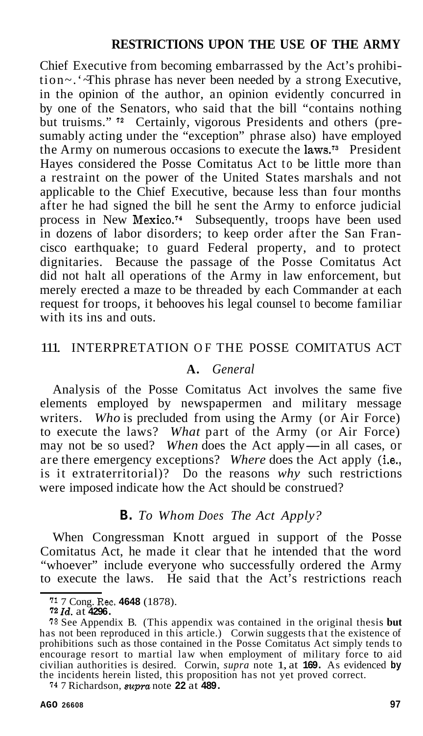Chief Executive from becoming embarrassed by the Act's prohibition~.'~This phrase has never been needed by a strong Executive, in the opinion of the author, an opinion evidently concurred in by one of the Senators, who said that the bill "contains nothing but truisms." [72] Certainly, vigorous Presidents and others (presumably acting under the "exception" phrase also) have employed the Army on numerous occasions to execute the laws.[73] President Hayes considered the Posse Comitatus Act to be little more than a restraint on the power of the United States marshals and not applicable to the Chief Executive, because less than four months after he had signed the bill he sent the Army to enforce judicial process in New Mexico.[74] Subsequently, troops have been used in dozens of labor disorders; to keep order after the San Francisco earthquake; to guard Federal property, and to protect dignitaries. Because the passage of the Posse Comitatus Act did not halt all operations of the Army in law enforcement, but merely erected a maze to be threaded by each Commander at each request for troops, it behooves his legal counsel to become familiar with its ins and outs.

## III. INTERPRETATION OF THE POSSE COMITATUS ACT

### A. *General*

Analysis of the Posse Comitatus Act involves the same five elements employed by newspapermen and military message writers. *Who* is precluded from using the Army (or Air Force) to execute the laws? *What* part of the Army (or Air Force) may not be so used? *When* does the Act apply—in all cases, or are there emergency exceptions? *Where* does the Act apply (i.e., is it extraterritorial)? Do the reasons *why* such restrictions were imposed indicate how the Act should be construed?

### B. *To Whom Does The Act Apply?*

When Congressman Knott argued in support of the Posse Comitatus Act, he made it clear that he intended that the word "whoever" include everyone who successfully ordered the Army to execute the laws. He said that the Act's restrictions reach

---

[71] 7 Cong. Rec. 4648 (1878).

[72] *Id.* at 4296.

[73] See Appendix B. (This appendix was contained in the original thesis but has not been reproduced in this article.) Corwin suggests that the existence of prohibitions such as those contained in the Posse Comitatus Act simply tends to encourage resort to martial law when employment of military force to aid civilian authorities is desired. Corwin, *supra* note 1, at 169. As evidenced by the incidents herein listed, this proposition has not yet proved correct.

[74] 7 Richardson, *supra* note 22 at 489.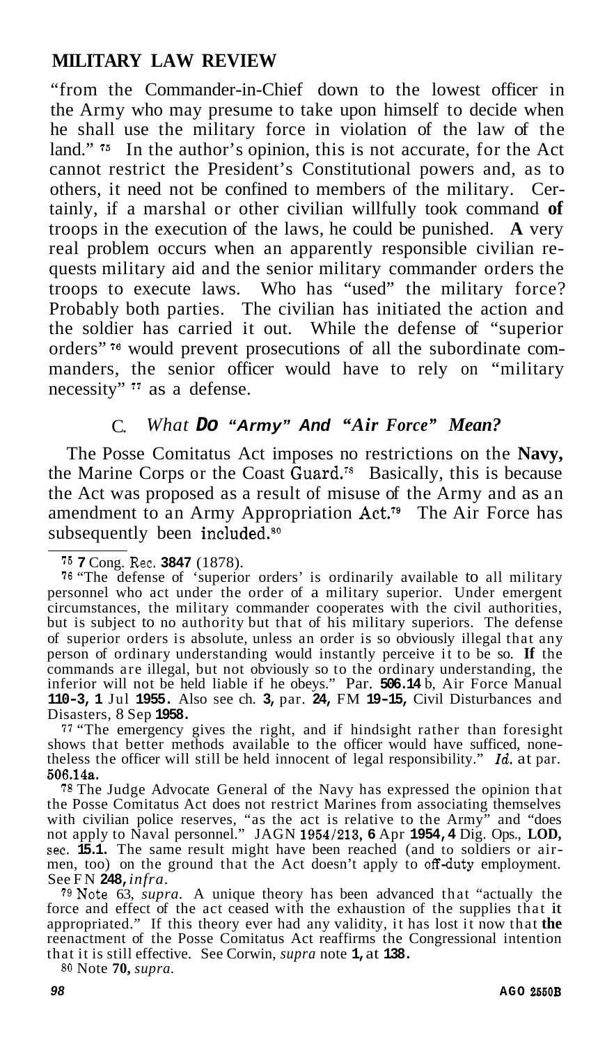"from the Commander-in-Chief down to the lowest officer in the Army who may presume to take upon himself to decide when he shall use the military force in violation of the law of the land." [75] In the author's opinion, this is not accurate, for the Act cannot restrict the President's Constitutional powers and, as to others, it need not be confined to members of the military. Certainly, if a marshal or other civilian willfully took command of troops in the execution of the laws, he could be punished. A very real problem occurs when an apparently responsible civilian requests military aid and the senior military commander orders the troops to execute laws. Who has "used" the military force? Probably both parties. The civilian has initiated the action and the soldier has carried it out. While the defense of "superior orders" [76] would prevent prosecutions of all the subordinate commanders, the senior officer would have to rely on "military necessity" [77] as a defense.

### C. *What Do "Army" And "Air Force" Mean?*

The Posse Comitatus Act imposes no restrictions on the Navy, the Marine Corps or the Coast Guard.[78] Basically, this is because the Act was proposed as a result of misuse of the Army and as an amendment to an Army Appropriation Act.[79] The Air Force has subsequently been included.[80]

---

[75] 7 Cong. Rec. 3847 (1878).

[76] "The defense of 'superior orders' is ordinarily available to all military personnel who act under the order of a military superior. Under emergent circumstances, the military commander cooperates with the civil authorities, but is subject to no authority but that of his military superiors. The defense of superior orders is absolute, unless an order is so obviously illegal that any person of ordinary understanding would instantly perceive it to be so. If the commands are illegal, but not obviously so to the ordinary understanding, the inferior will not be held liable if he obeys." Par. 506.14 b, Air Force Manual 110-3, 1 Jul 1955. Also see ch. 3, par. 24, FM 19-15, Civil Disturbances and Disasters, 8 Sep 1958.

[77] "The emergency gives the right, and if hindsight rather than foresight shows that better methods available to the officer would have sufficed, nonetheless the officer will still be held innocent of legal responsibility." *Id.* at par. 506.14a.

[78] The Judge Advocate General of the Navy has expressed the opinion that the Posse Comitatus Act does not restrict Marines from associating themselves with civilian police reserves, "as the act is relative to the Army" and "does not apply to Naval personnel." JAGN 1954/213, 6 Apr 1954, 4 Dig. Ops., LOD, sec. 15.1. The same result might have been reached (and to soldiers or airmen, too) on the ground that the Act doesn't apply to off-duty employment. See FN 248, *infra*.

[79] Note 63, *supra*. A unique theory has been advanced that "actually the force and effect of the act ceased with the exhaustion of the supplies that it appropriated." If this theory ever had any validity, it has lost it now that the reenactment of the Posse Comitatus Act reaffirms the Congressional intention that it is still effective. See Corwin, *supra* note 1, at 138.

[80] Note 70, *supra*.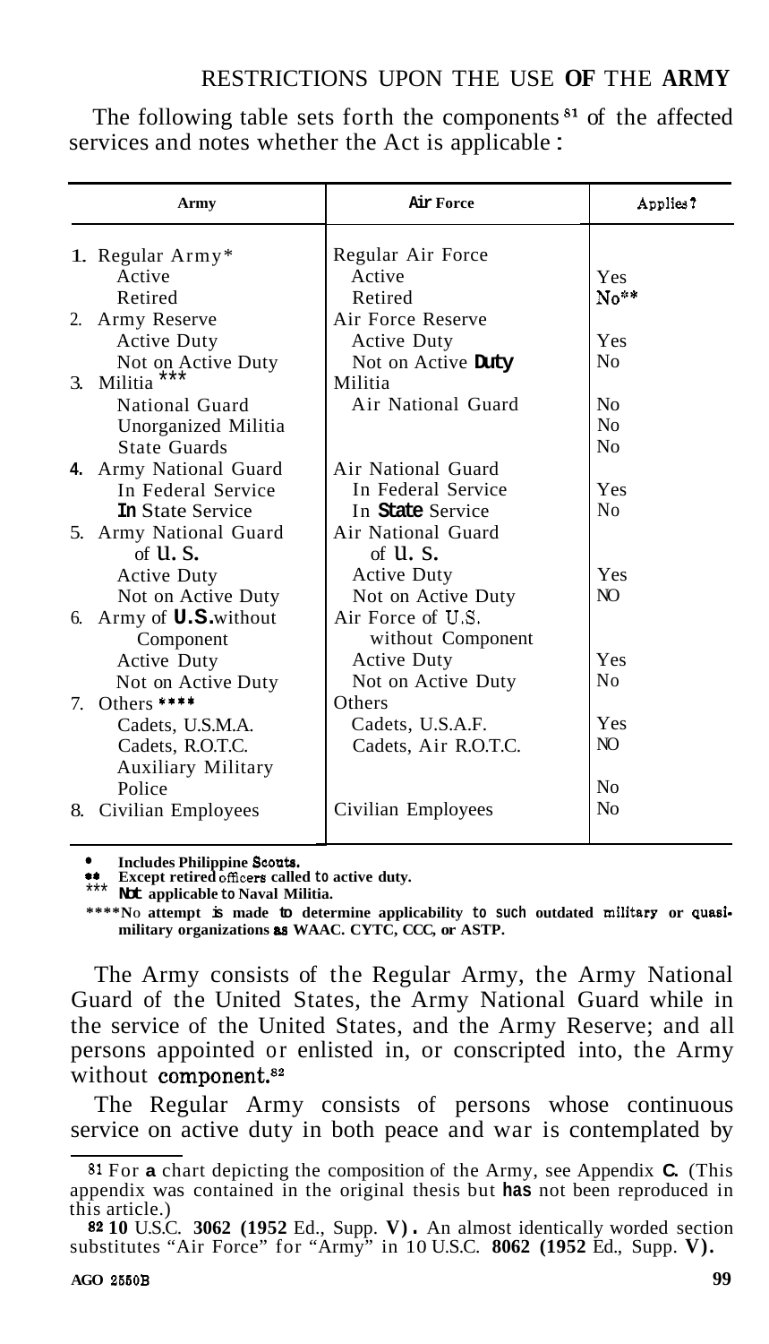The following table sets forth the components[81] of the affected services and notes whether the Act is applicable:

| Army | Air Force | Applies? |
|---|---|---|
| 1. Regular Army* | Regular Air Force | |
| Active | Active | Yes |
| Retired | Retired | No** |
| 2. Army Reserve | Air Force Reserve | |
| Active Duty | Active Duty | Yes |
| Not on Active Duty | Not on Active Duty | No |
| 3. Militia *** | Militia | |
| National Guard | Air National Guard | No |
| Unorganized Militia | | No |
| State Guards | | No |
| 4. Army National Guard | Air National Guard | |
| In Federal Service | In Federal Service | Yes |
| In State Service | In State Service | No |
| 5. Army National Guard of U. S. | Air National Guard of U. S. | |
| Active Duty | Active Duty | Yes |
| Not on Active Duty | Not on Active Duty | NO |
| 6. Army of U.S. without Component | Air Force of U.S. without Component | |
| Active Duty | Active Duty | Yes |
| Not on Active Duty | Not on Active Duty | No |
| 7. Others **** | Others | |
| Cadets, U.S.M.A. | Cadets, U.S.A.F. | Yes |
| Cadets, R.O.T.C. | Cadets, Air R.O.T.C. | NO |
| Auxiliary Military Police | | No |
| 8. Civilian Employees | Civilian Employees | No |

\* Includes Philippine Scouts.
** Except retired officers called to active duty.
*** Not applicable to Naval Militia.
****No attempt is made to determine applicability to such outdated military or quasi-military organizations as WAAC. CYTC, CCC, or ASTP.

The Army consists of the Regular Army, the Army National Guard of the United States, the Army National Guard while in the service of the United States, and the Army Reserve; and all persons appointed or enlisted in, or conscripted into, the Army without component.[82]

The Regular Army consists of persons whose continuous service on active duty in both peace and war is contemplated by

[81] For a chart depicting the composition of the Army, see Appendix C. (This appendix was contained in the original thesis but has not been reproduced in this article.)

[82] 10 U.S.C. 3062 (1952 Ed., Supp. V). An almost identically worded section substitutes "Air Force" for "Army" in 10 U.S.C. 8062 (1952 Ed., Supp. V).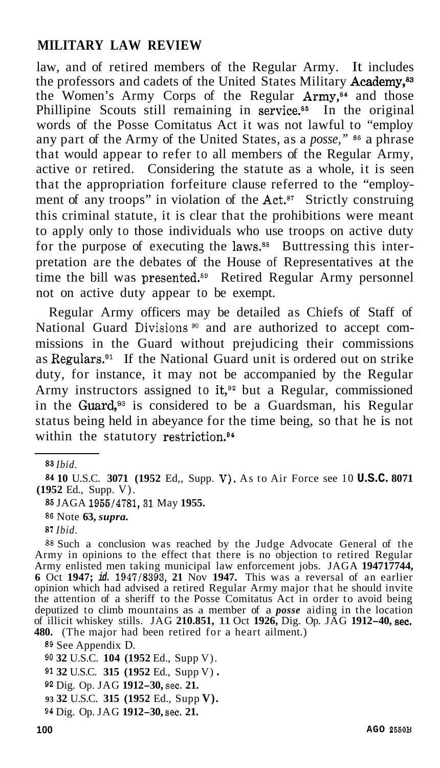law, and of retired members of the Regular Army. It includes the professors and cadets of the United States Military Academy,[83] the Women's Army Corps of the Regular Army,[84] and those Phillipine Scouts still remaining in service.[85] In the original words of the Posse Comitatus Act it was not lawful to "employ any part of the Army of the United States, as a *posse,*" [86] a phrase that would appear to refer to all members of the Regular Army, active or retired. Considering the statute as a whole, it is seen that the appropriation forfeiture clause referred to the "employment of any troops" in violation of the Act.[87] Strictly construing this criminal statute, it is clear that the prohibitions were meant to apply only to those individuals who use troops on active duty for the purpose of executing the laws.[88] Buttressing this interpretation are the debates of the House of Representatives at the time the bill was presented.[89] Retired Regular Army personnel not on active duty appear to be exempt.

Regular Army officers may be detailed as Chiefs of Staff of National Guard Divisions [90] and are authorized to accept commissions in the Guard without prejudicing their commissions as Regulars.[91] If the National Guard unit is ordered out on strike duty, for instance, it may not be accompanied by the Regular Army instructors assigned to it,[92] but a Regular, commissioned in the Guard,[93] is considered to be a Guardsman, his Regular status being held in abeyance for the time being, so that he is not within the statutory restriction.[94]

---

[83] *Ibid.*

[84] 10 U.S.C. 3071 (1952 Ed., Supp. V). As to Air Force see 10 U.S.C. 8071 (1952 Ed., Supp. V).

[85] JAGA 1955/4781, 31 May 1955.

[86] Note 63, *supra.*

[87] *Ibid.*

[88] Such a conclusion was reached by the Judge Advocate General of the Army in opinions to the effect that there is no objection to retired Regular Army enlisted men taking municipal law enforcement jobs. JAGA 194717744, 6 Oct 1947; *id.* 1947/8393, 21 Nov 1947. This was a reversal of an earlier opinion which had advised a retired Regular Army major that he should invite the attention of a sheriff to the Posse Comitatus Act in order to avoid being deputized to climb mountains as a member of a *posse* aiding in the location of illicit whiskey stills. JAG 210.851, 11 Oct 1926, Dig. Op. JAG 1912–40, sec. 480. (The major had been retired for a heart ailment.)

[89] See Appendix D.

[90] 32 U.S.C. 104 (1952 Ed., Supp V).

[91] 32 U.S.C. 315 (1952 Ed., Supp V).

[92] Dig. Op. JAG 1912–30, sec. 21.

[93] 32 U.S.C. 315 (1952 Ed., Supp V).

[94] Dig. Op. JAG 1912–30, sec. 21.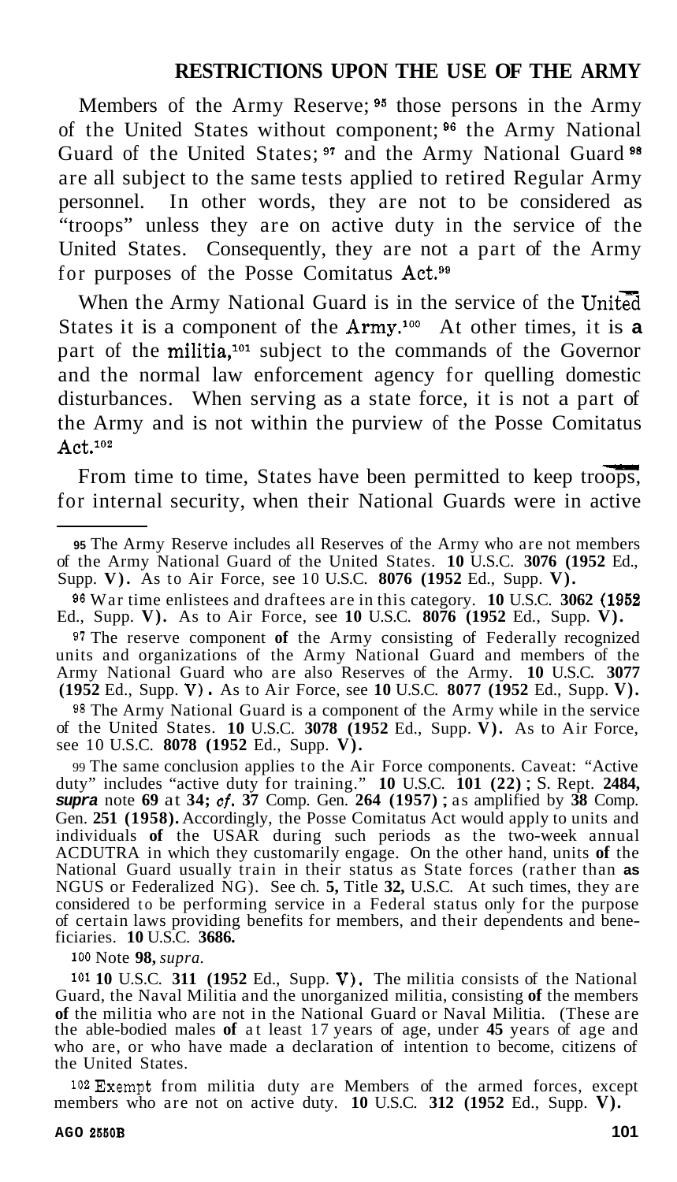Members of the Army Reserve;[95] those persons in the Army of the United States without component;[96] the Army National Guard of the United States;[97] and the Army National Guard[98] are all subject to the same tests applied to retired Regular Army personnel. In other words, they are not to be considered as "troops" unless they are on active duty in the service of the United States. Consequently, they are not a part of the Army for purposes of the Posse Comitatus Act.[99]

When the Army National Guard is in the service of the United States it is a component of the Army.[100] At other times, it is a part of the militia,[101] subject to the commands of the Governor and the normal law enforcement agency for quelling domestic disturbances. When serving as a state force, it is not a part of the Army and is not within the purview of the Posse Comitatus Act.[102]

From time to time, States have been permitted to keep troops, for internal security, when their National Guards were in active

---

[95] The Army Reserve includes all Reserves of the Army who are not members of the Army National Guard of the United States. **10** U.S.C. **3076 (1952** Ed., Supp. **V).** As to Air Force, see 10 U.S.C. **8076 (1952** Ed., Supp. **V).**

[96] War time enlistees and draftees are in this category. **10** U.S.C. **3062 (1952** Ed., Supp. **V).** As to Air Force, see **10** U.S.C. **8076 (1952** Ed., Supp. **V).**

[97] The reserve component **of** the Army consisting of Federally recognized units and organizations of the Army National Guard and members of the Army National Guard who are also Reserves of the Army. **10** U.S.C. **3077 (1952** Ed., Supp. **V).** As to Air Force, see **10** U.S.C. **8077 (1952** Ed., Supp. **V).**

[98] The Army National Guard is a component of the Army while in the service of the United States. **10** U.S.C. **3078 (1952** Ed., Supp. **V).** As to Air Force, see 10 U.S.C. **8078 (1952** Ed., Supp. **V).**

[99] The same conclusion applies to the Air Force components. Caveat: "Active duty" includes "active duty for training." **10** U.S.C. **101 (22);** S. Rept. **2484,** ***supra*** note **69** at **34;** ***cf.*** **37** Comp. Gen. **264 (1957);** as amplified by **38** Comp. Gen. **251 (1958).** Accordingly, the Posse Comitatus Act would apply to units and individuals **of** the USAR during such periods as the two-week annual ACDUTRA in which they customarily engage. On the other hand, units **of** the National Guard usually train in their status as State forces (rather than **as** NGUS or Federalized NG). See ch. **5,** Title **32,** U.S.C. At such times, they are considered to be performing service in a Federal status only for the purpose of certain laws providing benefits for members, and their dependents and beneficiaries. **10** U.S.C. **3686.**

[100] Note **98,** *supra.*

[101] **10** U.S.C. **311 (1952** Ed., Supp. **V).** The militia consists of the National Guard, the Naval Militia and the unorganized militia, consisting **of** the members **of** the militia who are not in the National Guard or Naval Militia. (These are the able-bodied males **of** at least 17 years of age, under **45** years of age and who are, or who have made a declaration of intention to become, citizens of the United States.

[102] Exempt from militia duty are Members of the armed forces, except members who are not on active duty. **10** U.S.C. **312 (1952** Ed., Supp. **V).**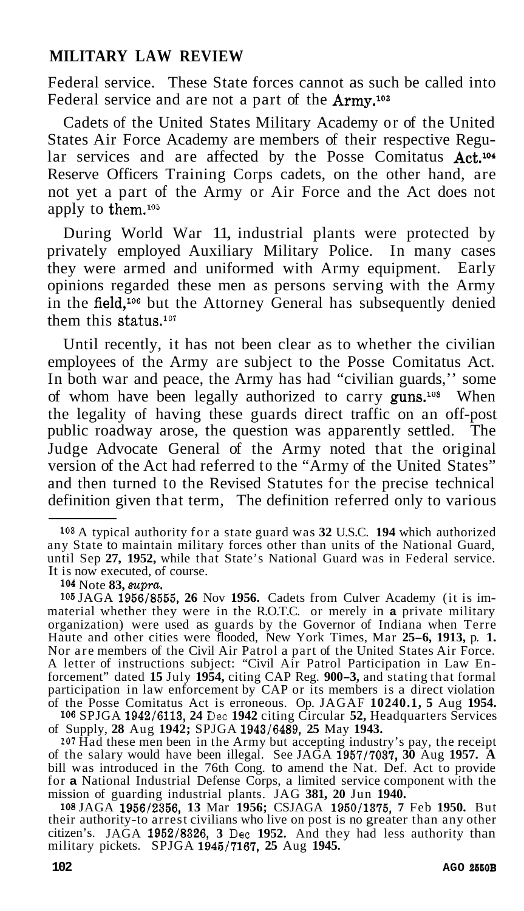Federal service. These State forces cannot as such be called into Federal service and are not a part of the Army.[103]

Cadets of the United States Military Academy or of the United States Air Force Academy are members of their respective Regular services and are affected by the Posse Comitatus Act.[104] Reserve Officers Training Corps cadets, on the other hand, are not yet a part of the Army or Air Force and the Act does not apply to them.[105]

During World War II, industrial plants were protected by privately employed Auxiliary Military Police. In many cases they were armed and uniformed with Army equipment. Early opinions regarded these men as persons serving with the Army in the field,[106] but the Attorney General has subsequently denied them this status.[107]

Until recently, it has not been clear as to whether the civilian employees of the Army are subject to the Posse Comitatus Act. In both war and peace, the Army has had "civilian guards," some of whom have been legally authorized to carry guns.[108] When the legality of having these guards direct traffic on an off-post public roadway arose, the question was apparently settled. The Judge Advocate General of the Army noted that the original version of the Act had referred to the "Army of the United States" and then turned to the Revised Statutes for the precise technical definition given that term, The definition referred only to various

---

[103] A typical authority for a state guard was 32 U.S.C. 194 which authorized any State to maintain military forces other than units of the National Guard, until Sep 27, 1952, while that State's National Guard was in Federal service. It is now executed, of course.

[104] Note 83, *supra*.

[105] JAGA 1956/8555, 26 Nov 1956. Cadets from Culver Academy (it is immaterial whether they were in the R.O.T.C. or merely in a private military organization) were used as guards by the Governor of Indiana when Terre Haute and other cities were flooded, New York Times, Mar 25–6, 1913, p. 1. Nor are members of the Civil Air Patrol a part of the United States Air Force. A letter of instructions subject: "Civil Air Patrol Participation in Law Enforcement" dated 15 July 1954, citing CAP Reg. 900–3, and stating that formal participation in law enforcement by CAP or its members is a direct violation of the Posse Comitatus Act is erroneous. Op. JAGAF 10240.1, 5 Aug 1954.

[106] SPJGA 1942/6113, 24 Dec 1942 citing Circular 52, Headquarters Services of Supply, 28 Aug 1942; SPJGA 1943/6489, 25 May 1943.

[107] Had these men been in the Army but accepting industry's pay, the receipt of the salary would have been illegal. See JAGA 1957/7037, 30 Aug 1957. A bill was introduced in the 76th Cong. to amend the Nat. Def. Act to provide for a National Industrial Defense Corps, a limited service component with the mission of guarding industrial plants. JAG 381, 20 Jun 1940.

[108] JAGA 1956/2356, 13 Mar 1956; CSJAGA 1950/1375, 7 Feb 1950. But their authority-to arrest civilians who live on post is no greater than any other citizen's. JAGA 1952/8326, 3 Dec 1952. And they had less authority than military pickets. SPJGA 1945/7167, 25 Aug 1945.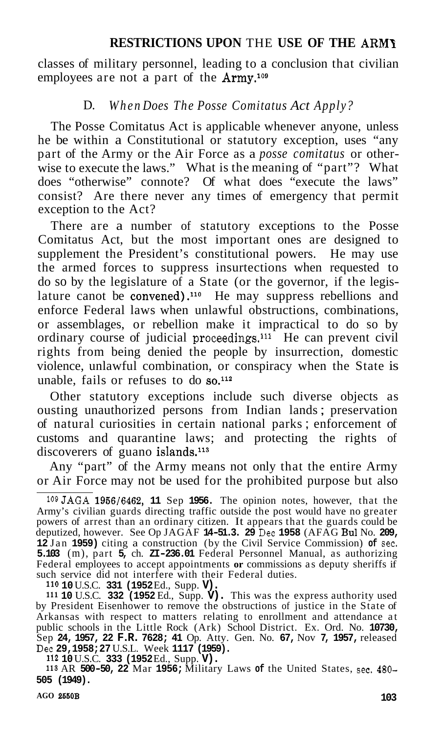classes of military personnel, leading to a conclusion that civilian employees are not a part of the Army.[109]

### D. *When Does The Posse Comitatus Act Apply?*

The Posse Comitatus Act is applicable whenever anyone, unless he be within a Constitutional or statutory exception, uses "any part of the Army or the Air Force as a *posse comitatus* or otherwise to execute the laws." What is the meaning of "part"? What does "otherwise" connote? Of what does "execute the laws" consist? Are there never any times of emergency that permit exception to the Act?

There are a number of statutory exceptions to the Posse Comitatus Act, but the most important ones are designed to supplement the President's constitutional powers. He may use the armed forces to suppress insurrections when requested to do so by the legislature of a State (or the governor, if the legislature canot be convened).[110] He may suppress rebellions and enforce Federal laws when unlawful obstructions, combinations, or assemblages, or rebellion make it impractical to do so by ordinary course of judicial proceedings.[111] He can prevent civil rights from being denied the people by insurrection, domestic violence, unlawful combination, or conspiracy when the State is unable, fails or refuses to do so.[112]

Other statutory exceptions include such diverse objects as ousting unauthorized persons from Indian lands; preservation of natural curiosities in certain national parks; enforcement of customs and quarantine laws; and protecting the rights of discoverers of guano islands.[113]

Any "part" of the Army means not only that the entire Army or Air Force may not be used for the prohibited purpose but also

---

[109] JAGA 1956/6462, 11 Sep 1956. The opinion notes, however, that the Army's civilian guards directing traffic outside the post would have no greater powers of arrest than an ordinary citizen. It appears that the guards could be deputized, however. See Op JAGAF 14-51.3. 29 Dec 1958 (AFAG Bul No. 209, 12 Jan 1959) citing a construction (by the Civil Service Commission) of sec. 5.103 (m), part 5, ch. ZI-236.01 Federal Personnel Manual, as authorizing Federal employees to accept appointments or commissions as deputy sheriffs if such service did not interfere with their Federal duties.

[110] 10 U.S.C. 331 (1952 Ed., Supp. V).

[111] 10 U.S.C. 332 (1952 Ed., Supp. V). This was the express authority used by President Eisenhower to remove the obstructions of justice in the State of Arkansas with respect to matters relating to enrollment and attendance at public schools in the Little Rock (Ark) School District. Ex. Ord. No. 10730, Sep 24, 1957, 22 F.R. 7628; 41 Op. Atty. Gen. No. 67, Nov 7, 1957, released Dec 29, 1958; 27 U.S.L. Week 1117 (1959).

[112] 10 U.S.C. 333 (1952 Ed., Supp. V).

[113] AR 500-50, 22 Mar 1956; Military Laws of the United States, sec. 480-505 (1949).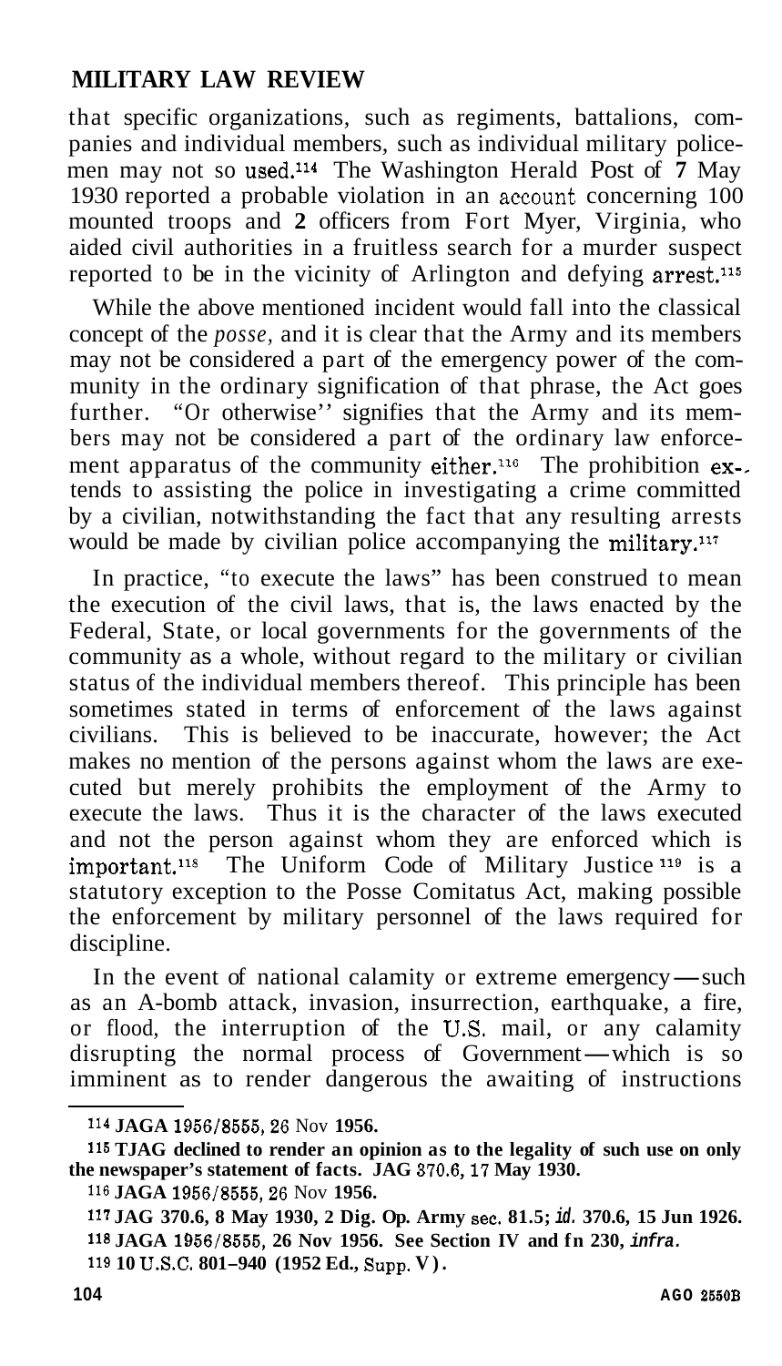that specific organizations, such as regiments, battalions, companies and individual members, such as individual military policemen may not so used.[114] The Washington Herald Post of 7 May 1930 reported a probable violation in an account concerning 100 mounted troops and 2 officers from Fort Myer, Virginia, who aided civil authorities in a fruitless search for a murder suspect reported to be in the vicinity of Arlington and defying arrest.[115]

While the above mentioned incident would fall into the classical concept of the *posse,* and it is clear that the Army and its members may not be considered a part of the emergency power of the community in the ordinary signification of that phrase, the Act goes further. "Or otherwise" signifies that the Army and its members may not be considered a part of the ordinary law enforcement apparatus of the community either.[116] The prohibition extends to assisting the police in investigating a crime committed by a civilian, notwithstanding the fact that any resulting arrests would be made by civilian police accompanying the military.[117]

In practice, "to execute the laws" has been construed to mean the execution of the civil laws, that is, the laws enacted by the Federal, State, or local governments for the governments of the community as a whole, without regard to the military or civilian status of the individual members thereof. This principle has been sometimes stated in terms of enforcement of the laws against civilians. This is believed to be inaccurate, however; the Act makes no mention of the persons against whom the laws are executed but merely prohibits the employment of the Army to execute the laws. Thus it is the character of the laws executed and not the person against whom they are enforced which is important.[118] The Uniform Code of Military Justice [119] is a statutory exception to the Posse Comitatus Act, making possible the enforcement by military personnel of the laws required for discipline.

In the event of national calamity or extreme emergency—such as an A-bomb attack, invasion, insurrection, earthquake, a fire, or flood, the interruption of the U.S. mail, or any calamity disrupting the normal process of Government—which is so imminent as to render dangerous the awaiting of instructions

---

[114] JAGA 1956/8555, 26 Nov 1956.

[115] TJAG declined to render an opinion as to the legality of such use on only the newspaper's statement of facts. JAG 370.6, 17 May 1930.

[116] JAGA 1956/8555, 26 Nov 1956.

[117] JAG 370.6, 8 May 1930, 2 Dig. Op. Army sec. 81.5; *id.* 370.6, 15 Jun 1926.

[118] JAGA 1956/8555, 26 Nov 1956. See Section IV and fn 230, *infra.*

[119] 10 U.S.C. 801–940 (1952 Ed., Supp. V).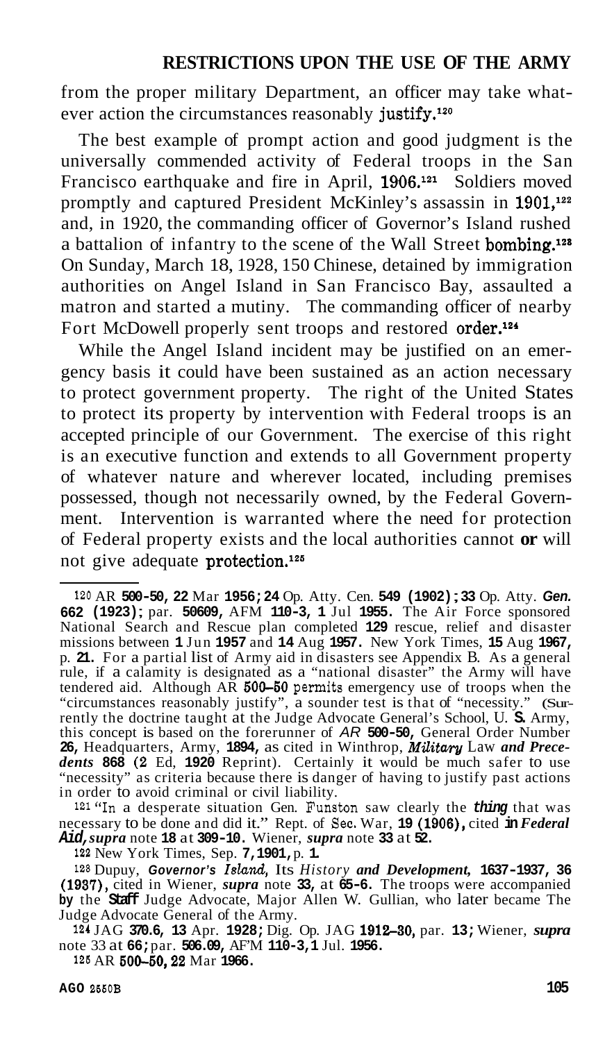from the proper military Department, an officer may take whatever action the circumstances reasonably justify.[120]

The best example of prompt action and good judgment is the universally commended activity of Federal troops in the San Francisco earthquake and fire in April, 1906.[121] Soldiers moved promptly and captured President McKinley's assassin in 1901,[122] and, in 1920, the commanding officer of Governor's Island rushed a battalion of infantry to the scene of the Wall Street bombing.[123] On Sunday, March 18, 1928, 150 Chinese, detained by immigration authorities on Angel Island in San Francisco Bay, assaulted a matron and started a mutiny. The commanding officer of nearby Fort McDowell properly sent troops and restored order.[124]

While the Angel Island incident may be justified on an emergency basis it could have been sustained as an action necessary to protect government property. The right of the United States to protect its property by intervention with Federal troops is an accepted principle of our Government. The exercise of this right is an executive function and extends to all Government property of whatever nature and wherever located, including premises possessed, though not necessarily owned, by the Federal Government. Intervention is warranted where the need for protection of Federal property exists and the local authorities cannot or will not give adequate protection.[125]

---

[120] AR 500-50, 22 Mar 1956; 24 Op. Atty. Gen. 549 (1902); 33 Op. Atty. *Gen.* 662 (1923); par. 50609, AFM 110-3, 1 Jul 1955. The Air Force sponsored National Search and Rescue plan completed 129 rescue, relief and disaster missions between 1 Jun 1957 and 14 Aug 1957. New York Times, 15 Aug 1967, p. 21. For a partial list of Army aid in disasters see Appendix B. As a general rule, if a calamity is designated as a "national disaster" the Army will have tendered aid. Although AR 500-50 permits emergency use of troops when the "circumstances reasonably justify", a sounder test is that of "necessity." (Currently the doctrine taught at the Judge Advocate General's School, U. S. Army, this concept is based on the forerunner of AR 500-50, General Order Number 26, Headquarters, Army, 1894, as cited in Winthrop, *Military* Law *and Precedents* 868 (2 Ed, 1920 Reprint). Certainly it would be much safer to use "necessity" as criteria because there is danger of having to justify past actions in order to avoid criminal or civil liability.

[121] "In a desperate situation Gen. Funston saw clearly the *thing* that was necessary to be done and did it." Rept. of Sec. War, 19 (1906), cited in *Federal Aid, supra* note 18 at 309-10. Wiener, *supra* note 33 at 52.

[122] New York Times, Sep. 7, 1901, p. 1.

[123] Dupuy, *Governor's Island, Its History and Development, 1637-1937*, 36 (1937), cited in Wiener, *supra* note 33, at 65-6. The troops were accompanied by the Staff Judge Advocate, Major Allen W. Gullian, who later became The Judge Advocate General of the Army.

[124] JAG 370.6, 13 Apr. 1928; Dig. Op. JAG 1912–30, par. 13; Wiener, *supra* note 33 at 66; par. 506.09, AFM 110-3, 1 Jul. 1956.

[125] AR 500–50, 22 Mar 1966.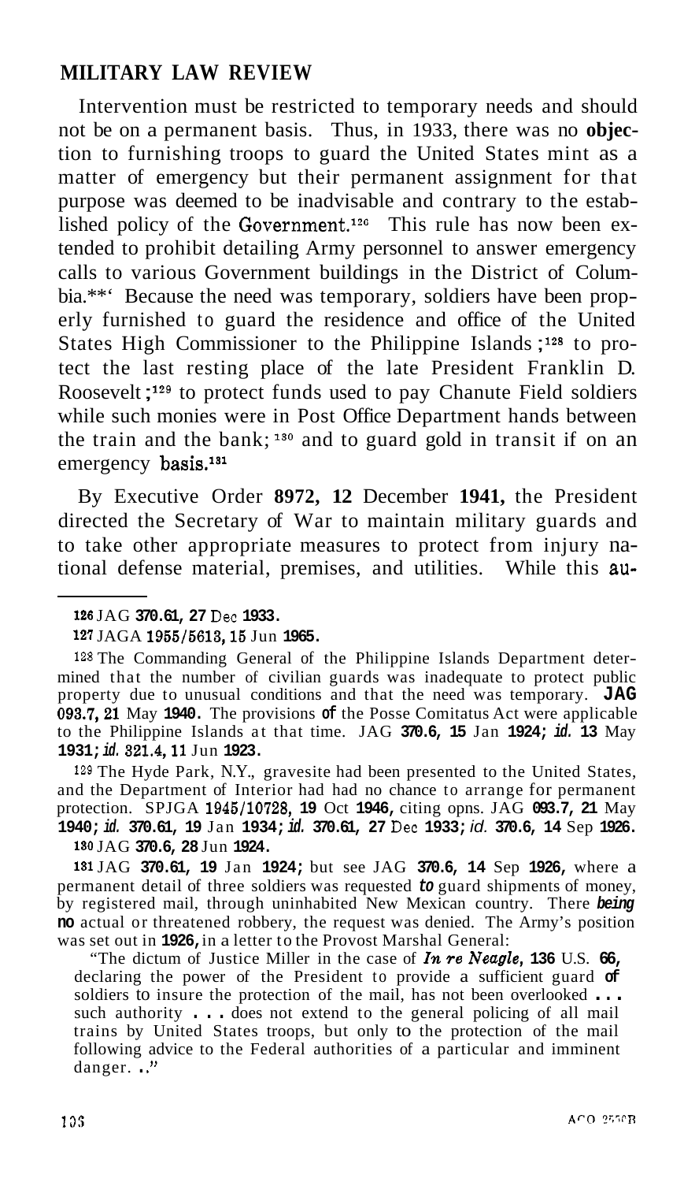Intervention must be restricted to temporary needs and should not be on a permanent basis. Thus, in 1933, there was no objection to furnishing troops to guard the United States mint as a matter of emergency but their permanent assignment for that purpose was deemed to be inadvisable and contrary to the established policy of the Government.[126] This rule has now been extended to prohibit detailing Army personnel to answer emergency calls to various Government buildings in the District of Columbia.[127] Because the need was temporary, soldiers have been properly furnished to guard the residence and office of the United States High Commissioner to the Philippine Islands;[128] to protect the last resting place of the late President Franklin D. Roosevelt;[129] to protect funds used to pay Chanute Field soldiers while such monies were in Post Office Department hands between the train and the bank;[130] and to guard gold in transit if on an emergency basis.[131]

By Executive Order 8972, 12 December 1941, the President directed the Secretary of War to maintain military guards and to take other appropriate measures to protect from injury national defense material, premises, and utilities. While this au-

---

[126] JAG 370.61, 27 Dec 1933.

[127] JAGA 1955/5613, 15 Jun 1955.

[128] The Commanding General of the Philippine Islands Department determined that the number of civilian guards was inadequate to protect public property due to unusual conditions and that the need was temporary. JAG 093.7, 21 May 1940. The provisions of the Posse Comitatus Act were applicable to the Philippine Islands at that time. JAG 370.6, 15 Jan 1924; *id.* 13 May 1931; *id.* 321.4, 11 Jun 1923.

[129] The Hyde Park, N.Y., gravesite had been presented to the United States, and the Department of Interior had had no chance to arrange for permanent protection. SPJGA 1945/10728, 19 Oct 1946, citing opns. JAG 093.7, 21 May 1940; *id.* 370.61, 19 Jan 1934; *id.* 370.61, 27 Dec 1933; *id.* 370.6, 14 Sep 1926.

[130] JAG 370.6, 28 Jun 1924.

[131] JAG 370.61, 19 Jan 1924; but see JAG 370.6, 14 Sep 1926, where a permanent detail of three soldiers was requested to guard shipments of money, by registered mail, through uninhabited New Mexican country. There being no actual or threatened robbery, the request was denied. The Army's position was set out in 1926, in a letter to the Provost Marshal General:

"The dictum of Justice Miller in the case of *In re Neagle*, 136 U.S. 66, declaring the power of the President to provide a sufficient guard of soldiers to insure the protection of the mail, has not been overlooked . . . such authority . . . does not extend to the general policing of all mail trains by United States troops, but only to the protection of the mail following advice to the Federal authorities of a particular and imminent danger. . ."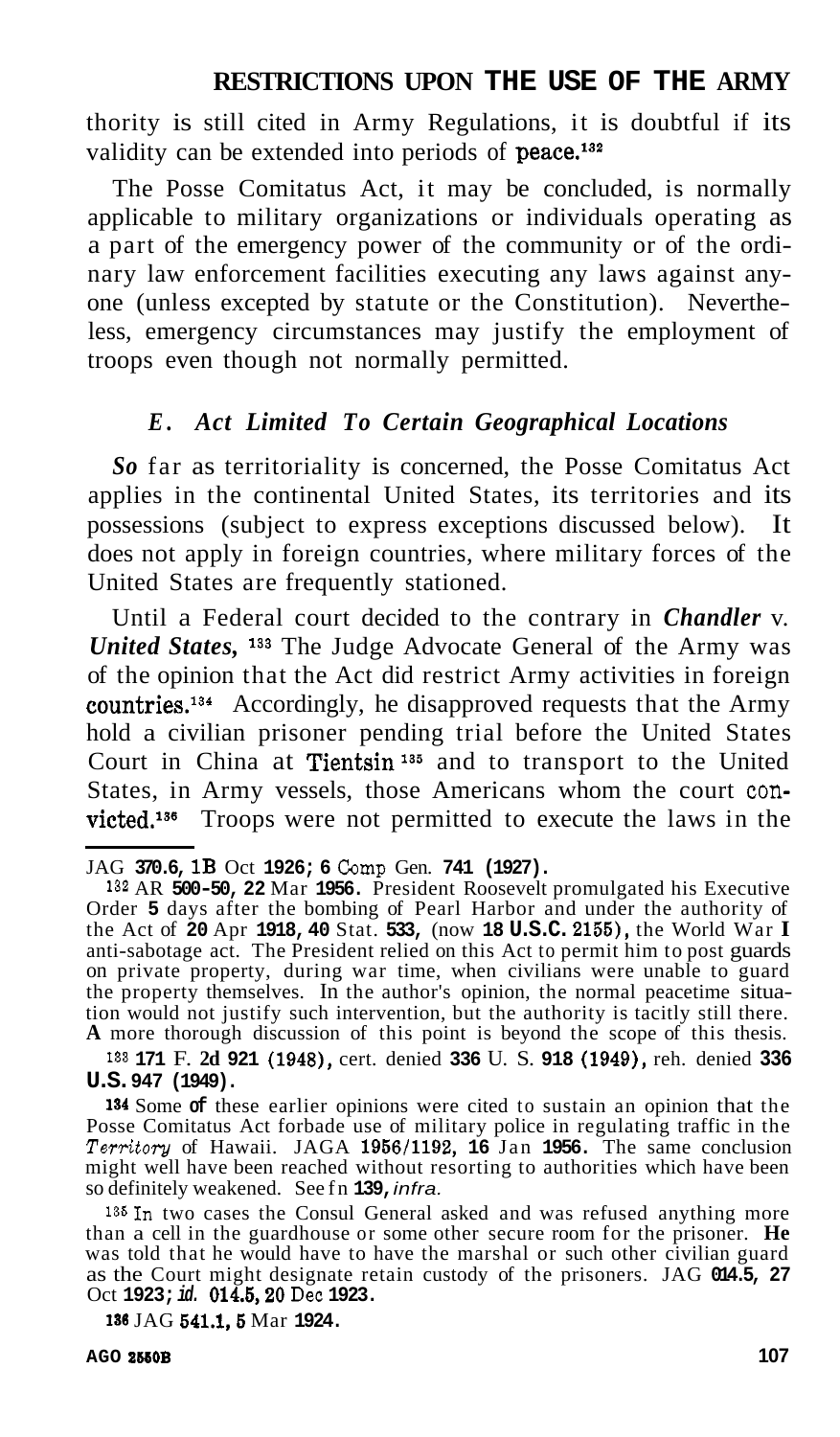thority is still cited in Army Regulations, it is doubtful if its validity can be extended into periods of peace.[132]

The Posse Comitatus Act, it may be concluded, is normally applicable to military organizations or individuals operating as a part of the emergency power of the community or of the ordinary law enforcement facilities executing any laws against anyone (unless excepted by statute or the Constitution). Nevertheless, emergency circumstances may justify the employment of troops even though not normally permitted.

### *E. Act Limited To Certain Geographical Locations*

*So* far as territoriality is concerned, the Posse Comitatus Act applies in the continental United States, its territories and its possessions (subject to express exceptions discussed below). It does not apply in foreign countries, where military forces of the United States are frequently stationed.

Until a Federal court decided to the contrary in ***Chandler* v. *United States,*** [133] The Judge Advocate General of the Army was of the opinion that the Act did restrict Army activities in foreign countries.[134] Accordingly, he disapproved requests that the Army hold a civilian prisoner pending trial before the United States Court in China at Tientsin [135] and to transport to the United States, in Army vessels, those Americans whom the court convicted.[136] Troops were not permitted to execute the laws in the

---

JAG **370.6, 1B** Oct **1926; 6** Comp Gen. **741 (1927)**.

[132] AR **500-50, 22** Mar **1956.** President Roosevelt promulgated his Executive Order **5** days after the bombing of Pearl Harbor and under the authority of the Act of **20** Apr **1918, 40** Stat. **533,** (now **18 U.S.C.** 2155), the World War **I** anti-sabotage act. The President relied on this Act to permit him to post guards on private property, during war time, when civilians were unable to guard the property themselves. In the author's opinion, the normal peacetime situation would not justify such intervention, but the authority is tacitly still there. **A** more thorough discussion of this point is beyond the scope of this thesis.

[133] **171** F. **2d 921 (1948),** cert. denied **336** U. S. **918 (1949),** reh. denied **336 U.S. 947 (1949).**

[134] Some **of** these earlier opinions were cited to sustain an opinion that the Posse Comitatus Act forbade use of military police in regulating traffic in the *Territory* of Hawaii. JAGA **1956/1192, 16** Jan **1956.** The same conclusion might well have been reached without resorting to authorities which have been so definitely weakened. See fn **139,** *infra.*

[135] In two cases the Consul General asked and was refused anything more than a cell in the guardhouse or some other secure room for the prisoner. **He** was told that he would have to have the marshal or such other civilian guard as the Court might designate retain custody of the prisoners. JAG **014.5, 27** Oct **1923;** *id.* **014.5, 20** Dec **1923.**

[136] JAG **541.1, 5** Mar **1924.**

AGO 2550B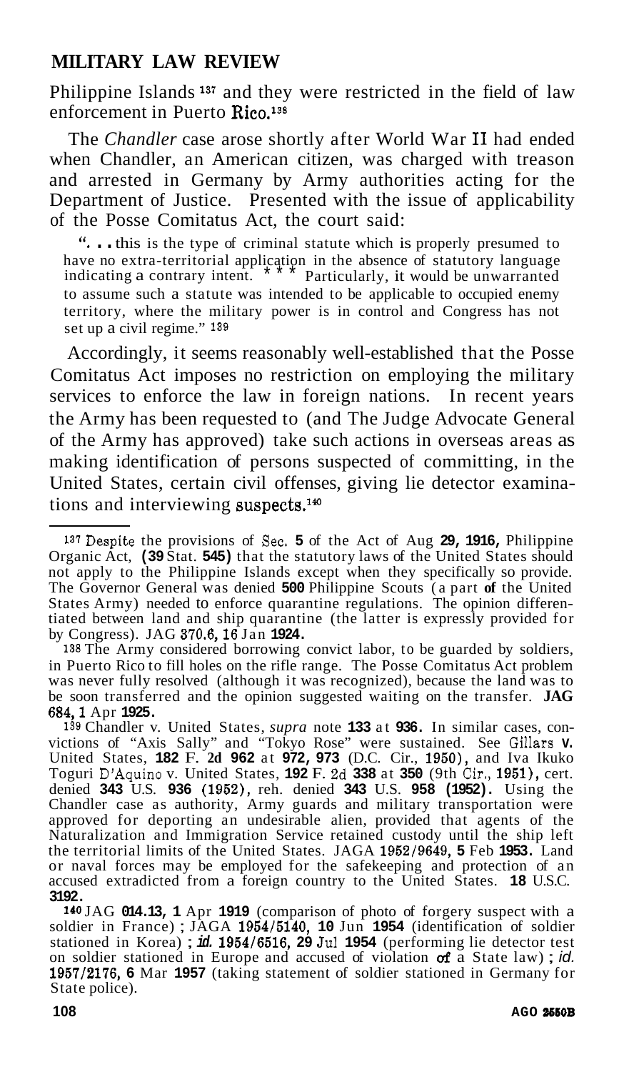Philippine Islands [137] and they were restricted in the field of law enforcement in Puerto Rico.[138]

The *Chandler* case arose shortly after World War II had ended when Chandler, an American citizen, was charged with treason and arrested in Germany by Army authorities acting for the Department of Justice. Presented with the issue of applicability of the Posse Comitatus Act, the court said:

> ". . . this is the type of criminal statute which is properly presumed to have no extra-territorial application in the absence of statutory language indicating a contrary intent. * * * Particularly, it would be unwarranted to assume such a statute was intended to be applicable to occupied enemy territory, where the military power is in control and Congress has not set up a civil regime." [139]

Accordingly, it seems reasonably well-established that the Posse Comitatus Act imposes no restriction on employing the military services to enforce the law in foreign nations. In recent years the Army has been requested to (and The Judge Advocate General of the Army has approved) take such actions in overseas areas as making identification of persons suspected of committing, in the United States, certain civil offenses, giving lie detector examinations and interviewing suspects.[140]

---

[137] Despite the provisions of Sec. 5 of the Act of Aug 29, 1916, Philippine Organic Act, (39 Stat. 545) that the statutory laws of the United States should not apply to the Philippine Islands except when they specifically so provide. The Governor General was denied 500 Philippine Scouts (a part of the United States Army) needed to enforce quarantine regulations. The opinion differentiated between land and ship quarantine (the latter is expressly provided for by Congress). JAG 370.6, 16 Jan 1924.

[138] The Army considered borrowing convict labor, to be guarded by soldiers, in Puerto Rico to fill holes on the rifle range. The Posse Comitatus Act problem was never fully resolved (although it was recognized), because the land was to be soon transferred and the opinion suggested waiting on the transfer. JAG 684, 1 Apr 1925.

[139] Chandler v. United States, *supra* note 133 at 936. In similar cases, convictions of "Axis Sally" and "Tokyo Rose" were sustained. See Gillars v. United States, 182 F. 2d 962 at 972, 973 (D.C. Cir., 1950), and Iva Ikuko Toguri D'Aquino v. United States, 192 F. 2d 338 at 350 (9th Cir., 1951), cert. denied 343 U.S. 936 (1952), reh. denied 343 U.S. 958 (1952). Using the Chandler case as authority, Army guards and military transportation were approved for deporting an undesirable alien, provided that agents of the Naturalization and Immigration Service retained custody until the ship left the territorial limits of the United States. JAGA 1952/9649, 5 Feb 1953. Land or naval forces may be employed for the safekeeping and protection of an accused extradicted from a foreign country to the United States. 18 U.S.C. 3192.

[140] JAG 014.13, 1 Apr 1919 (comparison of photo of forgery suspect with a soldier in France); JAGA 1954/5140, 10 Jun 1954 (identification of soldier stationed in Korea); *id.* 1954/6516, 29 Jul 1954 (performing lie detector test on soldier stationed in Europe and accused of violation of a State law); *id.* 1957/2176, 6 Mar 1957 (taking statement of soldier stationed in Germany for State police).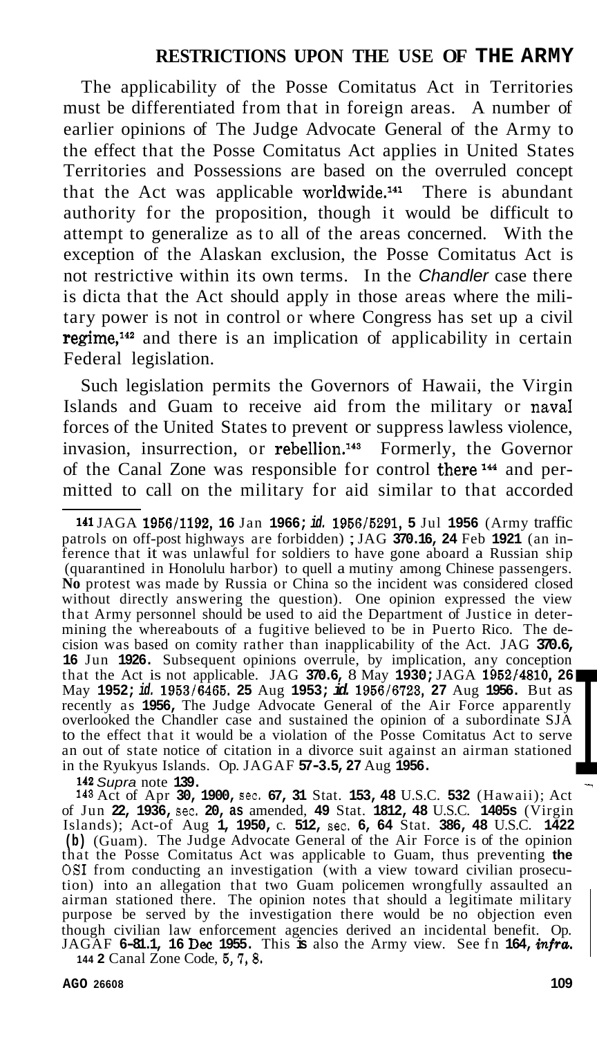The applicability of the Posse Comitatus Act in Territories must be differentiated from that in foreign areas. A number of earlier opinions of The Judge Advocate General of the Army to the effect that the Posse Comitatus Act applies in United States Territories and Possessions are based on the overruled concept that the Act was applicable worldwide.[141] There is abundant authority for the proposition, though it would be difficult to attempt to generalize as to all of the areas concerned. With the exception of the Alaskan exclusion, the Posse Comitatus Act is not restrictive within its own terms. In the *Chandler* case there is dicta that the Act should apply in those areas where the military power is not in control or where Congress has set up a civil regime,[142] and there is an implication of applicability in certain Federal legislation.

Such legislation permits the Governors of Hawaii, the Virgin Islands and Guam to receive aid from the military or naval forces of the United States to prevent or suppress lawless violence, invasion, insurrection, or rebellion.[143] Formerly, the Governor of the Canal Zone was responsible for control there[144] and permitted to call on the military for aid similar to that accorded

---

[141] JAGA 1956/1192, 16 Jan 1966; *id.* 1956/5291, 5 Jul 1956 (Army traffic patrols on off-post highways are forbidden) ; JAG 370.16, 24 Feb 1921 (an inference that it was unlawful for soldiers to have gone aboard a Russian ship (quarantined in Honolulu harbor) to quell a mutiny among Chinese passengers. No protest was made by Russia or China so the incident was considered closed without directly answering the question). One opinion expressed the view that Army personnel should be used to aid the Department of Justice in determining the whereabouts of a fugitive believed to be in Puerto Rico. The decision was based on comity rather than inapplicability of the Act. JAG 370.6, 16 Jun 1926. Subsequent opinions overrule, by implication, any conception that the Act is not applicable. JAG 370.6, 8 May 1930; JAGA 1952/4810, 26 May 1952; *id.* 1953/6465. 25 Aug 1953; *id.* 1956/6723, 27 Aug 1956. But as recently as 1956, The Judge Advocate General of the Air Force apparently overlooked the Chandler case and sustained the opinion of a subordinate SJA to the effect that it would be a violation of the Posse Comitatus Act to serve an out of state notice of citation in a divorce suit against an airman stationed in the Ryukyus Islands. Op. JAGAF 57-3.5, 27 Aug 1956.

[142] *Supra* note 139.

[143] Act of Apr 30, 1900, sec. 67, 31 Stat. 153, 48 U.S.C. 532 (Hawaii); Act of Jun 22, 1936, sec. 20, as amended, 49 Stat. 1812, 48 U.S.C. 1405s (Virgin Islands); Act of Aug 1, 1950, c. 512, sec. 6, 64 Stat. 386, 48 U.S.C. 1422 (b) (Guam). The Judge Advocate General of the Air Force is of the opinion that the Posse Comitatus Act was applicable to Guam, thus preventing the OSI from conducting an investigation (with a view toward civilian prosecution) into an allegation that two Guam policemen wrongfully assaulted an airman stationed there. The opinion notes that should a legitimate military purpose be served by the investigation there would be no objection even though civilian law enforcement agencies derived an incidental benefit. Op. JAGAF 6-81.1, 16 Dec 1955. This is also the Army view. See fn 164, *infra.*

[144] 2 Canal Zone Code, 5, 7, 8.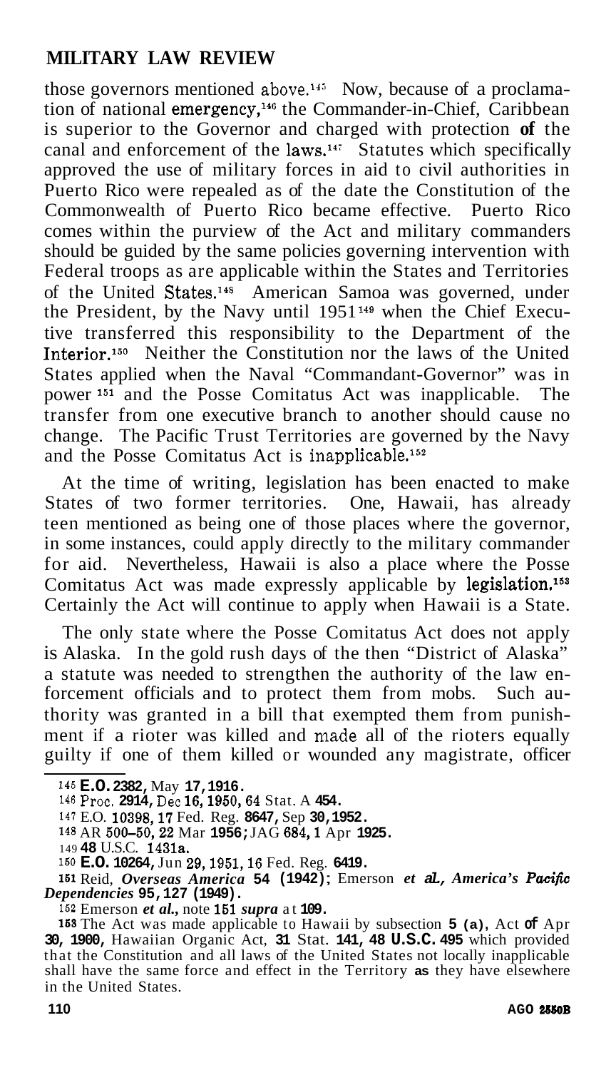those governors mentioned above.[145] Now, because of a proclamation of national emergency,[146] the Commander-in-Chief, Caribbean is superior to the Governor and charged with protection of the canal and enforcement of the laws.[147] Statutes which specifically approved the use of military forces in aid to civil authorities in Puerto Rico were repealed as of the date the Constitution of the Commonwealth of Puerto Rico became effective. Puerto Rico comes within the purview of the Act and military commanders should be guided by the same policies governing intervention with Federal troops as are applicable within the States and Territories of the United States.[148] American Samoa was governed, under the President, by the Navy until 1951[149] when the Chief Executive transferred this responsibility to the Department of the Interior.[150] Neither the Constitution nor the laws of the United States applied when the Naval "Commandant-Governor" was in power[151] and the Posse Comitatus Act was inapplicable. The transfer from one executive branch to another should cause no change. The Pacific Trust Territories are governed by the Navy and the Posse Comitatus Act is inapplicable.[152]

At the time of writing, legislation has been enacted to make States of two former territories. One, Hawaii, has already teen mentioned as being one of those places where the governor, in some instances, could apply directly to the military commander for aid. Nevertheless, Hawaii is also a place where the Posse Comitatus Act was made expressly applicable by legislation.[153] Certainly the Act will continue to apply when Hawaii is a State.

The only state where the Posse Comitatus Act does not apply is Alaska. In the gold rush days of the then "District of Alaska" a statute was needed to strengthen the authority of the law enforcement officials and to protect them from mobs. Such authority was granted in a bill that exempted them from punishment if a rioter was killed and made all of the rioters equally guilty if one of them killed or wounded any magistrate, officer

---

145 E.O. 2382, May 17, 1916.

146 Proc. 2914, Dec 16, 1950, 64 Stat. A 454.

147 E.O. 10398, 17 Fed. Reg. 8647, Sep 30, 1952.

148 AR 500-50, 22 Mar 1956; JAG 684, 1 Apr 1925.

149 48 U.S.C. 1431a.

150 E.O. 10264, Jun 29, 1951, 16 Fed. Reg. 6419.

151 Reid, *Overseas America* 54 (1942); Emerson *et al., America's Pacific Dependencies* 95, 127 (1949).

152 Emerson *et al.*, note 151 *supra* at 109.

153 The Act was made applicable to Hawaii by subsection 5 (a), Act of Apr 30, 1900, Hawaiian Organic Act, 31 Stat. 141, 48 U.S.C. 495 which provided that the Constitution and all laws of the United States not locally inapplicable shall have the same force and effect in the Territory as they have elsewhere in the United States.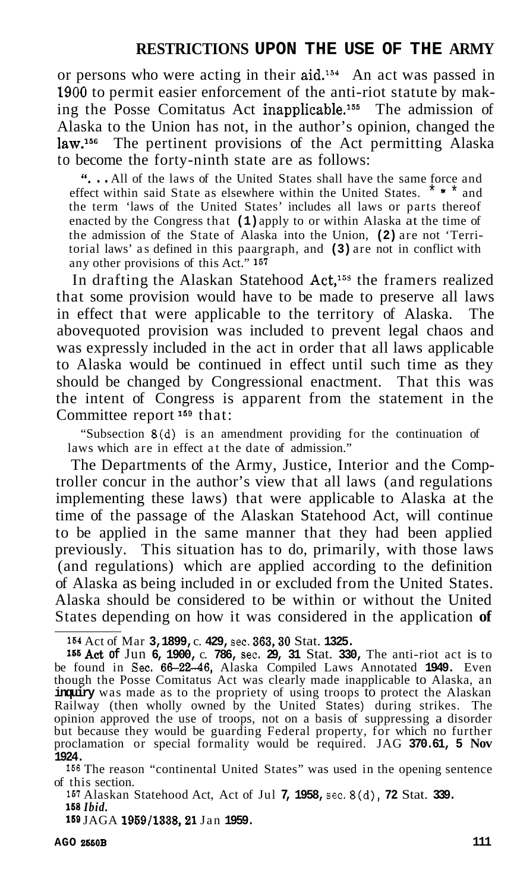or persons who were acting in their aid.[154] An act was passed in 1900 to permit easier enforcement of the anti-riot statute by making the Posse Comitatus Act inapplicable.[155] The admission of Alaska to the Union has not, in the author's opinion, changed the law.[156] The pertinent provisions of the Act permitting Alaska to become the forty-ninth state are as follows:

> ". . . All of the laws of the United States shall have the same force and effect within said State as elsewhere within the United States. * * * and the term 'laws of the United States' includes all laws or parts thereof enacted by the Congress that **(1)** apply to or within Alaska at the time of the admission of the State of Alaska into the Union, **(2)** are not 'Territorial laws' as defined in this paargraph, and **(3)** are not in conflict with any other provisions of this Act." [157]

In drafting the Alaskan Statehood Act,[158] the framers realized that some provision would have to be made to preserve all laws in effect that were applicable to the territory of Alaska. The abovequoted provision was included to prevent legal chaos and was expressly included in the act in order that all laws applicable to Alaska would be continued in effect until such time as they should be changed by Congressional enactment. That this was the intent of Congress is apparent from the statement in the Committee report [159] that:

> "Subsection 8(d) is an amendment providing for the continuation of laws which are in effect at the date of admission."

The Departments of the Army, Justice, Interior and the Comptroller concur in the author's view that all laws (and regulations implementing these laws) that were applicable to Alaska at the time of the passage of the Alaskan Statehood Act, will continue to be applied in the same manner that they had been applied previously. This situation has to do, primarily, with those laws (and regulations) which are applied according to the definition of Alaska as being included in or excluded from the United States. Alaska should be considered to be within or without the United States depending on how it was considered in the application **of**

---

[154] Act of Mar **3, 1899,** c. **429,** sec. 363, 30 Stat. **1325.**

[155] Act of Jun **6, 1900,** c. **786,** sec. **29, 31** Stat. **330,** The anti-riot act is to be found in Sec. 66-22-46, Alaska Compiled Laws Annotated **1949.** Even though the Posse Comitatus Act was clearly made inapplicable to Alaska, an **inquiry** was made as to the propriety of using troops to protect the Alaskan Railway (then wholly owned by the United States) during strikes. The opinion approved the use of troops, not on a basis of suppressing a disorder but because they would be guarding Federal property, for which no further proclamation or special formality would be required. JAG **370.61, 5 Nov 1924.**

[156] The reason "continental United States" was used in the opening sentence of this section.

[157] Alaskan Statehood Act, Act of Jul **7, 1958,** sec. 8(d), **72** Stat. **339.**

[158] *Ibid.*

[159] JAGA **1959/1338, 21** Jan **1959.**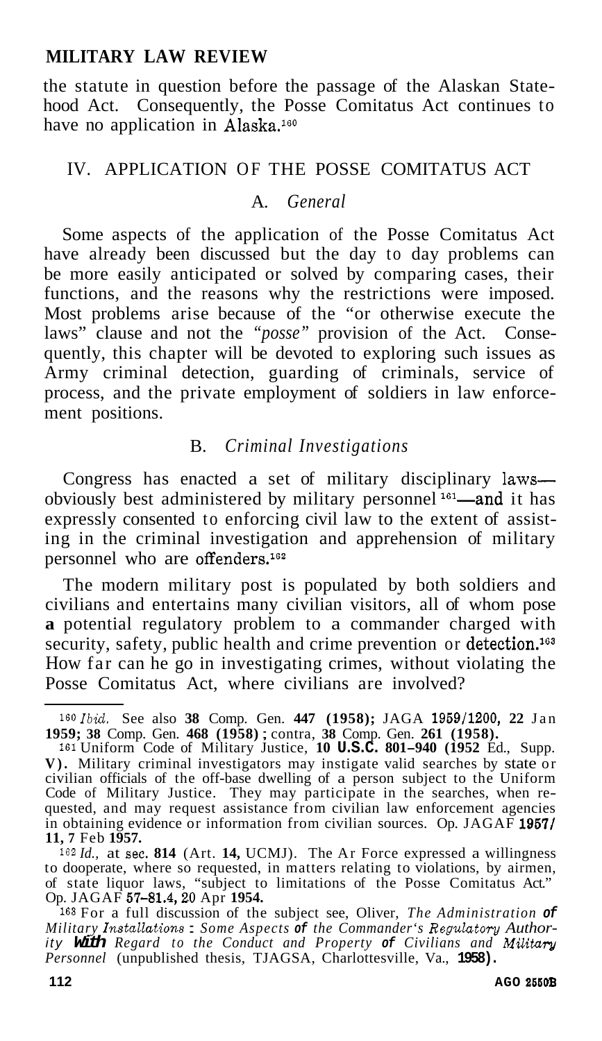the statute in question before the passage of the Alaskan Statehood Act. Consequently, the Posse Comitatus Act continues to have no application in Alaska.[160]

## IV. APPLICATION OF THE POSSE COMITATUS ACT

### A. *General*

Some aspects of the application of the Posse Comitatus Act have already been discussed but the day to day problems can be more easily anticipated or solved by comparing cases, their functions, and the reasons why the restrictions were imposed. Most problems arise because of the "or otherwise execute the laws" clause and not the *"posse"* provision of the Act. Consequently, this chapter will be devoted to exploring such issues as Army criminal detection, guarding of criminals, service of process, and the private employment of soldiers in law enforcement positions.

### B. *Criminal Investigations*

Congress has enacted a set of military disciplinary laws—obviously best administered by military personnel[161]—and it has expressly consented to enforcing civil law to the extent of assisting in the criminal investigation and apprehension of military personnel who are offenders.[162]

The modern military post is populated by both soldiers and civilians and entertains many civilian visitors, all of whom pose a potential regulatory problem to a commander charged with security, safety, public health and crime prevention or detection.[163] How far can he go in investigating crimes, without violating the Posse Comitatus Act, where civilians are involved?

---

[160] *Ibid.* See also **38** Comp. Gen. **447 (1958);** JAGA 1959/1200, 22 Jan **1959; 38** Comp. Gen. **468 (1958)**; contra, **38** Comp. Gen. **261 (1958).**

[161] Uniform Code of Military Justice, **10 U.S.C. 801–940 (1952** Ed., Supp. **V).** Military criminal investigators may instigate valid searches by state or civilian officials of the off-base dwelling of a person subject to the Uniform Code of Military Justice. They may participate in the searches, when requested, and may request assistance from civilian law enforcement agencies in obtaining evidence or information from civilian sources. Op. JAGAF **1957/11, 7** Feb **1957.**

[162] *Id.,* at sec. **814** (Art. **14,** UCMJ). The Ar Force expressed a willingness to dooperate, where so requested, in matters relating to violations, by airmen, of state liquor laws, "subject to limitations of the Posse Comitatus Act." Op. JAGAF 57–81.4, 20 Apr **1954.**

[163] For a full discussion of the subject see, Oliver, *The Administration* ***of*** *Military Installations* : *Some Aspects* ***of*** *the Commander's Regulatory Authority* ***With*** *Regard to the Conduct and Property* ***of*** *Civilians and Military Personnel* (unpublished thesis, TJAGSA, Charlottesville, Va., **1958).**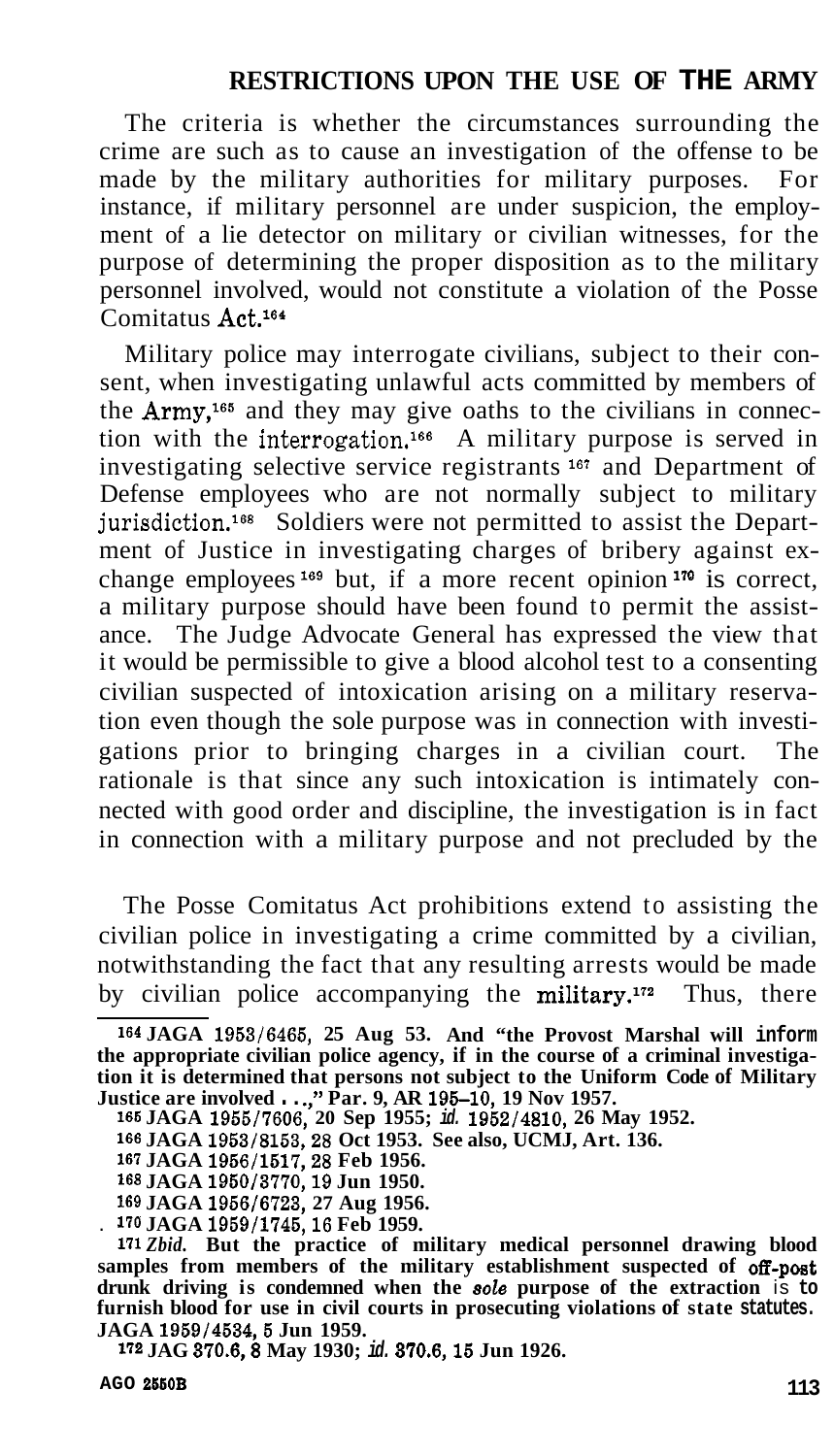The criteria is whether the circumstances surrounding the crime are such as to cause an investigation of the offense to be made by the military authorities for military purposes. For instance, if military personnel are under suspicion, the employment of a lie detector on military or civilian witnesses, for the purpose of determining the proper disposition as to the military personnel involved, would not constitute a violation of the Posse Comitatus Act.[164]

Military police may interrogate civilians, subject to their consent, when investigating unlawful acts committed by members of the Army,[165] and they may give oaths to the civilians in connection with the interrogation.[166] A military purpose is served in investigating selective service registrants [167] and Department of Defense employees who are not normally subject to military jurisdiction.[168] Soldiers were not permitted to assist the Department of Justice in investigating charges of bribery against exchange employees [169] but, if a more recent opinion [170] is correct, a military purpose should have been found to permit the assistance. The Judge Advocate General has expressed the view that it would be permissible to give a blood alcohol test to a consenting civilian suspected of intoxication arising on a military reservation even though the sole purpose was in connection with investigations prior to bringing charges in a civilian court. The rationale is that since any such intoxication is intimately connected with good order and discipline, the investigation is in fact in connection with a military purpose and not precluded by the

The Posse Comitatus Act prohibitions extend to assisting the civilian police in investigating a crime committed by a civilian, notwithstanding the fact that any resulting arrests would be made by civilian police accompanying the military.[172] Thus, there

---

[164] **JAGA 1953/6465, 25 Aug 53. And "the Provost Marshal will inform the appropriate civilian police agency, if in the course of a criminal investigation it is determined that persons not subject to the Uniform Code of Military Justice are involved . . .," Par. 9, AR 195–10, 19 Nov 1957.**

[165] **JAGA 1955/7606, 20 Sep 1955; *id.* 1952/4810, 26 May 1952.**

[166] **JAGA 1953/8153, 28 Oct 1953. See also, UCMJ, Art. 136.**

[167] **JAGA 1956/1517, 28 Feb 1956.**

[168] **JAGA 1950/3770, 19 Jun 1950.**

[169] **JAGA 1956/6723, 27 Aug 1956.**

[170] **JAGA 1959/1745, 16 Feb 1959.**

[171] ***Ibid.* But the practice of military medical personnel drawing blood samples from members of the military establishment suspected of off-post drunk driving is condemned when the *sole* purpose of the extraction is to furnish blood for use in civil courts in prosecuting violations of state statutes. JAGA 1959/4534, 5 Jun 1959.**

[172] **JAG 370.6, 8 May 1930; *id.* 370.6, 15 Jun 1926.**

**AGO 2550B**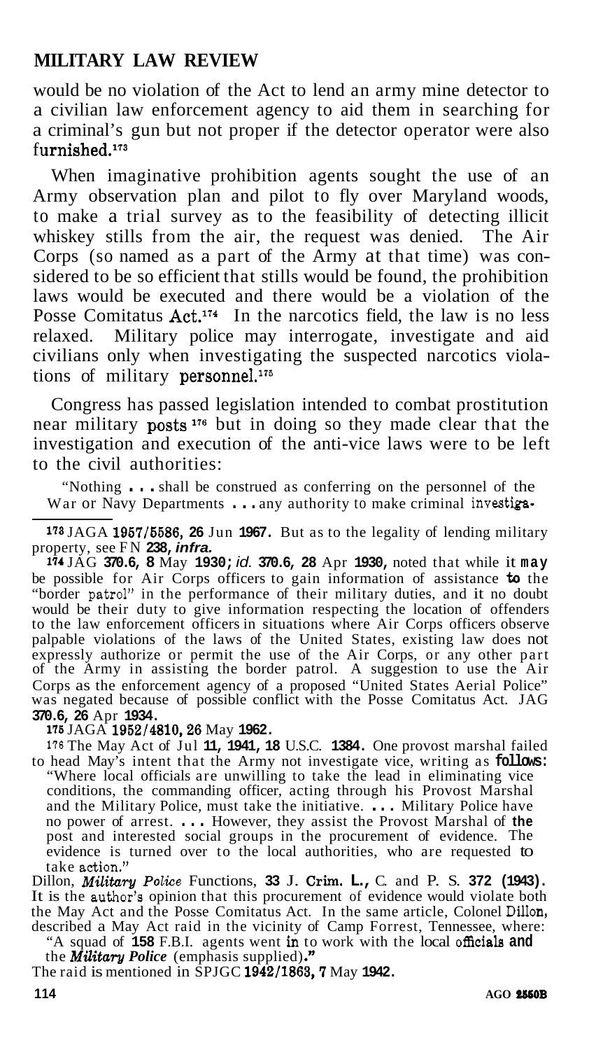would be no violation of the Act to lend an army mine detector to a civilian law enforcement agency to aid them in searching for a criminal's gun but not proper if the detector operator were also furnished.[173]

When imaginative prohibition agents sought the use of an Army observation plan and pilot to fly over Maryland woods, to make a trial survey as to the feasibility of detecting illicit whiskey stills from the air, the request was denied. The Air Corps (so named as a part of the Army at that time) was considered to be so efficient that stills would be found, the prohibition laws would be executed and there would be a violation of the Posse Comitatus Act.[174] In the narcotics field, the law is no less relaxed. Military police may interrogate, investigate and aid civilians only when investigating the suspected narcotics violations of military personnel.[175]

Congress has passed legislation intended to combat prostitution near military posts[176] but in doing so they made clear that the investigation and execution of the anti-vice laws were to be left to the civil authorities:

> "Nothing . . . shall be construed as conferring on the personnel of the War or Navy Departments . . . any authority to make criminal investiga-

---

[173] JAGA 1957/5586, 26 Jun 1967. But as to the legality of lending military property, see FN 238, *infra.*

[174] JAG 370.6, 8 May 1930; *id.* 370.6, 28 Apr 1930, noted that while it may be possible for Air Corps officers to gain information of assistance to the "border patrol" in the performance of their military duties, and it no doubt would be their duty to give information respecting the location of offenders to the law enforcement officers in situations where Air Corps officers observe palpable violations of the laws of the United States, existing law does not expressly authorize or permit the use of the Air Corps, or any other part of the Army in assisting the border patrol. A suggestion to use the Air Corps as the enforcement agency of a proposed "United States Aerial Police" was negated because of possible conflict with the Posse Comitatus Act. JAG 370.6, 26 Apr 1934.

[175] JAGA 1952/4810, 26 May 1962.

[176] The May Act of Jul 11, 1941, 18 U.S.C. 1384. One provost marshal failed to head May's intent that the Army not investigate vice, writing as follows:

> "Where local officials are unwilling to take the lead in eliminating vice conditions, the commanding officer, acting through his Provost Marshal and the Military Police, must take the initiative. . . . Military Police have no power of arrest. . . . However, they assist the Provost Marshal of the post and interested social groups in the procurement of evidence. The evidence is turned over to the local authorities, who are requested to take action."

Dillon, *Military Police* Functions, 33 J. Crim. L., C. and P. S. 372 (1943). It is the author's opinion that this procurement of evidence would violate both the May Act and the Posse Comitatus Act. In the same article, Colonel Dillon, described a May Act raid in the vicinity of Camp Forrest, Tennessee, where:

> "A squad of 158 F.B.I. agents went in to work with the local officials and the *Military Police* (emphasis supplied)."

The raid is mentioned in SPJGC 1942/1863, 7 May 1942.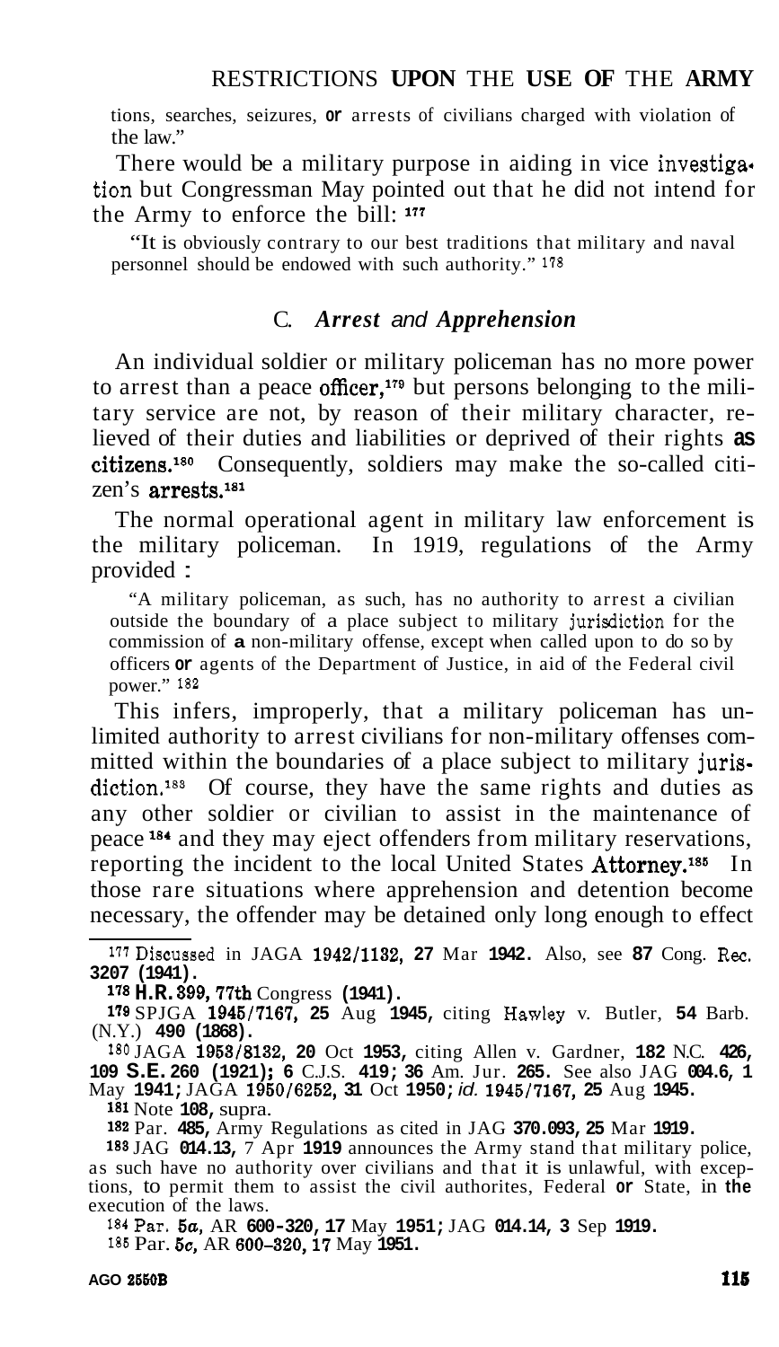tions, searches, seizures, or arrests of civilians charged with violation of the law."

There would be a military purpose in aiding in vice investigation but Congressman May pointed out that he did not intend for the Army to enforce the bill: [177]

> "It is obviously contrary to our best traditions that military and naval personnel should be endowed with such authority." [178]

### C. *Arrest and Apprehension*

An individual soldier or military policeman has no more power to arrest than a peace officer,[179] but persons belonging to the military service are not, by reason of their military character, relieved of their duties and liabilities or deprived of their rights as citizens.[180] Consequently, soldiers may make the so-called citizen's arrests.[181]

The normal operational agent in military law enforcement is the military policeman. In 1919, regulations of the Army provided:

> "A military policeman, as such, has no authority to arrest a civilian outside the boundary of a place subject to military jurisdiction for the commission of a non-military offense, except when called upon to do so by officers or agents of the Department of Justice, in aid of the Federal civil power." [182]

This infers, improperly, that a military policeman has unlimited authority to arrest civilians for non-military offenses committed within the boundaries of a place subject to military jurisdiction.[183] Of course, they have the same rights and duties as any other soldier or civilian to assist in the maintenance of peace [184] and they may eject offenders from military reservations, reporting the incident to the local United States Attorney.[185] In those rare situations where apprehension and detention become necessary, the offender may be detained only long enough to effect

---

[177] Discussed in JAGA 1942/1132, 27 Mar 1942. Also, see 87 Cong. Rec. 3207 (1941).

[178] H.R. 399, 77th Congress (1941).

[179] SPJGA 1945/7167, 25 Aug 1945, citing Hawley v. Butler, 54 Barb. (N.Y.) 490 (1868).

[180] JAGA 1953/8132, 20 Oct 1953, citing Allen v. Gardner, 182 N.C. 426, 109 S.E. 260 (1921); 6 C.J.S. 419; 36 Am. Jur. 265. See also JAG 004.6, 1 May 1941; JAGA 1950/6252, 31 Oct 1950; *id.* 1945/7167, 25 Aug 1945.

[181] Note 108, supra.

[182] Par. 485, Army Regulations as cited in JAG 370.093, 25 Mar 1919.

[183] JAG 014.13, 7 Apr 1919 announces the Army stand that military police, as such have no authority over civilians and that it is unlawful, with exceptions, to permit them to assist the civil authorites, Federal or State, in the execution of the laws.

[184] Par. 5*a*, AR 600-320, 17 May 1951; JAG 014.14, 3 Sep 1919.

[185] Par. 5*c*, AR 600-320, 17 May 1951.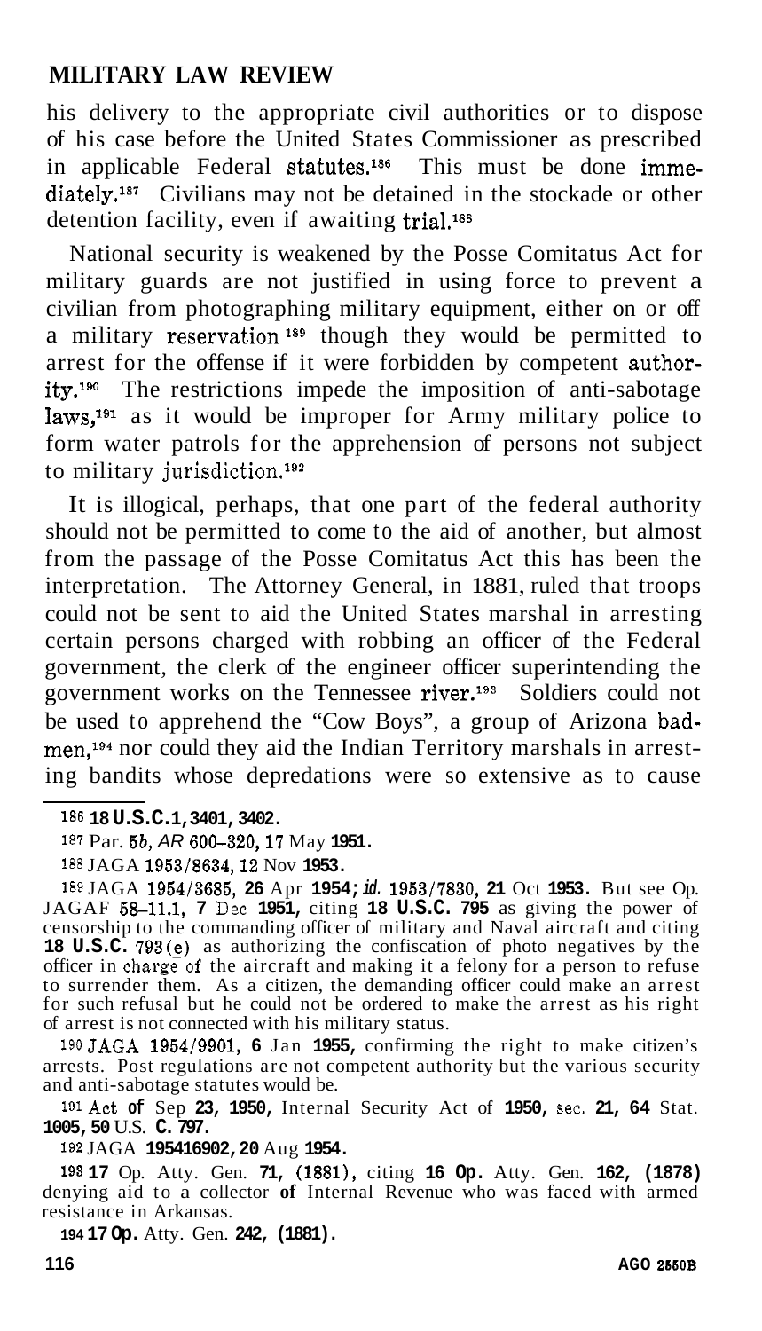his delivery to the appropriate civil authorities or to dispose of his case before the United States Commissioner as prescribed in applicable Federal statutes.[186] This must be done immediately.[187] Civilians may not be detained in the stockade or other detention facility, even if awaiting trial.[188]

National security is weakened by the Posse Comitatus Act for military guards are not justified in using force to prevent a civilian from photographing military equipment, either on or off a military reservation[189] though they would be permitted to arrest for the offense if it were forbidden by competent authority.[190] The restrictions impede the imposition of anti-sabotage laws,[191] as it would be improper for Army military police to form water patrols for the apprehension of persons not subject to military jurisdiction.[192]

It is illogical, perhaps, that one part of the federal authority should not be permitted to come to the aid of another, but almost from the passage of the Posse Comitatus Act this has been the interpretation. The Attorney General, in 1881, ruled that troops could not be sent to aid the United States marshal in arresting certain persons charged with robbing an officer of the Federal government, the clerk of the engineer officer superintending the government works on the Tennessee river.[193] Soldiers could not be used to apprehend the "Cow Boys", a group of Arizona badmen,[194] nor could they aid the Indian Territory marshals in arresting bandits whose depredations were so extensive as to cause

---

[186] 18 U.S.C. 1, 3401, 3402.

[187] Par. 5b, *AR* 600-320, 17 May 1951.

[188] JAGA 1953/8634, 12 Nov 1953.

[189] JAGA 1954/3685, 26 Apr 1954; *id.* 1953/7830, 21 Oct 1953. But see Op. JAGAF 58-11.1, 7 Dec 1951, citing 18 U.S.C. 795 as giving the power of censorship to the commanding officer of military and Naval aircraft and citing 18 U.S.C. 793(e) as authorizing the confiscation of photo negatives by the officer in charge of the aircraft and making it a felony for a person to refuse to surrender them. As a citizen, the demanding officer could make an arrest for such refusal but he could not be ordered to make the arrest as his right of arrest is not connected with his military status.

[190] JAGA 1954/9901, 6 Jan 1955, confirming the right to make citizen's arrests. Post regulations are not competent authority but the various security and anti-sabotage statutes would be.

[191] Act of Sep 23, 1950, Internal Security Act of 1950, sec. 21, 64 Stat. 1005, 50 U.S. C. 797.

[192] JAGA 1954/6902, 20 Aug 1954.

[193] 17 Op. Atty. Gen. 71, (1881), citing 16 Op. Atty. Gen. 162, (1878) denying aid to a collector of Internal Revenue who was faced with armed resistance in Arkansas.

[194] 17 Op. Atty. Gen. 242, (1881).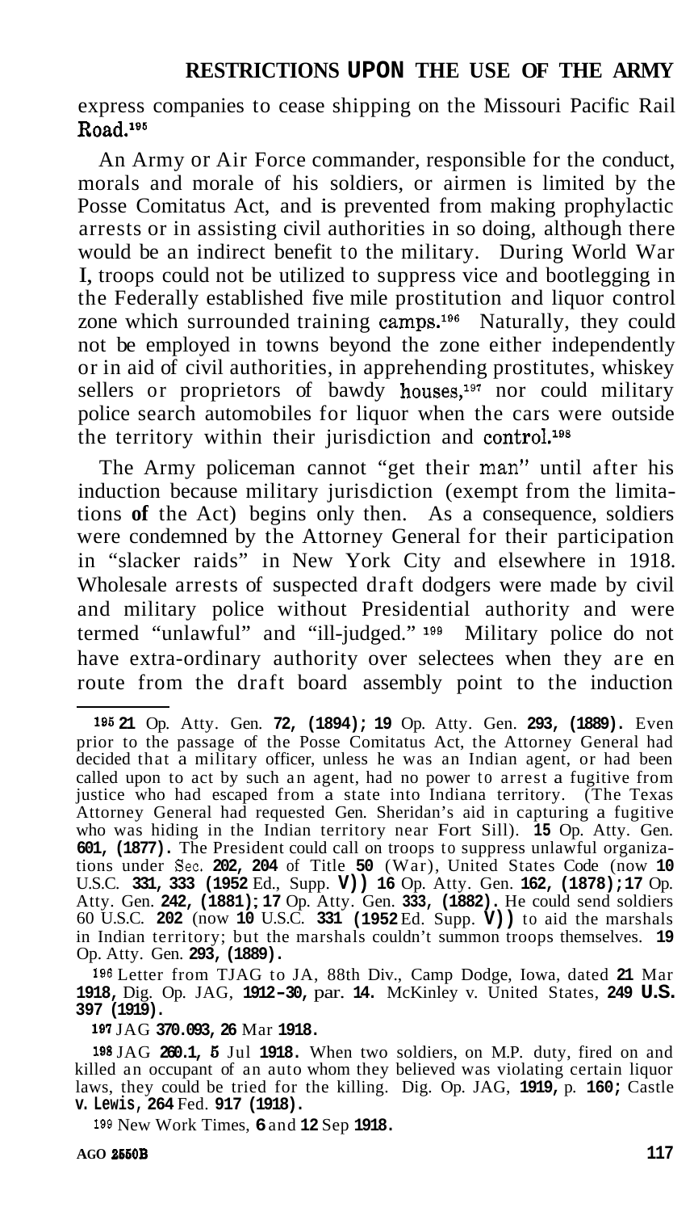express companies to cease shipping on the Missouri Pacific Rail Road.[195]

An Army or Air Force commander, responsible for the conduct, morals and morale of his soldiers, or airmen is limited by the Posse Comitatus Act, and is prevented from making prophylactic arrests or in assisting civil authorities in so doing, although there would be an indirect benefit to the military. During World War I, troops could not be utilized to suppress vice and bootlegging in the Federally established five mile prostitution and liquor control zone which surrounded training camps.[196] Naturally, they could not be employed in towns beyond the zone either independently or in aid of civil authorities, in apprehending prostitutes, whiskey sellers or proprietors of bawdy houses,[197] nor could military police search automobiles for liquor when the cars were outside the territory within their jurisdiction and control.[198]

The Army policeman cannot "get their man" until after his induction because military jurisdiction (exempt from the limitations of the Act) begins only then. As a consequence, soldiers were condemned by the Attorney General for their participation in "slacker raids" in New York City and elsewhere in 1918. Wholesale arrests of suspected draft dodgers were made by civil and military police without Presidential authority and were termed "unlawful" and "ill-judged." [199] Military police do not have extra-ordinary authority over selectees when they are en route from the draft board assembly point to the induction

---

[195] 21 Op. Atty. Gen. 72, (1894); 19 Op. Atty. Gen. 293, (1889). Even prior to the passage of the Posse Comitatus Act, the Attorney General had decided that a military officer, unless he was an Indian agent, or had been called upon to act by such an agent, had no power to arrest a fugitive from justice who had escaped from a state into Indiana territory. (The Texas Attorney General had requested Gen. Sheridan's aid in capturing a fugitive who was hiding in the Indian territory near Fort Sill). 15 Op. Atty. Gen. 601, (1877). The President could call on troops to suppress unlawful organizations under Sec. 202, 204 of Title 50 (War), United States Code (now 10 U.S.C. 331, 333 (1952 Ed., Supp. V)) 16 Op. Atty. Gen. 162, (1878); 17 Op. Atty. Gen. 242, (1881); 17 Op. Atty. Gen. 333, (1882). He could send soldiers 60 U.S.C. 202 (now 10 U.S.C. 331 (1952 Ed. Supp. V)) to aid the marshals in Indian territory; but the marshals couldn't summon troops themselves. 19 Op. Atty. Gen. 293, (1889).

[196] Letter from TJAG to JA, 88th Div., Camp Dodge, Iowa, dated 21 Mar 1918, Dig. Op. JAG, 1912-30, par. 14. McKinley v. United States, 249 U.S. 397 (1919).

[197] JAG 370.093, 26 Mar 1918.

[198] JAG 260.1, 5 Jul 1918. When two soldiers, on M.P. duty, fired on and killed an occupant of an auto whom they believed was violating certain liquor laws, they could be tried for the killing. Dig. Op. JAG, 1919, p. 160; Castle v. Lewis, 264 Fed. 917 (1918).

[199] New Work Times, 6 and 12 Sep 1918.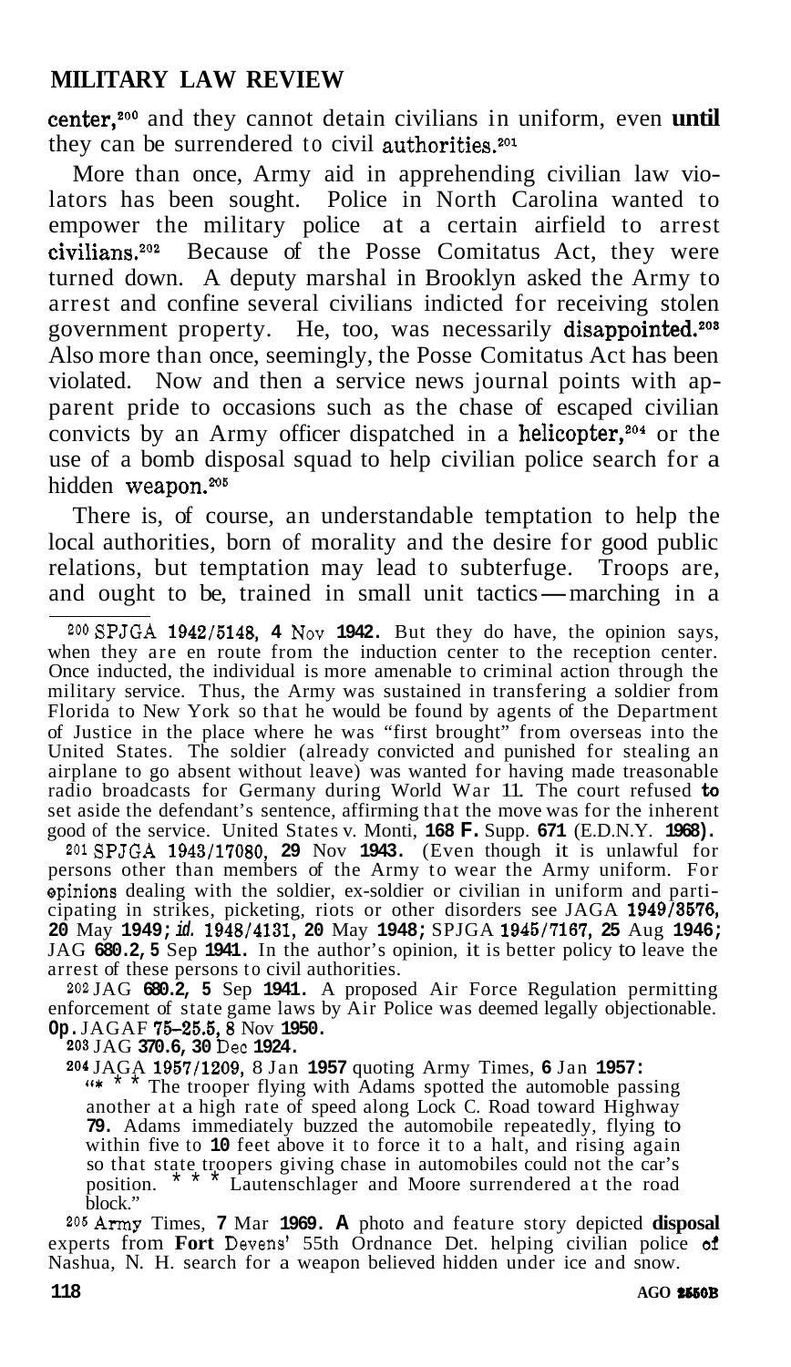center,[200] and they cannot detain civilians in uniform, even **until** they can be surrendered to civil authorities.[201]

More than once, Army aid in apprehending civilian law violators has been sought. Police in North Carolina wanted to empower the military police at a certain airfield to arrest civilians.[202] Because of the Posse Comitatus Act, they were turned down. A deputy marshal in Brooklyn asked the Army to arrest and confine several civilians indicted for receiving stolen government property. He, too, was necessarily disappointed.[203] Also more than once, seemingly, the Posse Comitatus Act has been violated. Now and then a service news journal points with apparent pride to occasions such as the chase of escaped civilian convicts by an Army officer dispatched in a helicopter,[204] or the use of a bomb disposal squad to help civilian police search for a hidden weapon.[205]

There is, of course, an understandable temptation to help the local authorities, born of morality and the desire for good public relations, but temptation may lead to subterfuge. Troops are, and ought to be, trained in small unit tactics—marching in a

---

[200] SPJGA 1942/5148, 4 Nov 1942. But they do have, the opinion says, when they are en route from the induction center to the reception center. Once inducted, the individual is more amenable to criminal action through the military service. Thus, the Army was sustained in transfering a soldier from Florida to New York so that he would be found by agents of the Department of Justice in the place where he was "first brought" from overseas into the United States. The soldier (already convicted and punished for stealing an airplane to go absent without leave) was wanted for having made treasonable radio broadcasts for Germany during World War II. The court refused to set aside the defendant's sentence, affirming that the move was for the inherent good of the service. United States v. Monti, 168 F. Supp. 671 (E.D.N.Y. 1968).

[201] SPJGA 1943/17080, 29 Nov 1943. (Even though it is unlawful for persons other than members of the Army to wear the Army uniform. For opinions dealing with the soldier, ex-soldier or civilian in uniform and participating in strikes, picketing, riots or other disorders see JAGA 1949/3576, 20 May 1949; *id.* 1948/4131, 20 May 1948; SPJGA 1945/7167, 25 Aug 1946; JAG 680.2, 5 Sep 1941. In the author's opinion, it is better policy to leave the arrest of these persons to civil authorities.

[202] JAG 680.2, 5 Sep 1941. A proposed Air Force Regulation permitting enforcement of state game laws by Air Police was deemed legally objectionable. Op. JAGAF 75-25.5, 8 Nov 1950.

[203] JAG 370.6, 30 Dec 1924.

[204] JAGA 1957/1209, 8 Jan 1957 quoting Army Times, 6 Jan 1957:

> "* * * The trooper flying with Adams spotted the automoble passing another at a high rate of speed along Lock C. Road toward Highway 79. Adams immediately buzzed the automobile repeatedly, flying to within five to 10 feet above it to force it to a halt, and rising again so that state troopers giving chase in automobiles could not the car's position. * * * Lautenschlager and Moore surrendered at the road block."

[205] Army Times, 7 Mar 1969. A photo and feature story depicted disposal experts from Fort Devens' 55th Ordnance Det. helping civilian police of Nashua, N. H. search for a weapon believed hidden under ice and snow.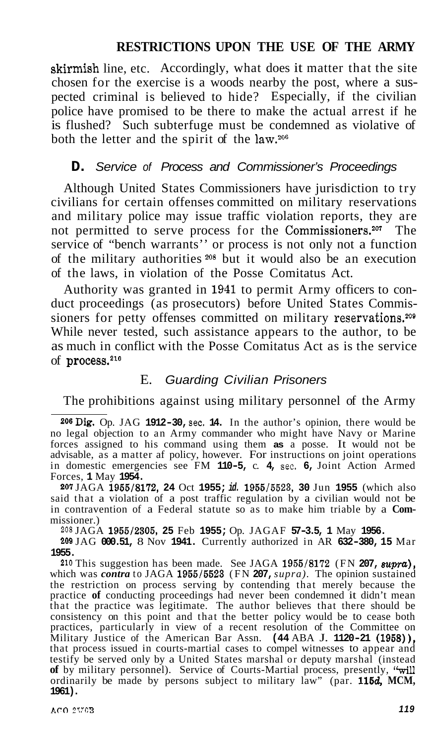skirmish line, etc. Accordingly, what does it matter that the site chosen for the exercise is a woods nearby the post, where a suspected criminal is believed to hide? Especially, if the civilian police have promised to be there to make the actual arrest if he is flushed? Such subterfuge must be condemned as violative of both the letter and the spirit of the law.[206]

### D. *Service of Process and Commissioner's Proceedings*

Although United States Commissioners have jurisdiction to try civilians for certain offenses committed on military reservations and military police may issue traffic violation reports, they are not permitted to serve process for the Commissioners.[207] The service of "bench warrants'' or process is not only not a function of the military authorities [208] but it would also be an execution of the laws, in violation of the Posse Comitatus Act.

Authority was granted in 1941 to permit Army officers to conduct proceedings (as prosecutors) before United States Commissioners for petty offenses committed on military reservations.[209] While never tested, such assistance appears to the author, to be as much in conflict with the Posse Comitatus Act as is the service of process.[210]

### E. *Guarding Civilian Prisoners*

The prohibitions against using military personnel of the Army

---

[206] Dig. Op. JAG **1912-30,** sec. **14.** In the author's opinion, there would be no legal objection to an Army commander who might have Navy or Marine forces assigned to his command using them **as** a posse. It would not be advisable, as a matter af policy, however. For instructions on joint operations in domestic emergencies see FM **110-5,** c. **4,** sec. **6,** Joint Action Armed Forces, **1** May **1954.**

[207] JAGA 1955/8172, **24** Oct **1955;** *id.* 1955/5523, **30** Jun **1955** (which also said that a violation of a post traffic regulation by a civilian would not be in contravention of a Federal statute so as to make him triable by a **Com**missioner.)

[208] JAGA 1955/2305, **25** Feb **1955;** Op. JAGAF **57-3.5, 1** May **1956.**

[209] JAG **000.51,** 8 Nov **1941.** Currently authorized in AR **632-380, 15** Mar **1955.**

[210] This suggestion has been made. See JAGA 1955/8172 (FN **207,** *supra*), which was *contra* to JAGA 1955/5523 (FN **207,** *supra*). The opinion sustained the restriction on process serving by contending that merely because the practice **of** conducting proceedings had never been condemned it didn't mean that the practice was legitimate. The author believes that there should be consistency on this point and that the better policy would be to cease both practices, particularly in view of a recent resolution of the Committee on Military Justice of the American Bar Assn. **(44** ABA **J. 1120-21 (1958)),** that process issued in courts-martial cases to compel witnesses to appear and testify be served only by a United States marshal or deputy marshal (instead **of** by military personnel). Service of Courts-Martial process, presently, "will ordinarily be made by persons subject to military law" (par. **115*d*, MCM, 1961).**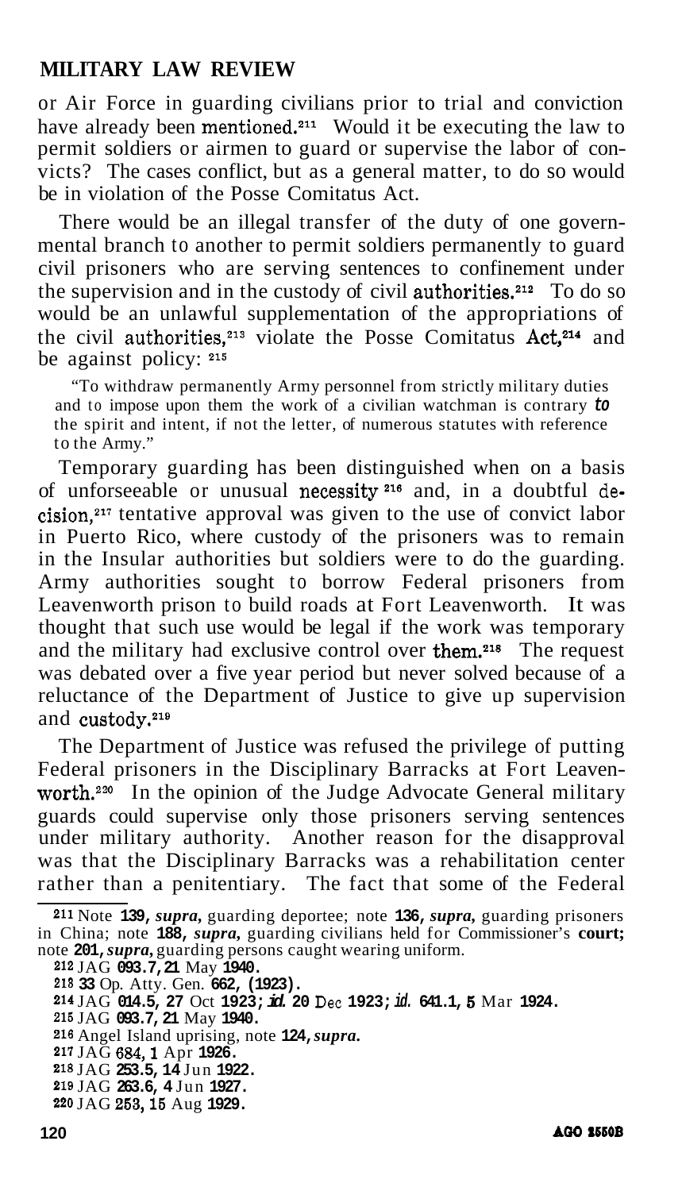or Air Force in guarding civilians prior to trial and conviction have already been mentioned.[211] Would it be executing the law to permit soldiers or airmen to guard or supervise the labor of convicts? The cases conflict, but as a general matter, to do so would be in violation of the Posse Comitatus Act.

There would be an illegal transfer of the duty of one governmental branch to another to permit soldiers permanently to guard civil prisoners who are serving sentences to confinement under the supervision and in the custody of civil authorities.[212] To do so would be an unlawful supplementation of the appropriations of the civil authorities,[213] violate the Posse Comitatus Act,[214] and be against policy: [215]

> "To withdraw permanently Army personnel from strictly military duties and to impose upon them the work of a civilian watchman is contrary *to* the spirit and intent, if not the letter, of numerous statutes with reference to the Army."

Temporary guarding has been distinguished when on a basis of unforseeable or unusual necessity [216] and, in a doubtful decision,[217] tentative approval was given to the use of convict labor in Puerto Rico, where custody of the prisoners was to remain in the Insular authorities but soldiers were to do the guarding. Army authorities sought to borrow Federal prisoners from Leavenworth prison to build roads at Fort Leavenworth. It was thought that such use would be legal if the work was temporary and the military had exclusive control over them.[218] The request was debated over a five year period but never solved because of a reluctance of the Department of Justice to give up supervision and custody.[219]

The Department of Justice was refused the privilege of putting Federal prisoners in the Disciplinary Barracks at Fort Leavenworth.[220] In the opinion of the Judge Advocate General military guards could supervise only those prisoners serving sentences under military authority. Another reason for the disapproval was that the Disciplinary Barracks was a rehabilitation center rather than a penitentiary. The fact that some of the Federal

---

[211] Note **139,** *supra,* guarding deportee; note **136,** *supra,* guarding prisoners in China; note **188,** *supra,* guarding civilians held for Commissioner's **court;** note **201,** *supra,* guarding persons caught wearing uniform.

[212] JAG **093.7, 21** May **1940.**

[213] **33** Op. Atty. Gen. **662, (1923).**

[214] JAG **014.5, 27** Oct **1923;** *id.* **20** Dec **1923;** *id.* **641.1, 5** Mar **1924.**

[215] JAG **093.7, 21** May **1940.**

[216] Angel Island uprising, note **124,** *supra.*

[217] JAG 684, **1** Apr **1926.**

[218] JAG **253.5, 14** Jun **1922.**

[219] JAG **263.6, 4** Jun **1927.**

[220] JAG 253, 15 Aug **1929.**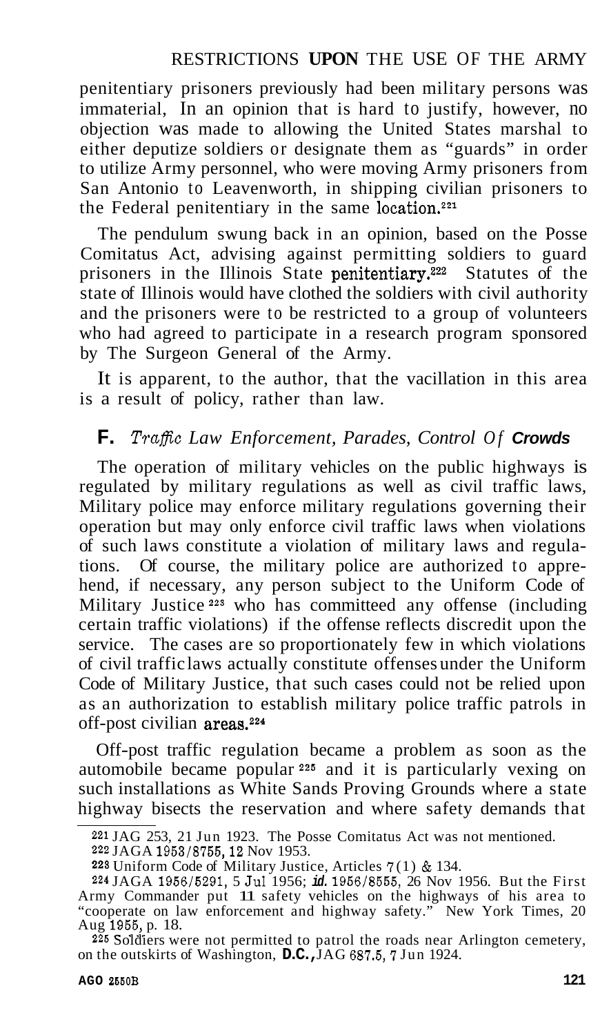penitentiary prisoners previously had been military persons was immaterial, In an opinion that is hard to justify, however, no objection was made to allowing the United States marshal to either deputize soldiers or designate them as "guards" in order to utilize Army personnel, who were moving Army prisoners from San Antonio to Leavenworth, in shipping civilian prisoners to the Federal penitentiary in the same location.[221]

The pendulum swung back in an opinion, based on the Posse Comitatus Act, advising against permitting soldiers to guard prisoners in the Illinois State penitentiary.[222] Statutes of the state of Illinois would have clothed the soldiers with civil authority and the prisoners were to be restricted to a group of volunteers who had agreed to participate in a research program sponsored by The Surgeon General of the Army.

It is apparent, to the author, that the vacillation in this area is a result of policy, rather than law.

## F. *Traffic Law Enforcement, Parades, Control Of Crowds*

The operation of military vehicles on the public highways is regulated by military regulations as well as civil traffic laws, Military police may enforce military regulations governing their operation but may only enforce civil traffic laws when violations of such laws constitute a violation of military laws and regulations. Of course, the military police are authorized to apprehend, if necessary, any person subject to the Uniform Code of Military Justice[223] who has committeed any offense (including certain traffic violations) if the offense reflects discredit upon the service. The cases are so proportionately few in which violations of civil traffic laws actually constitute offenses under the Uniform Code of Military Justice, that such cases could not be relied upon as an authorization to establish military police traffic patrols in off-post civilian areas.[224]

Off-post traffic regulation became a problem as soon as the automobile became popular[225] and it is particularly vexing on such installations as White Sands Proving Grounds where a state highway bisects the reservation and where safety demands that

---

[221] JAG 253, 21 Jun 1923. The Posse Comitatus Act was not mentioned.

[222] JAGA 1953/8755, 12 Nov 1953.

[223] Uniform Code of Military Justice, Articles 7(1) & 134.

[224] JAGA 1956/5291, 5 Jul 1956; *id.* 1956/8555, 26 Nov 1956. But the First Army Commander put 11 safety vehicles on the highways of his area to "cooperate on law enforcement and highway safety." New York Times, 20 Aug 1955, p. 18.

[225] Soldiers were not permitted to patrol the roads near Arlington cemetery, on the outskirts of Washington, **D.C.**, JAG 687.5, 7 Jun 1924.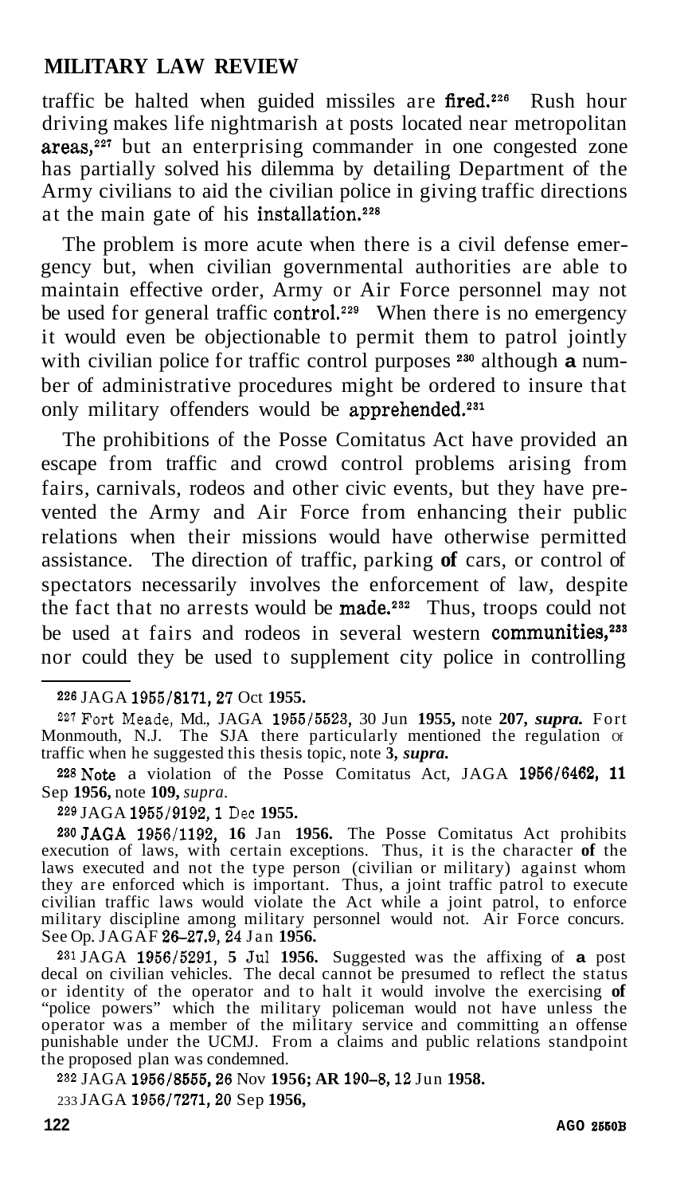traffic be halted when guided missiles are fired.[226] Rush hour driving makes life nightmarish at posts located near metropolitan areas,[227] but an enterprising commander in one congested zone has partially solved his dilemma by detailing Department of the Army civilians to aid the civilian police in giving traffic directions at the main gate of his installation.[228]

The problem is more acute when there is a civil defense emergency but, when civilian governmental authorities are able to maintain effective order, Army or Air Force personnel may not be used for general traffic control.[229] When there is no emergency it would even be objectionable to permit them to patrol jointly with civilian police for traffic control purposes [230] although a number of administrative procedures might be ordered to insure that only military offenders would be apprehended.[231]

The prohibitions of the Posse Comitatus Act have provided an escape from traffic and crowd control problems arising from fairs, carnivals, rodeos and other civic events, but they have prevented the Army and Air Force from enhancing their public relations when their missions would have otherwise permitted assistance. The direction of traffic, parking of cars, or control of spectators necessarily involves the enforcement of law, despite the fact that no arrests would be made.[232] Thus, troops could not be used at fairs and rodeos in several western communities,[233] nor could they be used to supplement city police in controlling

---

[226] JAGA 1955/8171, 27 Oct 1955.

[227] Fort Meade, Md., JAGA 1955/5523, 30 Jun 1955, note 207, *supra.* Fort Monmouth, N.J. The SJA there particularly mentioned the regulation of traffic when he suggested this thesis topic, note 3, *supra.*

[228] Note a violation of the Posse Comitatus Act, JAGA 1956/6462, 11 Sep 1956, note 109, *supra.*

[229] JAGA 1955/9192, 1 Dec 1955.

[230] JAGA 1956/1192, 16 Jan 1956. The Posse Comitatus Act prohibits execution of laws, with certain exceptions. Thus, it is the character of the laws executed and not the type person (civilian or military) against whom they are enforced which is important. Thus, a joint traffic patrol to execute civilian traffic laws would violate the Act while a joint patrol, to enforce military discipline among military personnel would not. Air Force concurs. See Op. JAGAF 26-27.9, 24 Jan 1956.

[231] JAGA 1956/5291, 5 Jul 1956. Suggested was the affixing of a post decal on civilian vehicles. The decal cannot be presumed to reflect the status or identity of the operator and to halt it would involve the exercising of "police powers" which the military policeman would not have unless the operator was a member of the military service and committing an offense punishable under the UCMJ. From a claims and public relations standpoint the proposed plan was condemned.

[232] JAGA 1956/8555, 26 Nov 1956; AR 190-8, 12 Jun 1958.

[233] JAGA 1956/7271, 20 Sep 1956,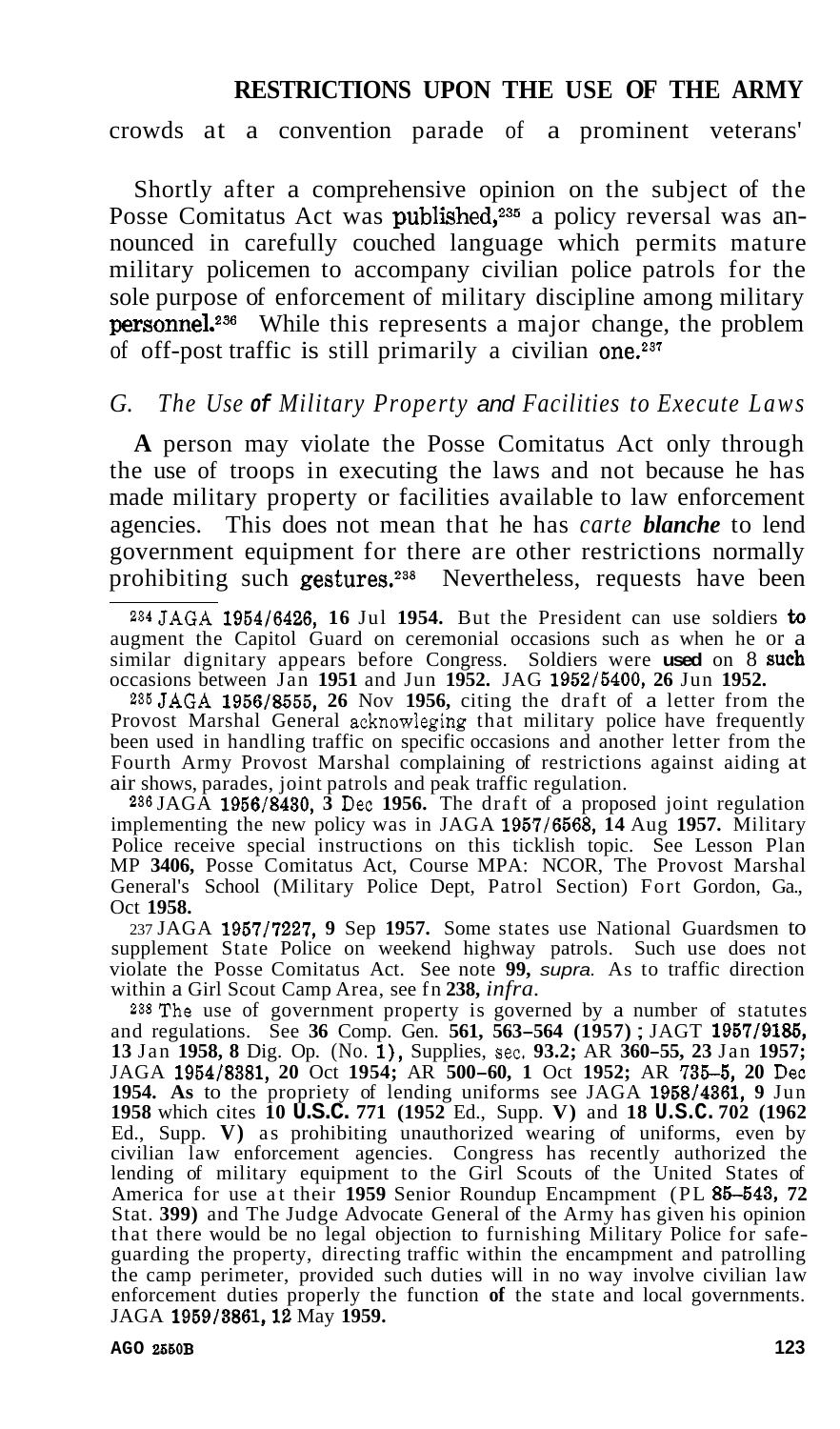crowds at a convention parade of a prominent veterans'

Shortly after a comprehensive opinion on the subject of the Posse Comitatus Act was published,[235] a policy reversal was announced in carefully couched language which permits mature military policemen to accompany civilian police patrols for the sole purpose of enforcement of military discipline among military personnel.[236] While this represents a major change, the problem of off-post traffic is still primarily a civilian one.[237]

### *G. The Use of Military Property and Facilities to Execute Laws*

**A** person may violate the Posse Comitatus Act only through the use of troops in executing the laws and not because he has made military property or facilities available to law enforcement agencies. This does not mean that he has *carte blanche* to lend government equipment for there are other restrictions normally prohibiting such gestures.[238] Nevertheless, requests have been

---

[234] JAGA 1954/6426, 16 Jul 1954. But the President can use soldiers to augment the Capitol Guard on ceremonial occasions such as when he or a similar dignitary appears before Congress. Soldiers were used on 8 such occasions between Jan 1951 and Jun 1952. JAG 1952/5400, 26 Jun 1952.

[235] JAGA 1956/8555, 26 Nov 1956, citing the draft of a letter from the Provost Marshal General acknowleging that military police have frequently been used in handling traffic on specific occasions and another letter from the Fourth Army Provost Marshal complaining of restrictions against aiding at air shows, parades, joint patrols and peak traffic regulation.

[236] JAGA 1956/8430, 3 Dec 1956. The draft of a proposed joint regulation implementing the new policy was in JAGA 1957/6568, 14 Aug 1957. Military Police receive special instructions on this ticklish topic. See Lesson Plan MP 3406, Posse Comitatus Act, Course MPA: NCOR, The Provost Marshal General's School (Military Police Dept, Patrol Section) Fort Gordon, Ga., Oct 1958.

[237] JAGA 1957/7227, 9 Sep 1957. Some states use National Guardsmen to supplement State Police on weekend highway patrols. Such use does not violate the Posse Comitatus Act. See note 99, *supra*. As to traffic direction within a Girl Scout Camp Area, see fn 238, *infra*.

[238] The use of government property is governed by a number of statutes and regulations. See 36 Comp. Gen. 561, 563–564 (1957); JAGT 1957/9185, 13 Jan 1958, 8 Dig. Op. (No. 1), Supplies, sec. 93.2; AR 360–55, 23 Jan 1957; JAGA 1954/8381, 20 Oct 1954; AR 500–60, 1 Oct 1952; AR 735–5, 20 Dec 1954. As to the propriety of lending uniforms see JAGA 1958/4361, 9 Jun 1958 which cites 10 U.S.C. 771 (1952 Ed., Supp. V) and 18 U.S.C. 702 (1952 Ed., Supp. V) as prohibiting unauthorized wearing of uniforms, even by civilian law enforcement agencies. Congress has recently authorized the lending of military equipment to the Girl Scouts of the United States of America for use at their 1959 Senior Roundup Encampment (PL 85–543, 72 Stat. 399) and The Judge Advocate General of the Army has given his opinion that there would be no legal objection to furnishing Military Police for safeguarding the property, directing traffic within the encampment and patrolling the camp perimeter, provided such duties will in no way involve civilian law enforcement duties properly the function of the state and local governments. JAGA 1959/3861, 12 May 1959.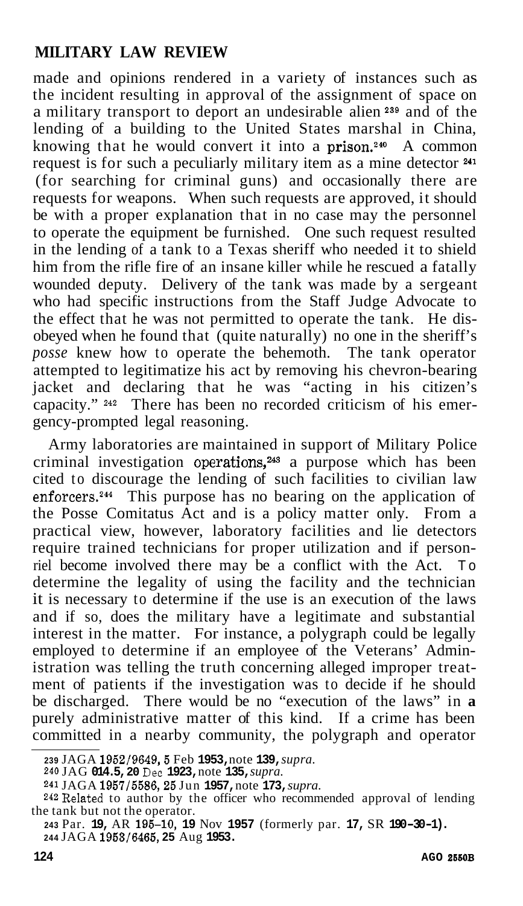made and opinions rendered in a variety of instances such as the incident resulting in approval of the assignment of space on a military transport to deport an undesirable alien [239] and of the lending of a building to the United States marshal in China, knowing that he would convert it into a prison.[240] A common request is for such a peculiarly military item as a mine detector [241] (for searching for criminal guns) and occasionally there are requests for weapons. When such requests are approved, it should be with a proper explanation that in no case may the personnel to operate the equipment be furnished. One such request resulted in the lending of a tank to a Texas sheriff who needed it to shield him from the rifle fire of an insane killer while he rescued a fatally wounded deputy. Delivery of the tank was made by a sergeant who had specific instructions from the Staff Judge Advocate to the effect that he was not permitted to operate the tank. He disobeyed when he found that (quite naturally) no one in the sheriff's *posse* knew how to operate the behemoth. The tank operator attempted to legitimatize his act by removing his chevron-bearing jacket and declaring that he was "acting in his citizen's capacity." [242] There has been no recorded criticism of his emergency-prompted legal reasoning.

Army laboratories are maintained in support of Military Police criminal investigation operations,[243] a purpose which has been cited to discourage the lending of such facilities to civilian law enforcers.[244] This purpose has no bearing on the application of the Posse Comitatus Act and is a policy matter only. From a practical view, however, laboratory facilities and lie detectors require trained technicians for proper utilization and if personnel become involved there may be a conflict with the Act. To determine the legality of using the facility and the technician it is necessary to determine if the use is an execution of the laws and if so, does the military have a legitimate and substantial interest in the matter. For instance, a polygraph could be legally employed to determine if an employee of the Veterans' Administration was telling the truth concerning alleged improper treatment of patients if the investigation was to decide if he should be discharged. There would be no "execution of the laws" in a purely administrative matter of this kind. If a crime has been committed in a nearby community, the polygraph and operator

---

[239] JAGA 1952/9649, 5 Feb 1953, note 139, *supra.*

[240] JAG 014.5, 20 Dec 1923, note 135, *supra.*

[241] JAGA 1957/5586, 25 Jun 1957, note 173, *supra.*

[242] Related to author by the officer who recommended approval of lending the tank but not the operator.

[243] Par. 19, AR 195-10, 19 Nov 1957 (formerly par. 17, SR 190-30-1).

[244] JAGA 1953/6465, 25 Aug 1953.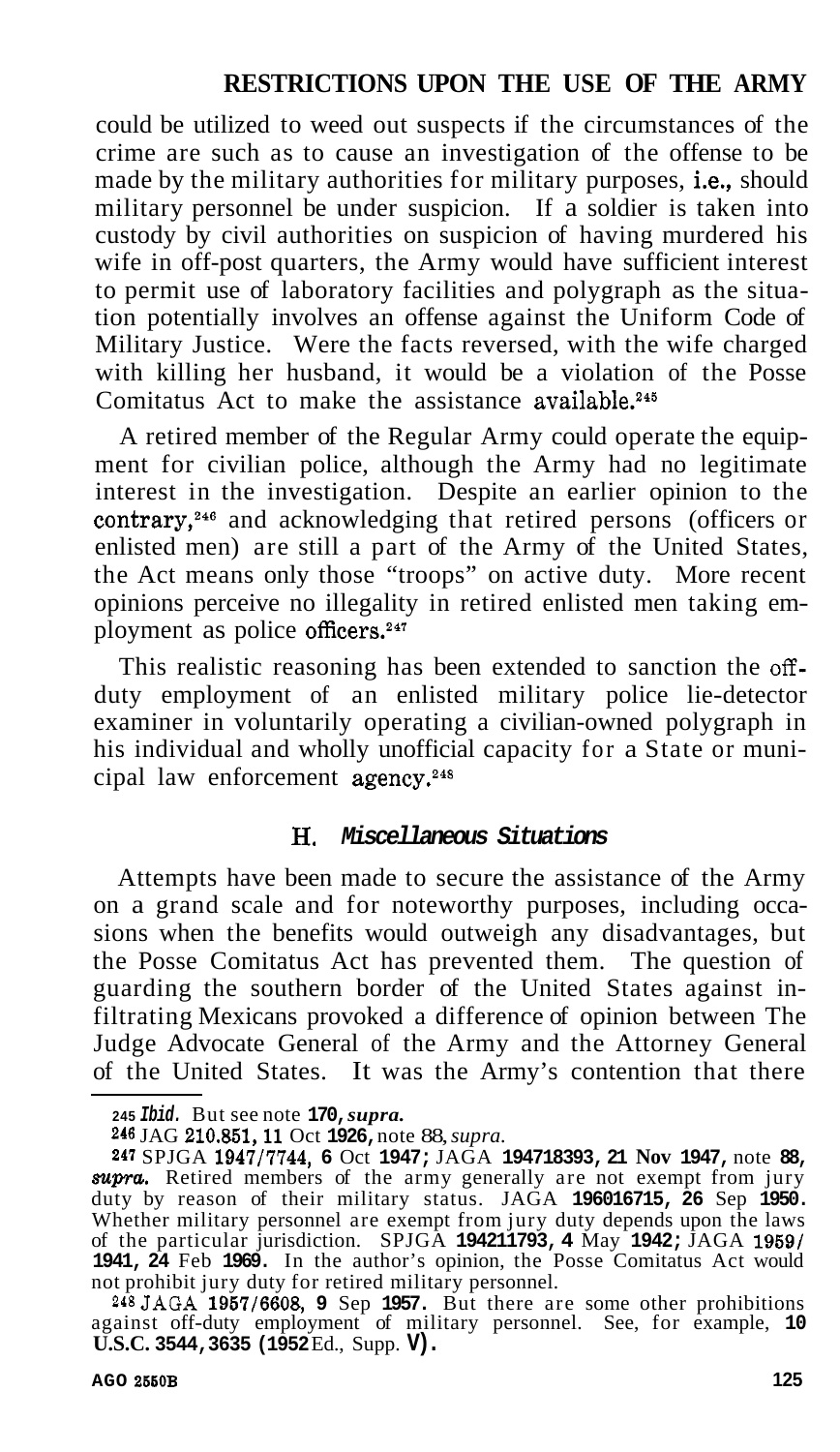could be utilized to weed out suspects if the circumstances of the crime are such as to cause an investigation of the offense to be made by the military authorities for military purposes, i.e., should military personnel be under suspicion. If a soldier is taken into custody by civil authorities on suspicion of having murdered his wife in off-post quarters, the Army would have sufficient interest to permit use of laboratory facilities and polygraph as the situation potentially involves an offense against the Uniform Code of Military Justice. Were the facts reversed, with the wife charged with killing her husband, it would be a violation of the Posse Comitatus Act to make the assistance available.[245]

A retired member of the Regular Army could operate the equipment for civilian police, although the Army had no legitimate interest in the investigation. Despite an earlier opinion to the contrary,[246] and acknowledging that retired persons (officers or enlisted men) are still a part of the Army of the United States, the Act means only those "troops" on active duty. More recent opinions perceive no illegality in retired enlisted men taking employment as police officers.[247]

This realistic reasoning has been extended to sanction the off-duty employment of an enlisted military police lie-detector examiner in voluntarily operating a civilian-owned polygraph in his individual and wholly unofficial capacity for a State or municipal law enforcement agency.[248]

### H. *Miscellaneous Situations*

Attempts have been made to secure the assistance of the Army on a grand scale and for noteworthy purposes, including occasions when the benefits would outweigh any disadvantages, but the Posse Comitatus Act has prevented them. The question of guarding the southern border of the United States against infiltrating Mexicans provoked a difference of opinion between The Judge Advocate General of the Army and the Attorney General of the United States. It was the Army's contention that there

---

245 *Ibid.* But see note **170,** *supra.*

246 JAG 210.851, 11 Oct **1926,** note 88, *supra.*

247 SPJGA 1947/7744, **6** Oct **1947;** JAGA **194718393, 21 Nov 1947,** note **88,** *supra.* Retired members of the army generally are not exempt from jury duty by reason of their military status. JAGA **196016715, 26** Sep **1950.** Whether military personnel are exempt from jury duty depends upon the laws of the particular jurisdiction. SPJGA **194211793, 4** May **1942;** JAGA **1959/1941, 24** Feb **1969.** In the author's opinion, the Posse Comitatus Act would not prohibit jury duty for retired military personnel.

248 JAGA 1957/6608, **9** Sep **1957.** But there are some other prohibitions against off-duty employment of military personnel. See, for example, **10 U.S.C. 3544, 3635 (1952** Ed., Supp. **V).**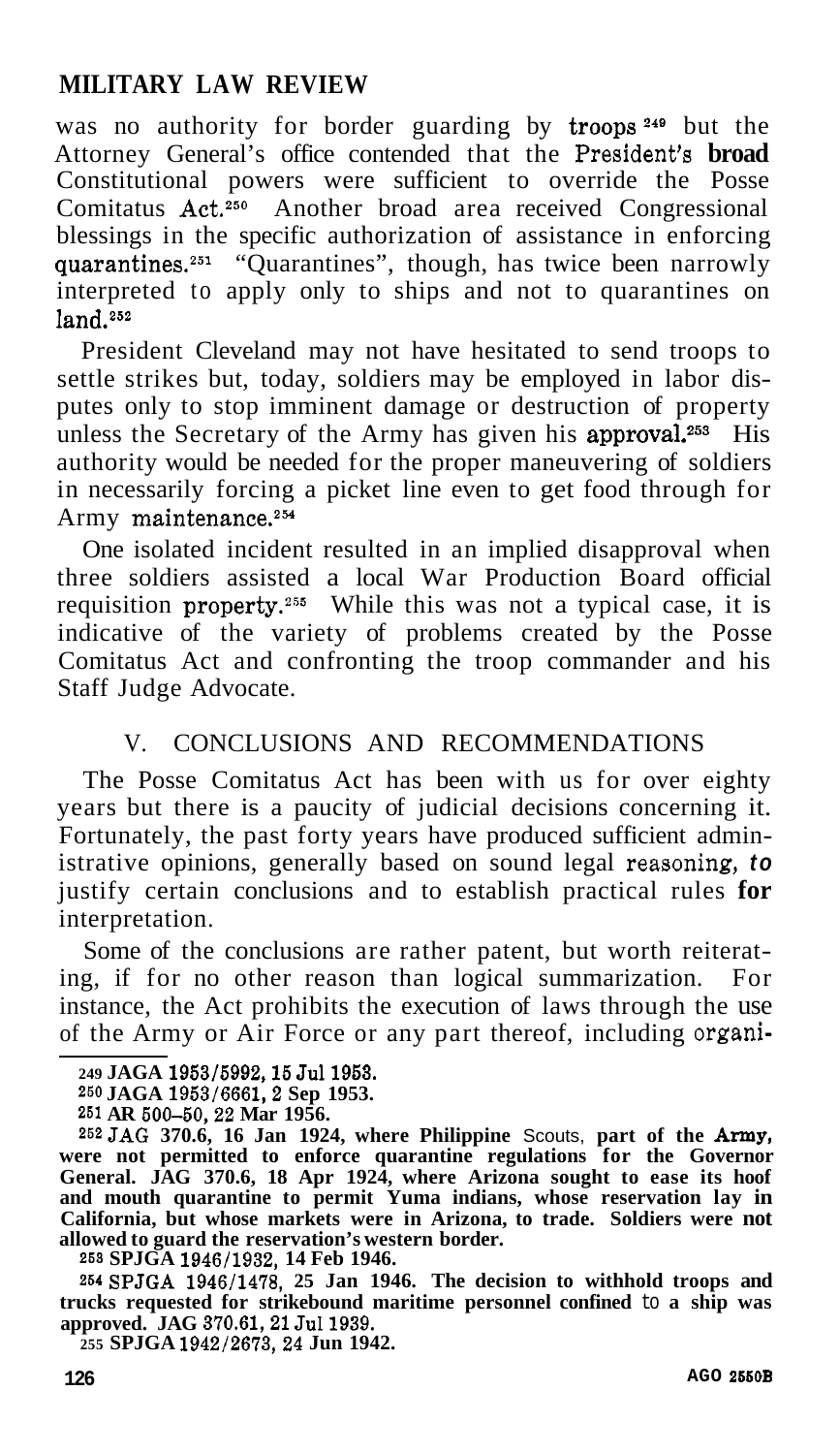was no authority for border guarding by troops[249] but the Attorney General's office contended that the President's broad Constitutional powers were sufficient to override the Posse Comitatus Act.[250] Another broad area received Congressional blessings in the specific authorization of assistance in enforcing quarantines.[251] "Quarantines", though, has twice been narrowly interpreted to apply only to ships and not to quarantines on land.[252]

President Cleveland may not have hesitated to send troops to settle strikes but, today, soldiers may be employed in labor disputes only to stop imminent damage or destruction of property unless the Secretary of the Army has given his approval.[253] His authority would be needed for the proper maneuvering of soldiers in necessarily forcing a picket line even to get food through for Army maintenance.[254]

One isolated incident resulted in an implied disapproval when three soldiers assisted a local War Production Board official requisition property.[255] While this was not a typical case, it is indicative of the variety of problems created by the Posse Comitatus Act and confronting the troop commander and his Staff Judge Advocate.

## V. CONCLUSIONS AND RECOMMENDATIONS

The Posse Comitatus Act has been with us for over eighty years but there is a paucity of judicial decisions concerning it. Fortunately, the past forty years have produced sufficient administrative opinions, generally based on sound legal reasoning, to justify certain conclusions and to establish practical rules for interpretation.

Some of the conclusions are rather patent, but worth reiterating, if for no other reason than logical summarization. For instance, the Act prohibits the execution of laws through the use of the Army or Air Force or any part thereof, including organi-

---

[249] JAGA 1953/5992, 15 Jul 1953.

[250] JAGA 1953/6661, 2 Sep 1953.

[251] AR 500-50, 22 Mar 1956.

[252] JAG 370.6, 16 Jan 1924, where Philippine Scouts, part of the Army, were not permitted to enforce quarantine regulations for the Governor General. JAG 370.6, 18 Apr 1924, where Arizona sought to ease its hoof and mouth quarantine to permit Yuma indians, whose reservation lay in California, but whose markets were in Arizona, to trade. Soldiers were not allowed to guard the reservation's western border.

[253] SPJGA 1946/1932, 14 Feb 1946.

[254] SPJGA 1946/1478, 25 Jan 1946. The decision to withhold troops and trucks requested for strikebound maritime personnel confined to a ship was approved. JAG 370.61, 21 Jul 1939.

[255] SPJGA 1942/2673, 24 Jun 1942.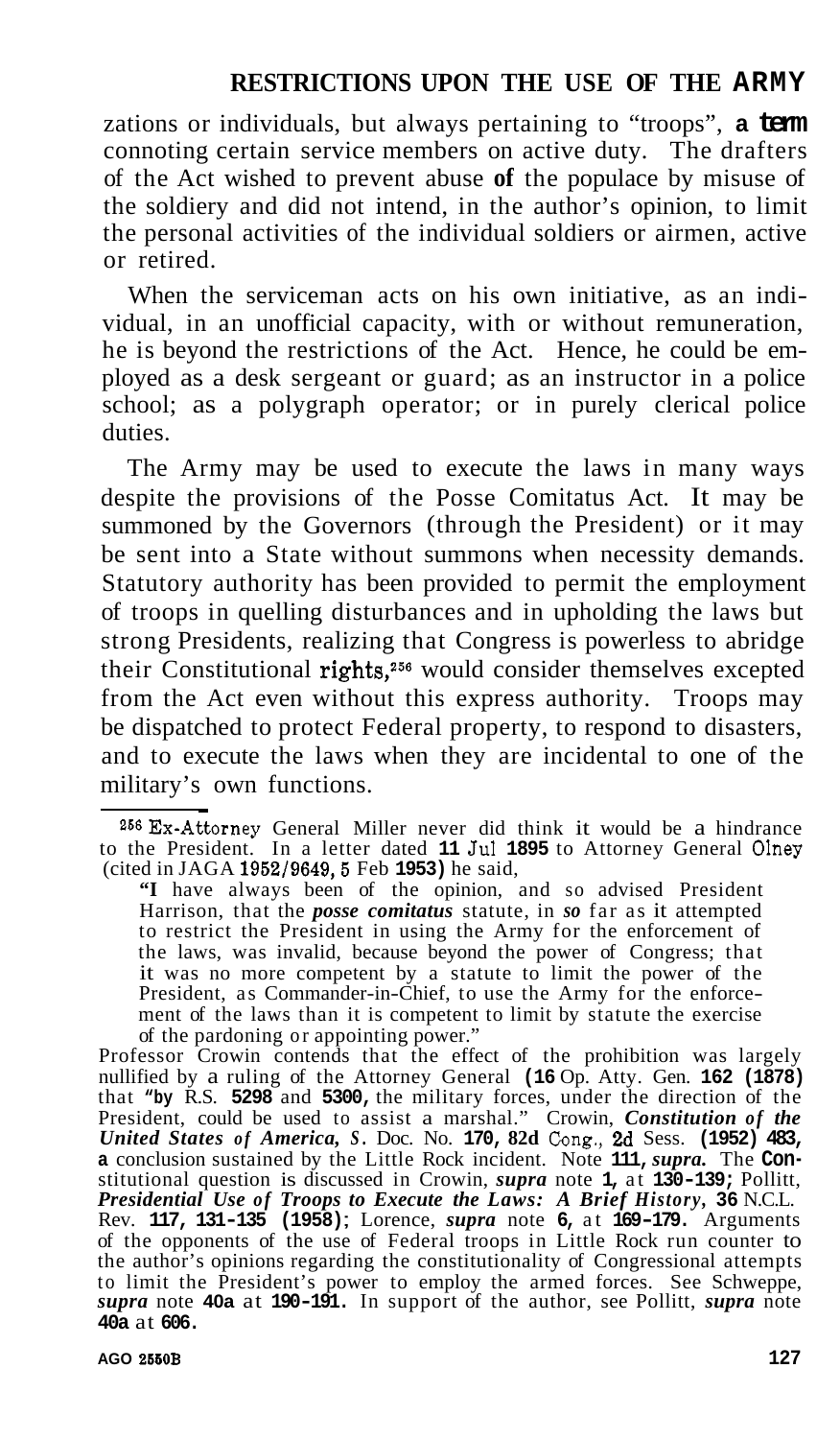zations or individuals, but always pertaining to "troops", a term connoting certain service members on active duty. The drafters of the Act wished to prevent abuse of the populace by misuse of the soldiery and did not intend, in the author's opinion, to limit the personal activities of the individual soldiers or airmen, active or retired.

When the serviceman acts on his own initiative, as an individual, in an unofficial capacity, with or without remuneration, he is beyond the restrictions of the Act. Hence, he could be employed as a desk sergeant or guard; as an instructor in a police school; as a polygraph operator; or in purely clerical police duties.

The Army may be used to execute the laws in many ways despite the provisions of the Posse Comitatus Act. It may be summoned by the Governors (through the President) or it may be sent into a State without summons when necessity demands. Statutory authority has been provided to permit the employment of troops in quelling disturbances and in upholding the laws but strong Presidents, realizing that Congress is powerless to abridge their Constitutional rights,[256] would consider themselves excepted from the Act even without this express authority. Troops may be dispatched to protect Federal property, to respond to disasters, and to execute the laws when they are incidental to one of the military's own functions.

---

[256] Ex-Attorney General Miller never did think it would be a hindrance to the President. In a letter dated 11 Jul 1895 to Attorney General Olney (cited in JAGA 1952/9649, 5 Feb 1953) he said,

> "I have always been of the opinion, and so advised President Harrison, that the *posse comitatus* statute, in so far as it attempted to restrict the President in using the Army for the enforcement of the laws, was invalid, because beyond the power of Congress; that it was no more competent by a statute to limit the power of the President, as Commander-in-Chief, to use the Army for the enforcement of the laws than it is competent to limit by statute the exercise of the pardoning or appointing power."

Professor Crowin contends that the effect of the prohibition was largely nullified by a ruling of the Attorney General (16 Op. Atty. Gen. 162 (1878) that "by R.S. 5298 and 5300, the military forces, under the direction of the President, could be used to assist a marshal." Crowin, *Constitution of the United States of America, S.* Doc. No. 170, 82d Cong., 2d Sess. (1952) 483, a conclusion sustained by the Little Rock incident. Note 111, *supra.* The Constitutional question is discussed in Crowin, *supra* note 1, at 130-139; Pollitt, *Presidential Use of Troops to Execute the Laws: A Brief History*, 36 N.C.L. Rev. 117, 131-135 (1958); Lorence, *supra* note 6, at 169-179. Arguments of the opponents of the use of Federal troops in Little Rock run counter to the author's opinions regarding the constitutionality of Congressional attempts to limit the President's power to employ the armed forces. See Schweppe, *supra* note 40a at 190-191. In support of the author, see Pollitt, *supra* note 40a at 606.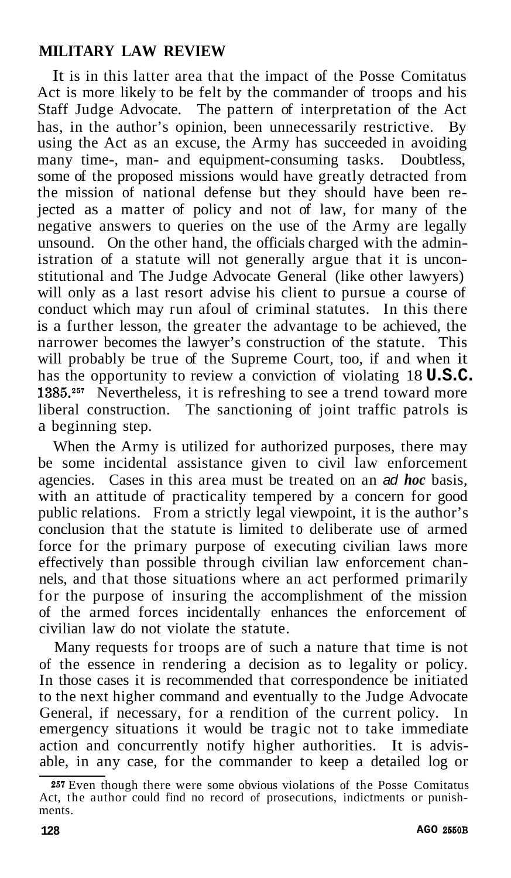It is in this latter area that the impact of the Posse Comitatus Act is more likely to be felt by the commander of troops and his Staff Judge Advocate. The pattern of interpretation of the Act has, in the author's opinion, been unnecessarily restrictive. By using the Act as an excuse, the Army has succeeded in avoiding many time-, man- and equipment-consuming tasks. Doubtless, some of the proposed missions would have greatly detracted from the mission of national defense but they should have been rejected as a matter of policy and not of law, for many of the negative answers to queries on the use of the Army are legally unsound. On the other hand, the officials charged with the administration of a statute will not generally argue that it is unconstitutional and The Judge Advocate General (like other lawyers) will only as a last resort advise his client to pursue a course of conduct which may run afoul of criminal statutes. In this there is a further lesson, the greater the advantage to be achieved, the narrower becomes the lawyer's construction of the statute. This will probably be true of the Supreme Court, too, if and when it has the opportunity to review a conviction of violating 18 **U.S.C. 1385.**[257] Nevertheless, it is refreshing to see a trend toward more liberal construction. The sanctioning of joint traffic patrols is a beginning step.

When the Army is utilized for authorized purposes, there may be some incidental assistance given to civil law enforcement agencies. Cases in this area must be treated on an *ad hoc* basis, with an attitude of practicality tempered by a concern for good public relations. From a strictly legal viewpoint, it is the author's conclusion that the statute is limited to deliberate use of armed force for the primary purpose of executing civilian laws more effectively than possible through civilian law enforcement channels, and that those situations where an act performed primarily for the purpose of insuring the accomplishment of the mission of the armed forces incidentally enhances the enforcement of civilian law do not violate the statute.

Many requests for troops are of such a nature that time is not of the essence in rendering a decision as to legality or policy. In those cases it is recommended that correspondence be initiated to the next higher command and eventually to the Judge Advocate General, if necessary, for a rendition of the current policy. In emergency situations it would be tragic not to take immediate action and concurrently notify higher authorities. It is advisable, in any case, for the commander to keep a detailed log or

---

[257] Even though there were some obvious violations of the Posse Comitatus Act, the author could find no record of prosecutions, indictments or punishments.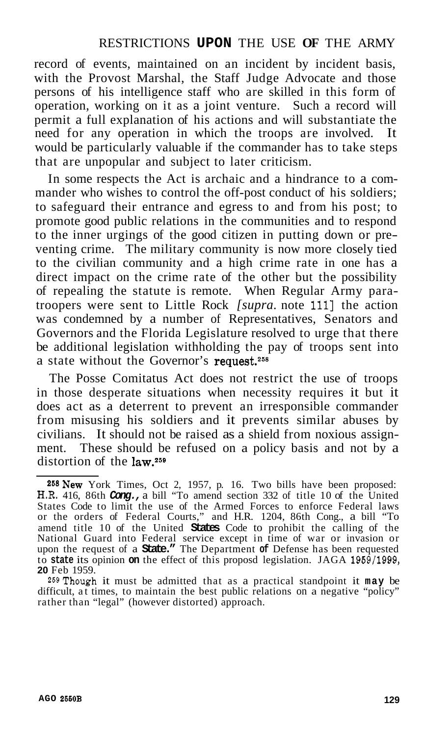record of events, maintained on an incident by incident basis, with the Provost Marshal, the Staff Judge Advocate and those persons of his intelligence staff who are skilled in this form of operation, working on it as a joint venture. Such a record will permit a full explanation of his actions and will substantiate the need for any operation in which the troops are involved. It would be particularly valuable if the commander has to take steps that are unpopular and subject to later criticism.

In some respects the Act is archaic and a hindrance to a commander who wishes to control the off-post conduct of his soldiers; to safeguard their entrance and egress to and from his post; to promote good public relations in the communities and to respond to the inner urgings of the good citizen in putting down or preventing crime. The military community is now more closely tied to the civilian community and a high crime rate in one has a direct impact on the crime rate of the other but the possibility of repealing the statute is remote. When Regular Army paratroopers were sent to Little Rock *[supra.* note 111] the action was condemned by a number of Representatives, Senators and Governors and the Florida Legislature resolved to urge that there be additional legislation withholding the pay of troops sent into a state without the Governor's request.[258]

The Posse Comitatus Act does not restrict the use of troops in those desperate situations when necessity requires it but it does act as a deterrent to prevent an irresponsible commander from misusing his soldiers and it prevents similar abuses by civilians. It should not be raised as a shield from noxious assignment. These should be refused on a policy basis and not by a distortion of the law.[259]

---

[258] New York Times, Oct 2, 1957, p. 16. Two bills have been proposed: H.R. 416, 86th Cong., a bill "To amend section 332 of title 10 of the United States Code to limit the use of the Armed Forces to enforce Federal laws or the orders of Federal Courts," and H.R. 1204, 86th Cong., a bill "To amend title 10 of the United States Code to prohibit the calling of the National Guard into Federal service except in time of war or invasion or upon the request of a State." The Department of Defense has been requested to state its opinion on the effect of this proposd legislation. JAGA 1959/1999, 20 Feb 1959.

[259] Though it must be admitted that as a practical standpoint it may be difficult, at times, to maintain the best public relations on a negative "policy" rather than "legal" (however distorted) approach.